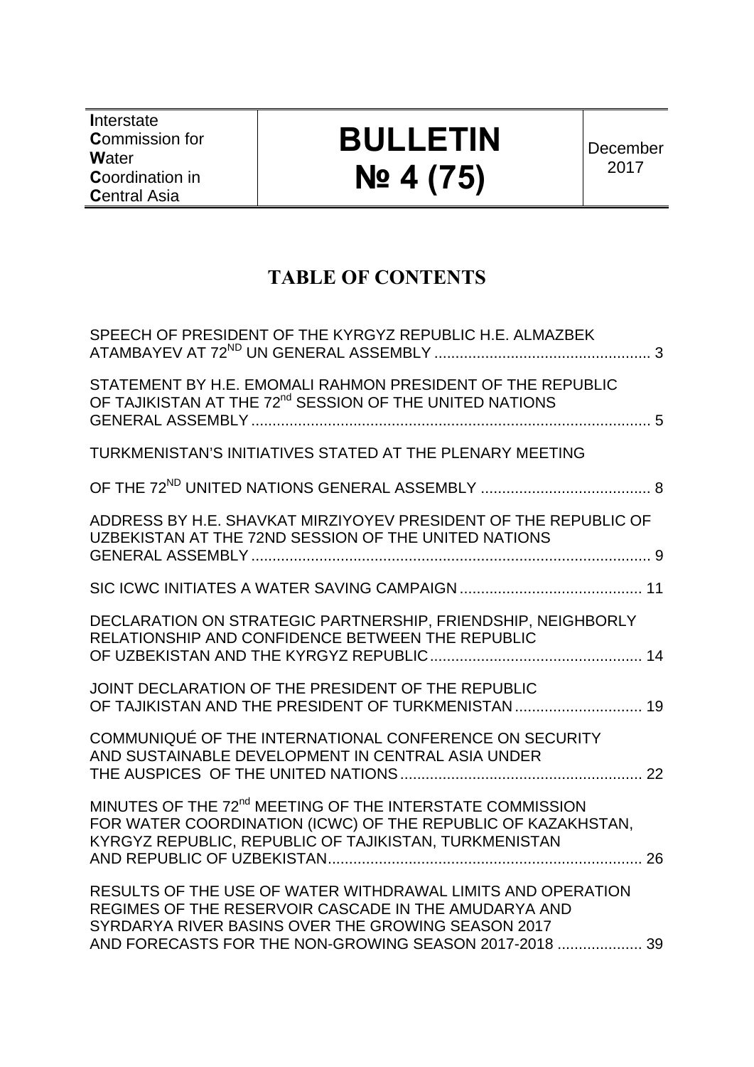| **I**nterstate **C**ommission for **W**ater **C**oordination in **C**entral Asia | **BULLETIN № 4 (75)** | December 2017 |
|---|---|---|

# TABLE OF CONTENTS

SPEECH OF PRESIDENT OF THE KYRGYZ REPUBLIC H.E. ALMAZBEK ATAMBAYEV AT 72ND UN GENERAL ASSEMBLY .................................................. 3

STATEMENT BY H.E. EMOMALI RAHMON PRESIDENT OF THE REPUBLIC OF TAJIKISTAN AT THE 72nd SESSION OF THE UNITED NATIONS GENERAL ASSEMBLY ............................................................................................ 5

TURKMENISTAN'S INITIATIVES STATED AT THE PLENARY MEETING OF THE 72ND UNITED NATIONS GENERAL ASSEMBLY ....................................... 8

ADDRESS BY H.E. SHAVKAT MIRZIYOYEV PRESIDENT OF THE REPUBLIC OF UZBEKISTAN AT THE 72ND SESSION OF THE UNITED NATIONS GENERAL ASSEMBLY ............................................................................................ 9

SIC ICWC INITIATES A WATER SAVING CAMPAIGN .......................................... 11

DECLARATION ON STRATEGIC PARTNERSHIP, FRIENDSHIP, NEIGHBORLY RELATIONSHIP AND CONFIDENCE BETWEEN THE REPUBLIC OF UZBEKISTAN AND THE KYRGYZ REPUBLIC................................................. 14

JOINT DECLARATION OF THE PRESIDENT OF THE REPUBLIC OF TAJIKISTAN AND THE PRESIDENT OF TURKMENISTAN ............................. 19

COMMUNIQUÉ OF THE INTERNATIONAL CONFERENCE ON SECURITY AND SUSTAINABLE DEVELOPMENT IN CENTRAL ASIA UNDER THE AUSPICES OF THE UNITED NATIONS ........................................................ 22

MINUTES OF THE 72nd MEETING OF THE INTERSTATE COMMISSION FOR WATER COORDINATION (ICWC) OF THE REPUBLIC OF KAZAKHSTAN, KYRGYZ REPUBLIC, REPUBLIC OF TAJIKISTAN, TURKMENISTAN AND REPUBLIC OF UZBEKISTAN......................................................................... 26

RESULTS OF THE USE OF WATER WITHDRAWAL LIMITS AND OPERATION REGIMES OF THE RESERVOIR CASCADE IN THE AMUDARYA AND SYRDARYA RIVER BASINS OVER THE GROWING SEASON 2017 AND FORECASTS FOR THE NON-GROWING SEASON 2017-2018 .................... 39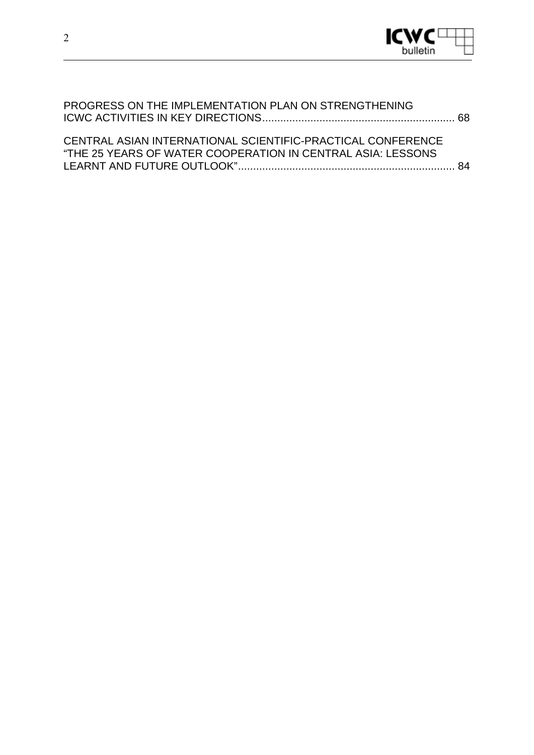PROGRESS ON THE IMPLEMENTATION PLAN ON STRENGTHENING ICWC ACTIVITIES IN KEY DIRECTIONS................................................................ 68

CENTRAL ASIAN INTERNATIONAL SCIENTIFIC-PRACTICAL CONFERENCE "THE 25 YEARS OF WATER COOPERATION IN CENTRAL ASIA: LESSONS LEARNT AND FUTURE OUTLOOK"........................................................................ 84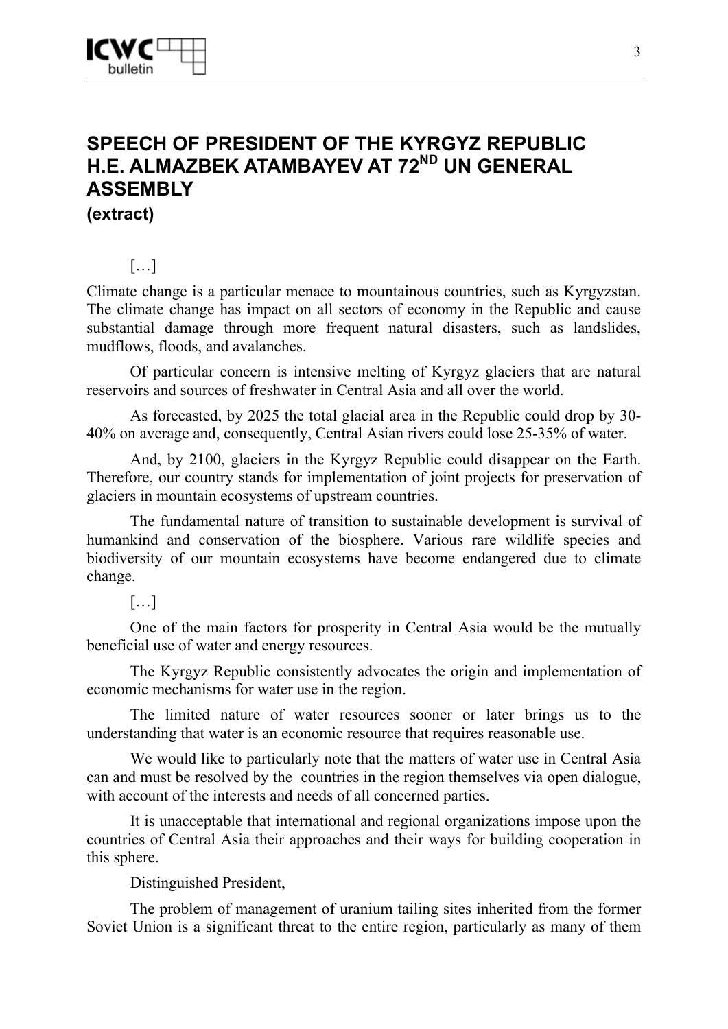# SPEECH OF PRESIDENT OF THE KYRGYZ REPUBLIC H.E. ALMAZBEK ATAMBAYEV AT 72ND UN GENERAL ASSEMBLY

**(extract)**

[…]

Climate change is a particular menace to mountainous countries, such as Kyrgyzstan. The climate change has impact on all sectors of economy in the Republic and cause substantial damage through more frequent natural disasters, such as landslides, mudflows, floods, and avalanches.

Of particular concern is intensive melting of Kyrgyz glaciers that are natural reservoirs and sources of freshwater in Central Asia and all over the world.

As forecasted, by 2025 the total glacial area in the Republic could drop by 30-40% on average and, consequently, Central Asian rivers could lose 25-35% of water.

And, by 2100, glaciers in the Kyrgyz Republic could disappear on the Earth. Therefore, our country stands for implementation of joint projects for preservation of glaciers in mountain ecosystems of upstream countries.

The fundamental nature of transition to sustainable development is survival of humankind and conservation of the biosphere. Various rare wildlife species and biodiversity of our mountain ecosystems have become endangered due to climate change.

[…]

One of the main factors for prosperity in Central Asia would be the mutually beneficial use of water and energy resources.

The Kyrgyz Republic consistently advocates the origin and implementation of economic mechanisms for water use in the region.

The limited nature of water resources sooner or later brings us to the understanding that water is an economic resource that requires reasonable use.

We would like to particularly note that the matters of water use in Central Asia can and must be resolved by the countries in the region themselves via open dialogue, with account of the interests and needs of all concerned parties.

It is unacceptable that international and regional organizations impose upon the countries of Central Asia their approaches and their ways for building cooperation in this sphere.

Distinguished President,

The problem of management of uranium tailing sites inherited from the former Soviet Union is a significant threat to the entire region, particularly as many of them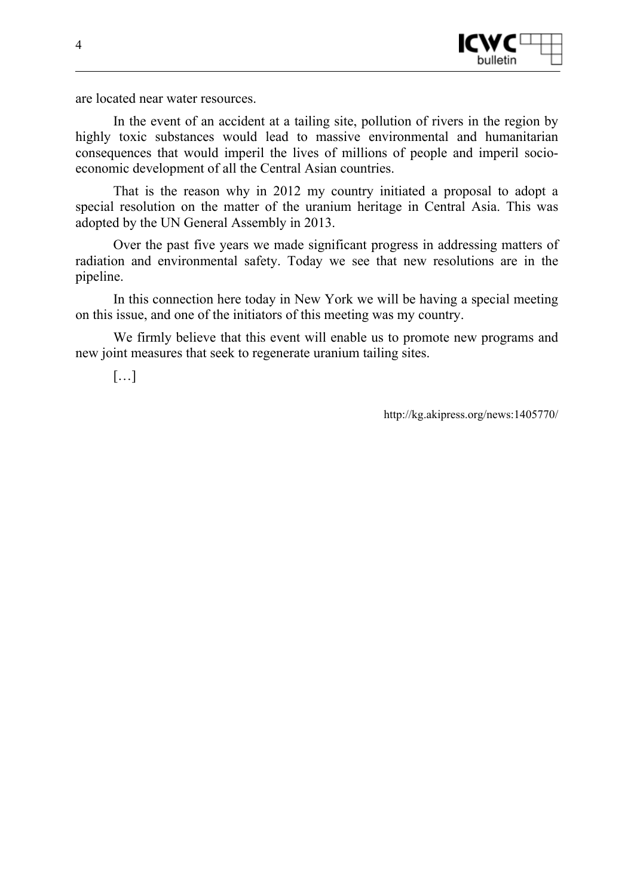are located near water resources.

In the event of an accident at a tailing site, pollution of rivers in the region by highly toxic substances would lead to massive environmental and humanitarian consequences that would imperil the lives of millions of people and imperil socio-economic development of all the Central Asian countries.

That is the reason why in 2012 my country initiated a proposal to adopt a special resolution on the matter of the uranium heritage in Central Asia. This was adopted by the UN General Assembly in 2013.

Over the past five years we made significant progress in addressing matters of radiation and environmental safety. Today we see that new resolutions are in the pipeline.

In this connection here today in New York we will be having a special meeting on this issue, and one of the initiators of this meeting was my country.

We firmly believe that this event will enable us to promote new programs and new joint measures that seek to regenerate uranium tailing sites.

[…]

http://kg.akipress.org/news:1405770/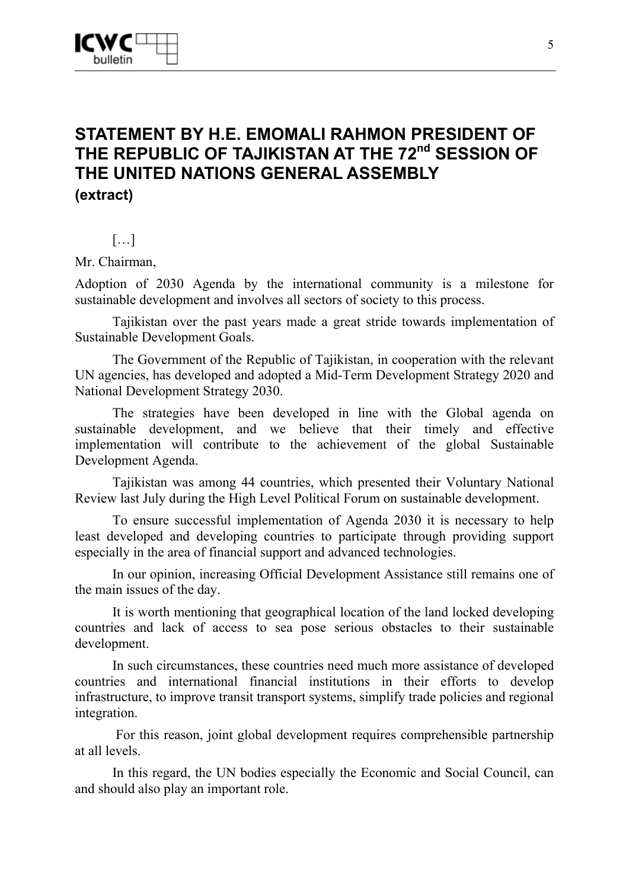# STATEMENT BY H.E. EMOMALI RAHMON PRESIDENT OF THE REPUBLIC OF TAJIKISTAN AT THE 72nd SESSION OF THE UNITED NATIONS GENERAL ASSEMBLY

**(extract)**

[…]

Mr. Chairman,

Adoption of 2030 Agenda by the international community is a milestone for sustainable development and involves all sectors of society to this process.

Tajikistan over the past years made a great stride towards implementation of Sustainable Development Goals.

The Government of the Republic of Tajikistan, in cooperation with the relevant UN agencies, has developed and adopted a Mid-Term Development Strategy 2020 and National Development Strategy 2030.

The strategies have been developed in line with the Global agenda on sustainable development, and we believe that their timely and effective implementation will contribute to the achievement of the global Sustainable Development Agenda.

Tajikistan was among 44 countries, which presented their Voluntary National Review last July during the High Level Political Forum on sustainable development.

To ensure successful implementation of Agenda 2030 it is necessary to help least developed and developing countries to participate through providing support especially in the area of financial support and advanced technologies.

In our opinion, increasing Official Development Assistance still remains one of the main issues of the day.

It is worth mentioning that geographical location of the land locked developing countries and lack of access to sea pose serious obstacles to their sustainable development.

In such circumstances, these countries need much more assistance of developed countries and international financial institutions in their efforts to develop infrastructure, to improve transit transport systems, simplify trade policies and regional integration.

For this reason, joint global development requires comprehensible partnership at all levels.

In this regard, the UN bodies especially the Economic and Social Council, can and should also play an important role.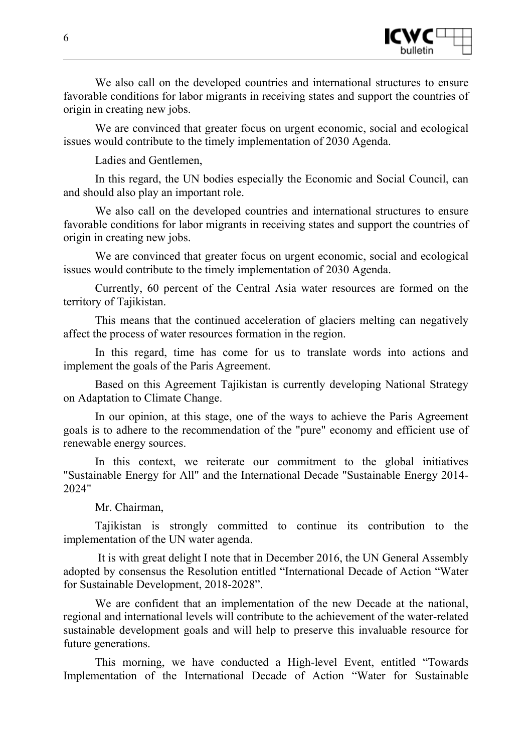We also call on the developed countries and international structures to ensure favorable conditions for labor migrants in receiving states and support the countries of origin in creating new jobs.

We are convinced that greater focus on urgent economic, social and ecological issues would contribute to the timely implementation of 2030 Agenda.

Ladies and Gentlemen,

In this regard, the UN bodies especially the Economic and Social Council, can and should also play an important role.

We also call on the developed countries and international structures to ensure favorable conditions for labor migrants in receiving states and support the countries of origin in creating new jobs.

We are convinced that greater focus on urgent economic, social and ecological issues would contribute to the timely implementation of 2030 Agenda.

Currently, 60 percent of the Central Asia water resources are formed on the territory of Tajikistan.

This means that the continued acceleration of glaciers melting can negatively affect the process of water resources formation in the region.

In this regard, time has come for us to translate words into actions and implement the goals of the Paris Agreement.

Based on this Agreement Tajikistan is currently developing National Strategy on Adaptation to Climate Change.

In our opinion, at this stage, one of the ways to achieve the Paris Agreement goals is to adhere to the recommendation of the "pure" economy and efficient use of renewable energy sources.

In this context, we reiterate our commitment to the global initiatives "Sustainable Energy for All" and the International Decade "Sustainable Energy 2014-2024"

Mr. Chairman,

Tajikistan is strongly committed to continue its contribution to the implementation of the UN water agenda.

It is with great delight I note that in December 2016, the UN General Assembly adopted by consensus the Resolution entitled “International Decade of Action “Water for Sustainable Development, 2018-2028”.

We are confident that an implementation of the new Decade at the national, regional and international levels will contribute to the achievement of the water-related sustainable development goals and will help to preserve this invaluable resource for future generations.

This morning, we have conducted a High-level Event, entitled “Towards Implementation of the International Decade of Action “Water for Sustainable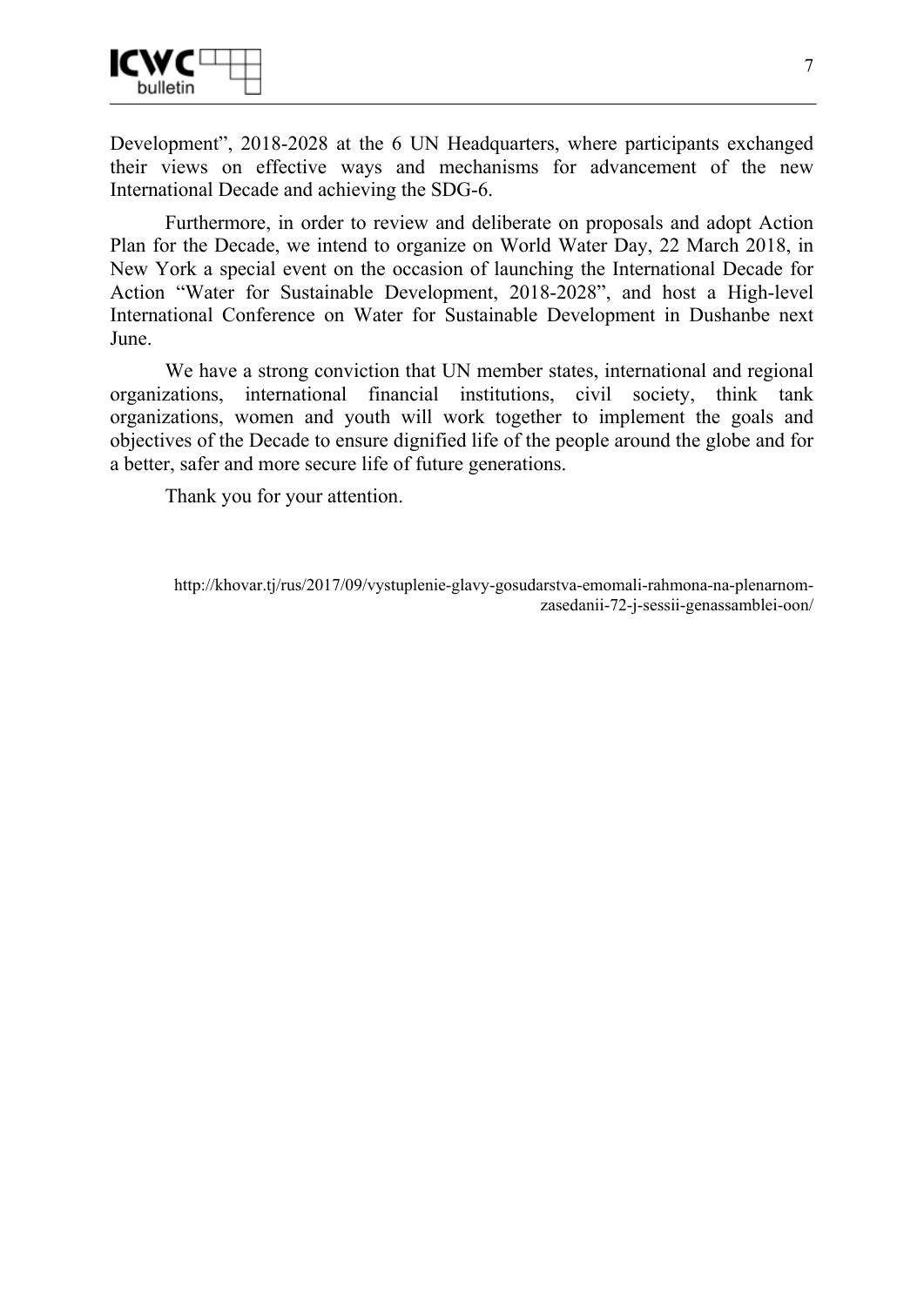Development", 2018-2028 at the 6 UN Headquarters, where participants exchanged their views on effective ways and mechanisms for advancement of the new International Decade and achieving the SDG-6.

Furthermore, in order to review and deliberate on proposals and adopt Action Plan for the Decade, we intend to organize on World Water Day, 22 March 2018, in New York a special event on the occasion of launching the International Decade for Action "Water for Sustainable Development, 2018-2028", and host a High-level International Conference on Water for Sustainable Development in Dushanbe next June.

We have a strong conviction that UN member states, international and regional organizations, international financial institutions, civil society, think tank organizations, women and youth will work together to implement the goals and objectives of the Decade to ensure dignified life of the people around the globe and for a better, safer and more secure life of future generations.

Thank you for your attention.

http://khovar.tj/rus/2017/09/vystuplenie-glavy-gosudarstva-emomali-rahmona-na-plenarnom-zasedanii-72-j-sessii-genassamblei-oon/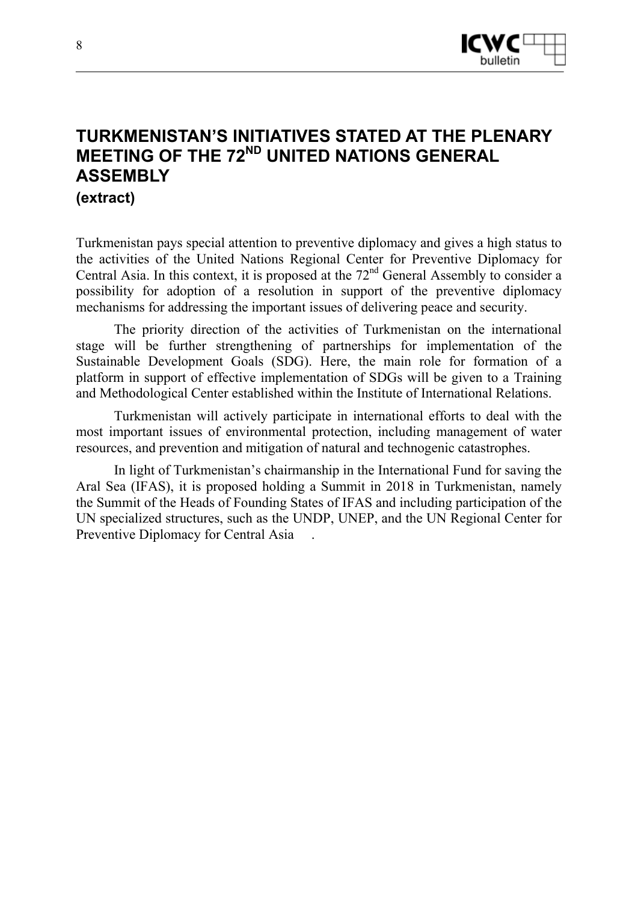# TURKMENISTAN'S INITIATIVES STATED AT THE PLENARY MEETING OF THE 72ND UNITED NATIONS GENERAL ASSEMBLY

**(extract)**

Turkmenistan pays special attention to preventive diplomacy and gives a high status to the activities of the United Nations Regional Center for Preventive Diplomacy for Central Asia. In this context, it is proposed at the 72nd General Assembly to consider a possibility for adoption of a resolution in support of the preventive diplomacy mechanisms for addressing the important issues of delivering peace and security.

The priority direction of the activities of Turkmenistan on the international stage will be further strengthening of partnerships for implementation of the Sustainable Development Goals (SDG). Here, the main role for formation of a platform in support of effective implementation of SDGs will be given to a Training and Methodological Center established within the Institute of International Relations.

Turkmenistan will actively participate in international efforts to deal with the most important issues of environmental protection, including management of water resources, and prevention and mitigation of natural and technogenic catastrophes.

In light of Turkmenistan's chairmanship in the International Fund for saving the Aral Sea (IFAS), it is proposed holding a Summit in 2018 in Turkmenistan, namely the Summit of the Heads of Founding States of IFAS and including participation of the UN specialized structures, such as the UNDP, UNEP, and the UN Regional Center for Preventive Diplomacy for Central Asia.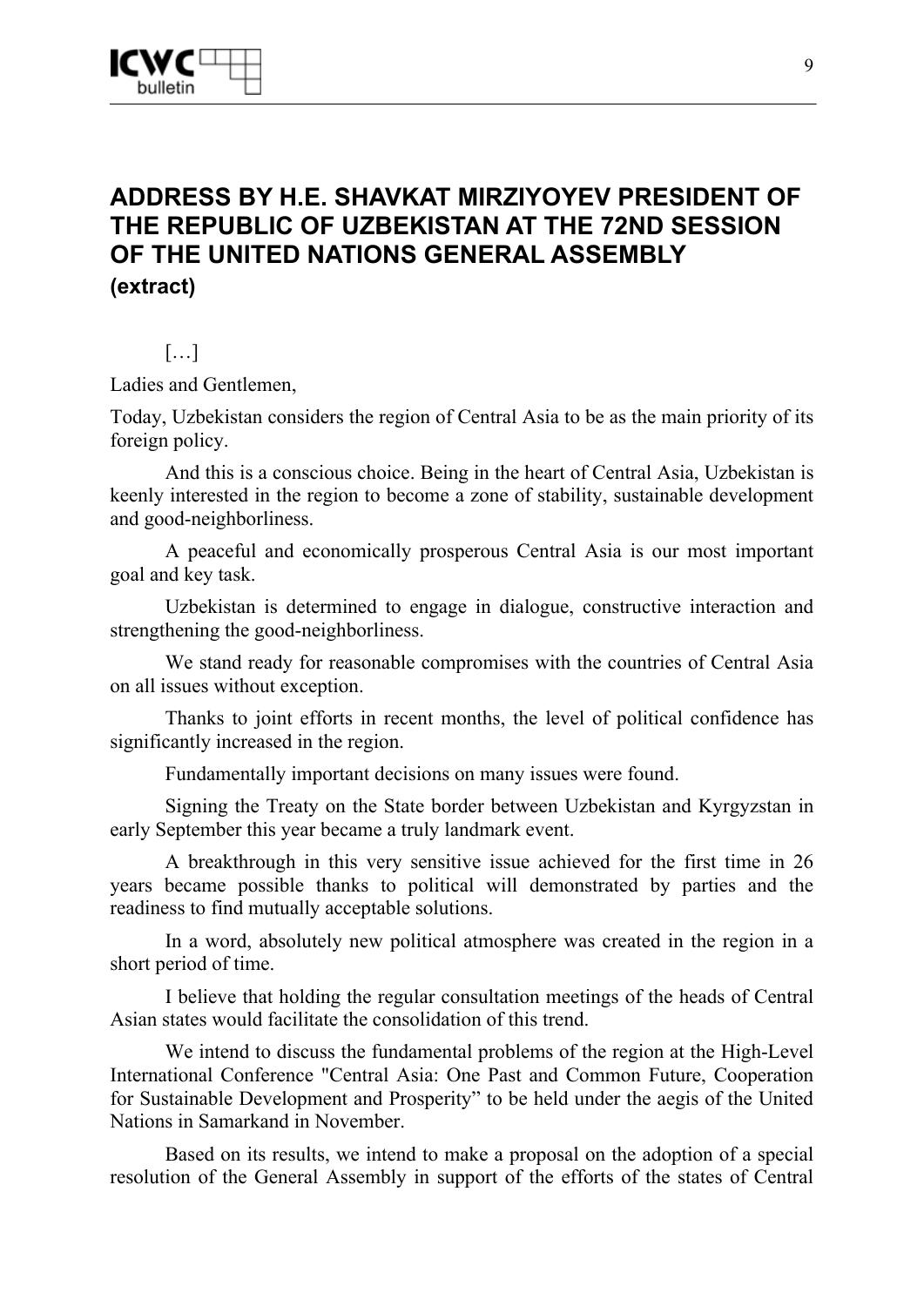# ADDRESS BY H.E. SHAVKAT MIRZIYOYEV PRESIDENT OF THE REPUBLIC OF UZBEKISTAN AT THE 72ND SESSION OF THE UNITED NATIONS GENERAL ASSEMBLY

**(extract)**

[…]

Ladies and Gentlemen,

Today, Uzbekistan considers the region of Central Asia to be as the main priority of its foreign policy.

And this is a conscious choice. Being in the heart of Central Asia, Uzbekistan is keenly interested in the region to become a zone of stability, sustainable development and good-neighborliness.

A peaceful and economically prosperous Central Asia is our most important goal and key task.

Uzbekistan is determined to engage in dialogue, constructive interaction and strengthening the good-neighborliness.

We stand ready for reasonable compromises with the countries of Central Asia on all issues without exception.

Thanks to joint efforts in recent months, the level of political confidence has significantly increased in the region.

Fundamentally important decisions on many issues were found.

Signing the Treaty on the State border between Uzbekistan and Kyrgyzstan in early September this year became a truly landmark event.

A breakthrough in this very sensitive issue achieved for the first time in 26 years became possible thanks to political will demonstrated by parties and the readiness to find mutually acceptable solutions.

In a word, absolutely new political atmosphere was created in the region in a short period of time.

I believe that holding the regular consultation meetings of the heads of Central Asian states would facilitate the consolidation of this trend.

We intend to discuss the fundamental problems of the region at the High-Level International Conference "Central Asia: One Past and Common Future, Cooperation for Sustainable Development and Prosperity" to be held under the aegis of the United Nations in Samarkand in November.

Based on its results, we intend to make a proposal on the adoption of a special resolution of the General Assembly in support of the efforts of the states of Central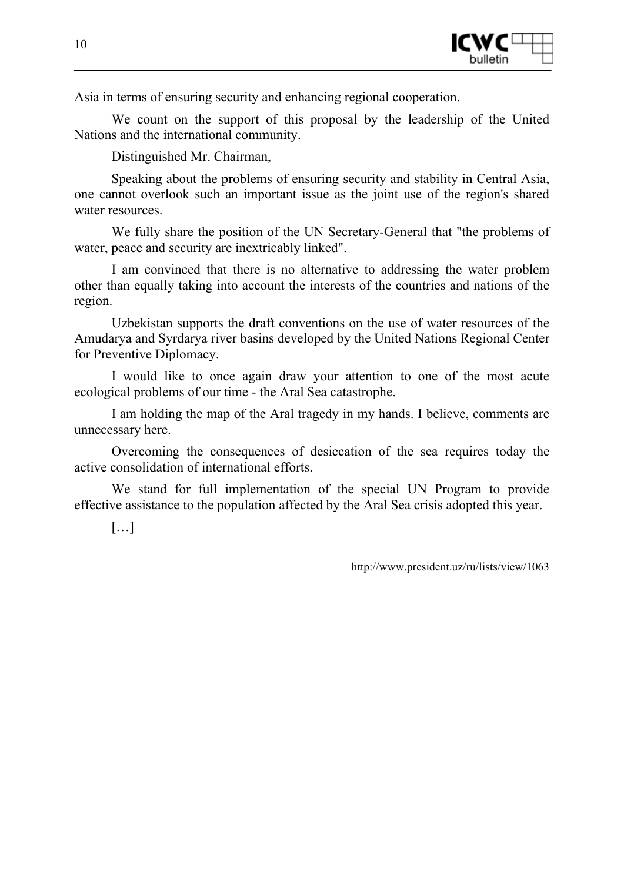Asia in terms of ensuring security and enhancing regional cooperation.

We count on the support of this proposal by the leadership of the United Nations and the international community.

Distinguished Mr. Chairman,

Speaking about the problems of ensuring security and stability in Central Asia, one cannot overlook such an important issue as the joint use of the region's shared water resources.

We fully share the position of the UN Secretary-General that "the problems of water, peace and security are inextricably linked".

I am convinced that there is no alternative to addressing the water problem other than equally taking into account the interests of the countries and nations of the region.

Uzbekistan supports the draft conventions on the use of water resources of the Amudarya and Syrdarya river basins developed by the United Nations Regional Center for Preventive Diplomacy.

I would like to once again draw your attention to one of the most acute ecological problems of our time - the Aral Sea catastrophe.

I am holding the map of the Aral tragedy in my hands. I believe, comments are unnecessary here.

Overcoming the consequences of desiccation of the sea requires today the active consolidation of international efforts.

We stand for full implementation of the special UN Program to provide effective assistance to the population affected by the Aral Sea crisis adopted this year.

[…]

http://www.president.uz/ru/lists/view/1063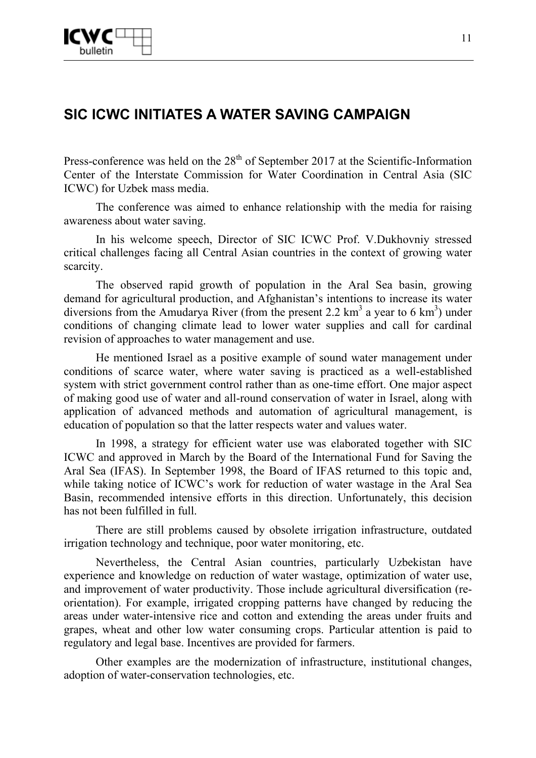## SIC ICWC INITIATES A WATER SAVING CAMPAIGN

Press-conference was held on the 28th of September 2017 at the Scientific-Information Center of the Interstate Commission for Water Coordination in Central Asia (SIC ICWC) for Uzbek mass media.

The conference was aimed to enhance relationship with the media for raising awareness about water saving.

In his welcome speech, Director of SIC ICWC Prof. V.Dukhovniy stressed critical challenges facing all Central Asian countries in the context of growing water scarcity.

The observed rapid growth of population in the Aral Sea basin, growing demand for agricultural production, and Afghanistan's intentions to increase its water diversions from the Amudarya River (from the present 2.2 $km^3$ a year to 6 $km^3$) under conditions of changing climate lead to lower water supplies and call for cardinal revision of approaches to water management and use.

He mentioned Israel as a positive example of sound water management under conditions of scarce water, where water saving is practiced as a well-established system with strict government control rather than as one-time effort. One major aspect of making good use of water and all-round conservation of water in Israel, along with application of advanced methods and automation of agricultural management, is education of population so that the latter respects water and values water.

In 1998, a strategy for efficient water use was elaborated together with SIC ICWC and approved in March by the Board of the International Fund for Saving the Aral Sea (IFAS). In September 1998, the Board of IFAS returned to this topic and, while taking notice of ICWC's work for reduction of water wastage in the Aral Sea Basin, recommended intensive efforts in this direction. Unfortunately, this decision has not been fulfilled in full.

There are still problems caused by obsolete irrigation infrastructure, outdated irrigation technology and technique, poor water monitoring, etc.

Nevertheless, the Central Asian countries, particularly Uzbekistan have experience and knowledge on reduction of water wastage, optimization of water use, and improvement of water productivity. Those include agricultural diversification (re-orientation). For example, irrigated cropping patterns have changed by reducing the areas under water-intensive rice and cotton and extending the areas under fruits and grapes, wheat and other low water consuming crops. Particular attention is paid to regulatory and legal base. Incentives are provided for farmers.

Other examples are the modernization of infrastructure, institutional changes, adoption of water-conservation technologies, etc.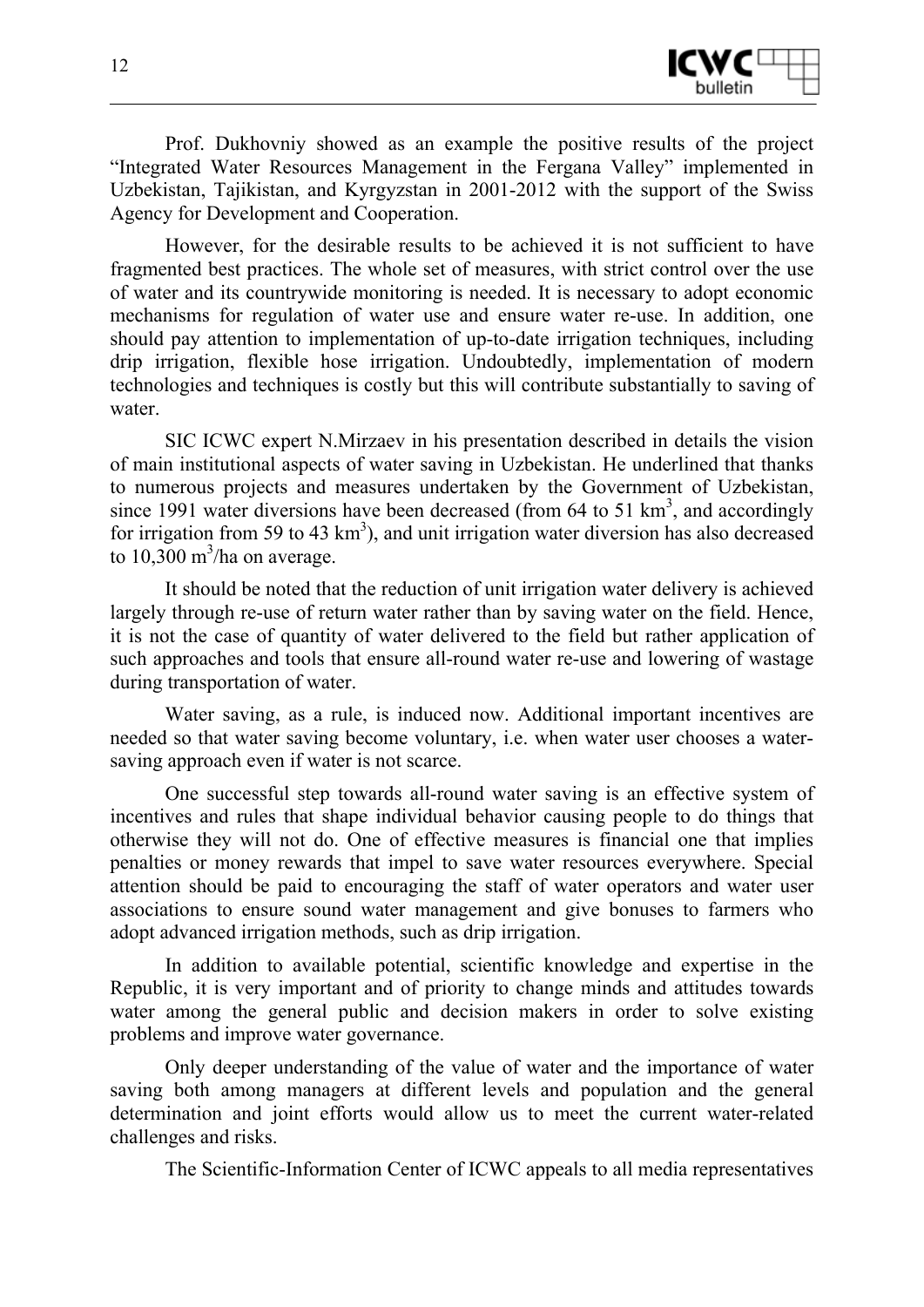Prof. Dukhovniy showed as an example the positive results of the project "Integrated Water Resources Management in the Fergana Valley" implemented in Uzbekistan, Tajikistan, and Kyrgyzstan in 2001-2012 with the support of the Swiss Agency for Development and Cooperation.

However, for the desirable results to be achieved it is not sufficient to have fragmented best practices. The whole set of measures, with strict control over the use of water and its countrywide monitoring is needed. It is necessary to adopt economic mechanisms for regulation of water use and ensure water re-use. In addition, one should pay attention to implementation of up-to-date irrigation techniques, including drip irrigation, flexible hose irrigation. Undoubtedly, implementation of modern technologies and techniques is costly but this will contribute substantially to saving of water.

SIC ICWC expert N.Mirzaev in his presentation described in details the vision of main institutional aspects of water saving in Uzbekistan. He underlined that thanks to numerous projects and measures undertaken by the Government of Uzbekistan, since 1991 water diversions have been decreased (from 64 to 51 km$^3$, and accordingly for irrigation from 59 to 43 km$^3$), and unit irrigation water diversion has also decreased to 10,300 m$^3$/ha on average.

It should be noted that the reduction of unit irrigation water delivery is achieved largely through re-use of return water rather than by saving water on the field. Hence, it is not the case of quantity of water delivered to the field but rather application of such approaches and tools that ensure all-round water re-use and lowering of wastage during transportation of water.

Water saving, as a rule, is induced now. Additional important incentives are needed so that water saving become voluntary, i.e. when water user chooses a water-saving approach even if water is not scarce.

One successful step towards all-round water saving is an effective system of incentives and rules that shape individual behavior causing people to do things that otherwise they will not do. One of effective measures is financial one that implies penalties or money rewards that impel to save water resources everywhere. Special attention should be paid to encouraging the staff of water operators and water user associations to ensure sound water management and give bonuses to farmers who adopt advanced irrigation methods, such as drip irrigation.

In addition to available potential, scientific knowledge and expertise in the Republic, it is very important and of priority to change minds and attitudes towards water among the general public and decision makers in order to solve existing problems and improve water governance.

Only deeper understanding of the value of water and the importance of water saving both among managers at different levels and population and the general determination and joint efforts would allow us to meet the current water-related challenges and risks.

The Scientific-Information Center of ICWC appeals to all media representatives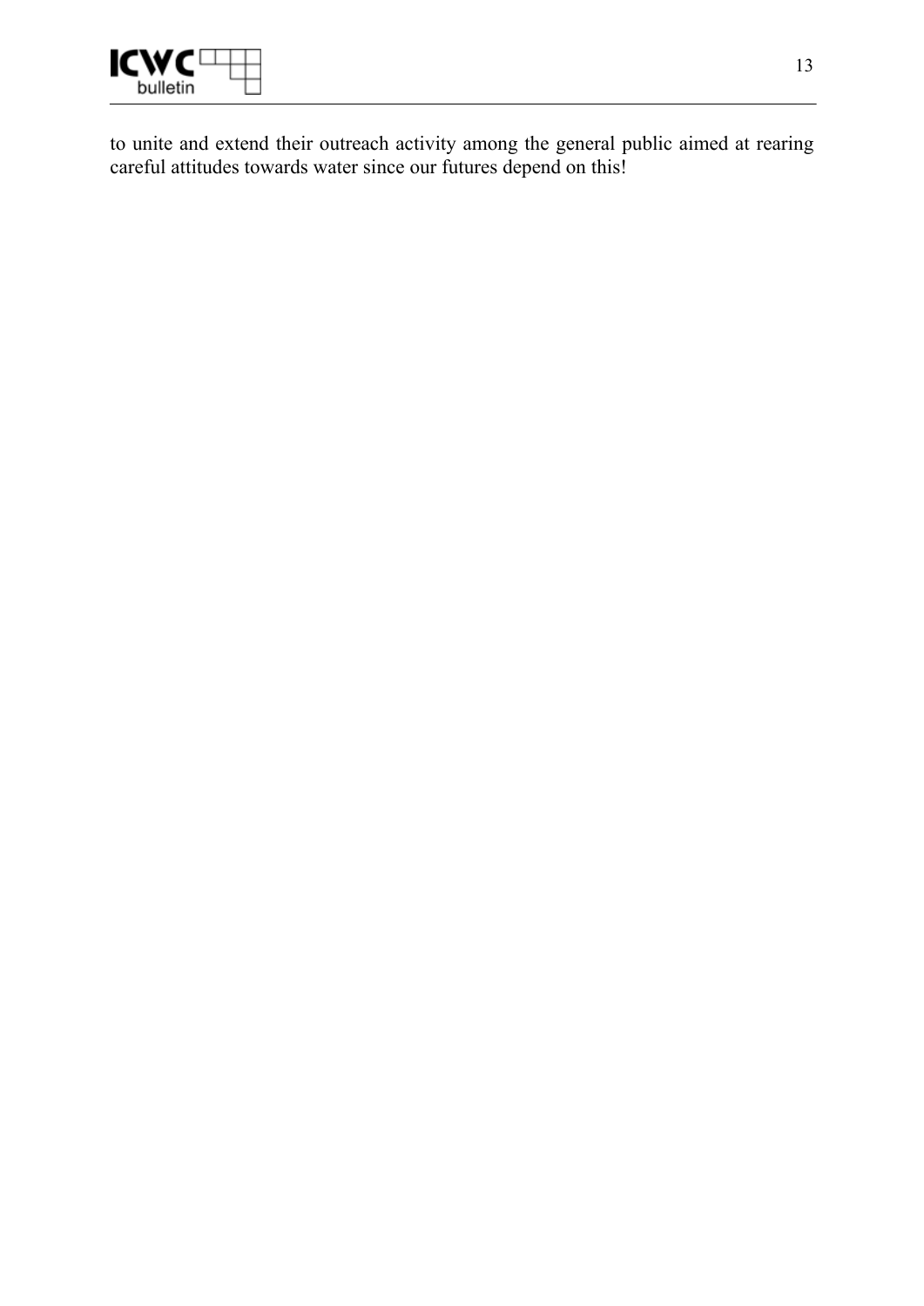to unite and extend their outreach activity among the general public aimed at rearing careful attitudes towards water since our futures depend on this!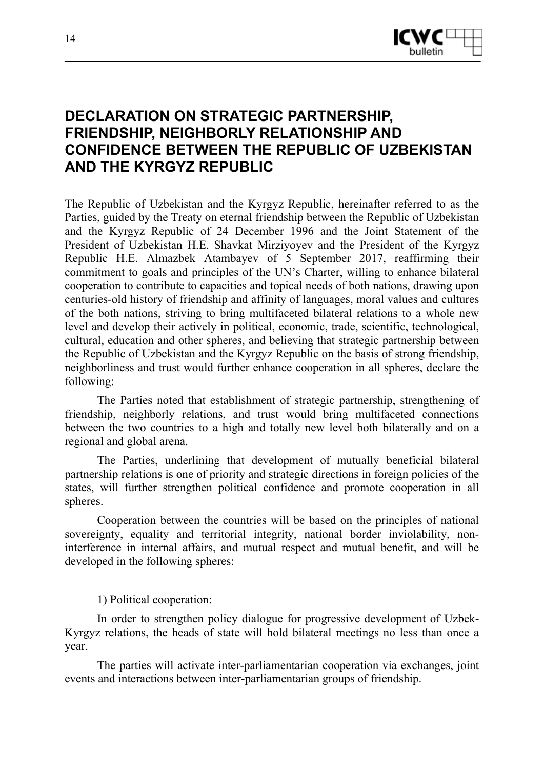# DECLARATION ON STRATEGIC PARTNERSHIP, FRIENDSHIP, NEIGHBORLY RELATIONSHIP AND CONFIDENCE BETWEEN THE REPUBLIC OF UZBEKISTAN AND THE KYRGYZ REPUBLIC

The Republic of Uzbekistan and the Kyrgyz Republic, hereinafter referred to as the Parties, guided by the Treaty on eternal friendship between the Republic of Uzbekistan and the Kyrgyz Republic of 24 December 1996 and the Joint Statement of the President of Uzbekistan H.E. Shavkat Mirziyoyev and the President of the Kyrgyz Republic H.E. Almazbek Atambayev of 5 September 2017, reaffirming their commitment to goals and principles of the UN's Charter, willing to enhance bilateral cooperation to contribute to capacities and topical needs of both nations, drawing upon centuries-old history of friendship and affinity of languages, moral values and cultures of the both nations, striving to bring multifaceted bilateral relations to a whole new level and develop their actively in political, economic, trade, scientific, technological, cultural, education and other spheres, and believing that strategic partnership between the Republic of Uzbekistan and the Kyrgyz Republic on the basis of strong friendship, neighborliness and trust would further enhance cooperation in all spheres, declare the following:

The Parties noted that establishment of strategic partnership, strengthening of friendship, neighborly relations, and trust would bring multifaceted connections between the two countries to a high and totally new level both bilaterally and on a regional and global arena.

The Parties, underlining that development of mutually beneficial bilateral partnership relations is one of priority and strategic directions in foreign policies of the states, will further strengthen political confidence and promote cooperation in all spheres.

Cooperation between the countries will be based on the principles of national sovereignty, equality and territorial integrity, national border inviolability, non-interference in internal affairs, and mutual respect and mutual benefit, and will be developed in the following spheres:

1) Political cooperation:

In order to strengthen policy dialogue for progressive development of Uzbek-Kyrgyz relations, the heads of state will hold bilateral meetings no less than once a year.

The parties will activate inter-parliamentarian cooperation via exchanges, joint events and interactions between inter-parliamentarian groups of friendship.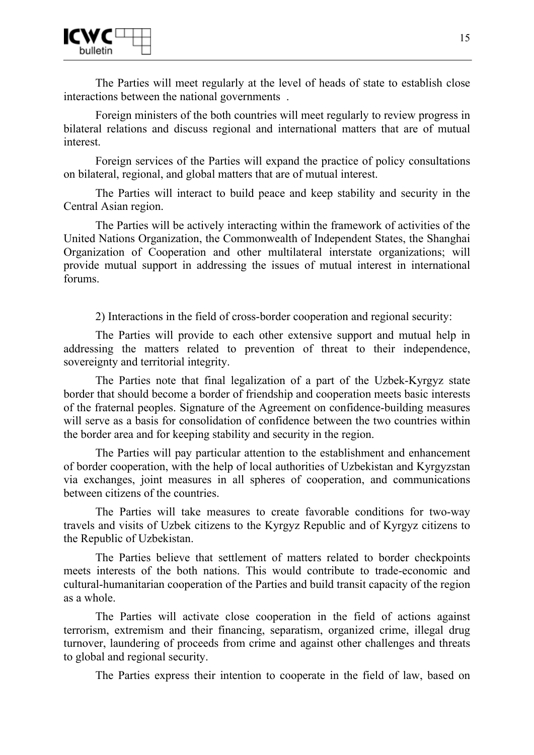The Parties will meet regularly at the level of heads of state to establish close interactions between the national governments .

Foreign ministers of the both countries will meet regularly to review progress in bilateral relations and discuss regional and international matters that are of mutual interest.

Foreign services of the Parties will expand the practice of policy consultations on bilateral, regional, and global matters that are of mutual interest.

The Parties will interact to build peace and keep stability and security in the Central Asian region.

The Parties will be actively interacting within the framework of activities of the United Nations Organization, the Commonwealth of Independent States, the Shanghai Organization of Cooperation and other multilateral interstate organizations; will provide mutual support in addressing the issues of mutual interest in international forums.

2) Interactions in the field of cross-border cooperation and regional security:

The Parties will provide to each other extensive support and mutual help in addressing the matters related to prevention of threat to their independence, sovereignty and territorial integrity.

The Parties note that final legalization of a part of the Uzbek-Kyrgyz state border that should become a border of friendship and cooperation meets basic interests of the fraternal peoples. Signature of the Agreement on confidence-building measures will serve as a basis for consolidation of confidence between the two countries within the border area and for keeping stability and security in the region.

The Parties will pay particular attention to the establishment and enhancement of border cooperation, with the help of local authorities of Uzbekistan and Kyrgyzstan via exchanges, joint measures in all spheres of cooperation, and communications between citizens of the countries.

The Parties will take measures to create favorable conditions for two-way travels and visits of Uzbek citizens to the Kyrgyz Republic and of Kyrgyz citizens to the Republic of Uzbekistan.

The Parties believe that settlement of matters related to border checkpoints meets interests of the both nations. This would contribute to trade-economic and cultural-humanitarian cooperation of the Parties and build transit capacity of the region as a whole.

The Parties will activate close cooperation in the field of actions against terrorism, extremism and their financing, separatism, organized crime, illegal drug turnover, laundering of proceeds from crime and against other challenges and threats to global and regional security.

The Parties express their intention to cooperate in the field of law, based on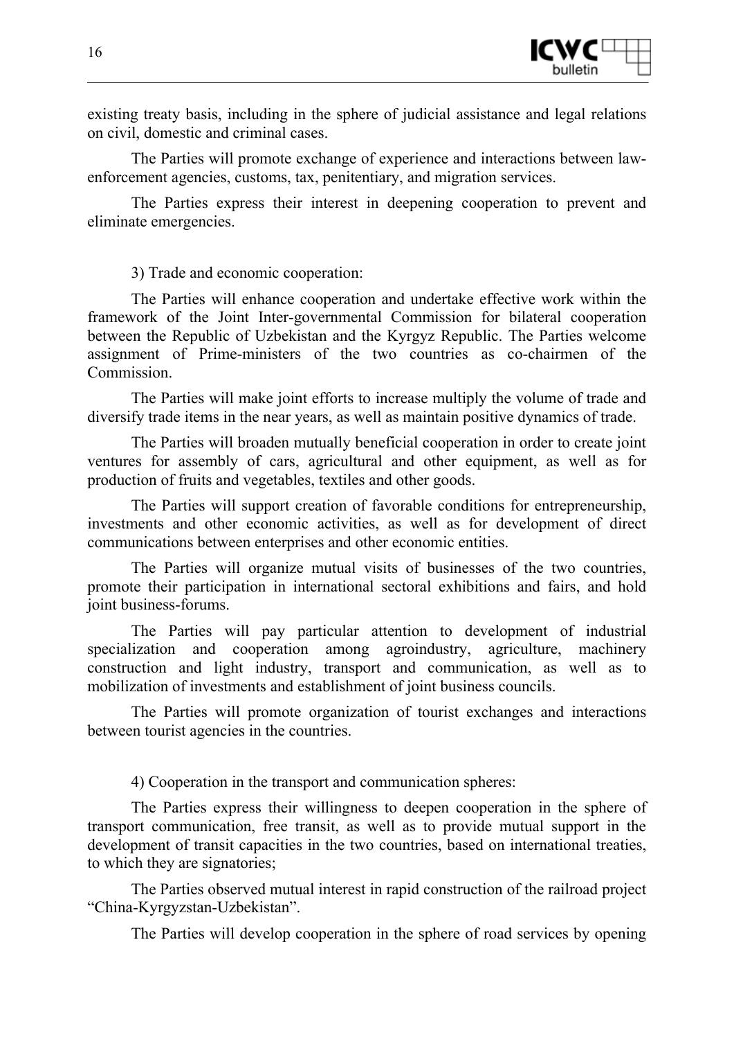existing treaty basis, including in the sphere of judicial assistance and legal relations on civil, domestic and criminal cases.

The Parties will promote exchange of experience and interactions between law-enforcement agencies, customs, tax, penitentiary, and migration services.

The Parties express their interest in deepening cooperation to prevent and eliminate emergencies.

3) Trade and economic cooperation:

The Parties will enhance cooperation and undertake effective work within the framework of the Joint Inter-governmental Commission for bilateral cooperation between the Republic of Uzbekistan and the Kyrgyz Republic. The Parties welcome assignment of Prime-ministers of the two countries as co-chairmen of the Commission.

The Parties will make joint efforts to increase multiply the volume of trade and diversify trade items in the near years, as well as maintain positive dynamics of trade.

The Parties will broaden mutually beneficial cooperation in order to create joint ventures for assembly of cars, agricultural and other equipment, as well as for production of fruits and vegetables, textiles and other goods.

The Parties will support creation of favorable conditions for entrepreneurship, investments and other economic activities, as well as for development of direct communications between enterprises and other economic entities.

The Parties will organize mutual visits of businesses of the two countries, promote their participation in international sectoral exhibitions and fairs, and hold joint business-forums.

The Parties will pay particular attention to development of industrial specialization and cooperation among agroindustry, agriculture, machinery construction and light industry, transport and communication, as well as to mobilization of investments and establishment of joint business councils.

The Parties will promote organization of tourist exchanges and interactions between tourist agencies in the countries.

4) Cooperation in the transport and communication spheres:

The Parties express their willingness to deepen cooperation in the sphere of transport communication, free transit, as well as to provide mutual support in the development of transit capacities in the two countries, based on international treaties, to which they are signatories;

The Parties observed mutual interest in rapid construction of the railroad project "China-Kyrgyzstan-Uzbekistan".

The Parties will develop cooperation in the sphere of road services by opening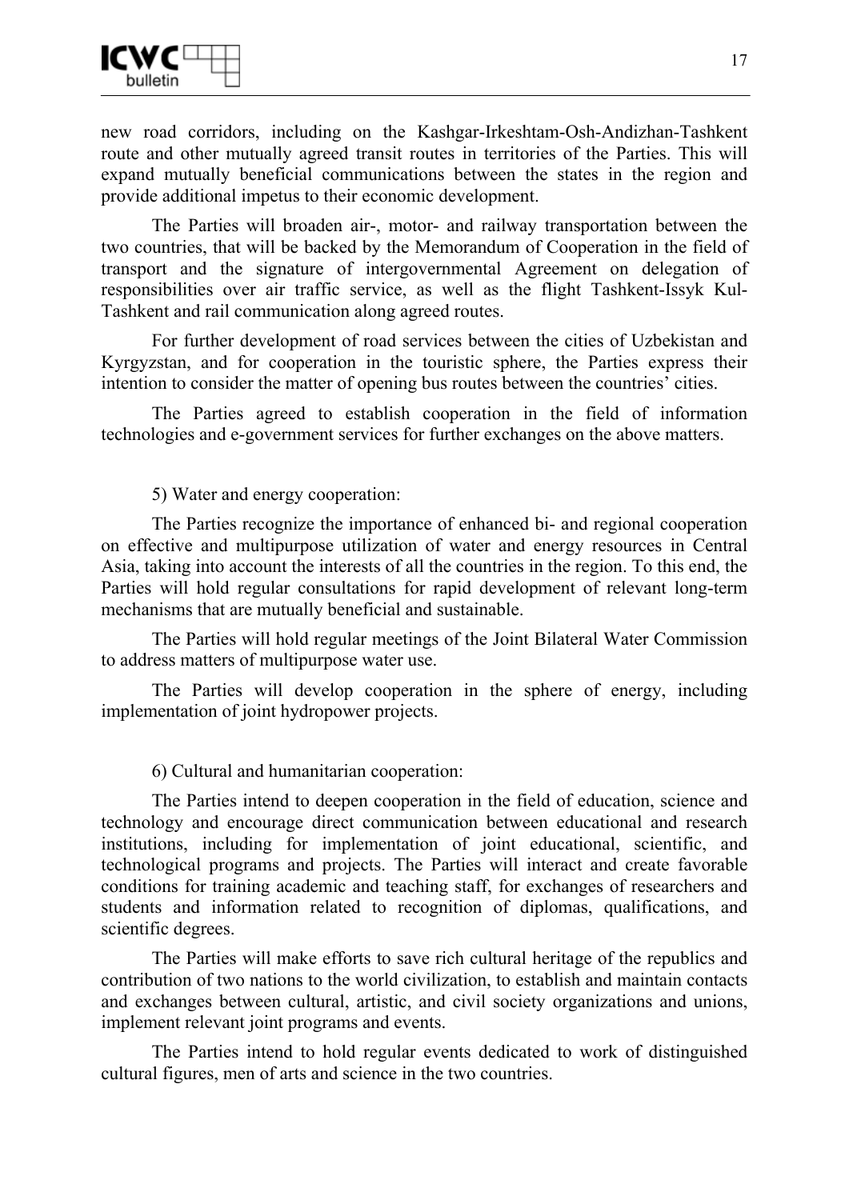new road corridors, including on the Kashgar-Irkeshtam-Osh-Andizhan-Tashkent route and other mutually agreed transit routes in territories of the Parties. This will expand mutually beneficial communications between the states in the region and provide additional impetus to their economic development.

The Parties will broaden air-, motor- and railway transportation between the two countries, that will be backed by the Memorandum of Cooperation in the field of transport and the signature of intergovernmental Agreement on delegation of responsibilities over air traffic service, as well as the flight Tashkent-Issyk Kul-Tashkent and rail communication along agreed routes.

For further development of road services between the cities of Uzbekistan and Kyrgyzstan, and for cooperation in the touristic sphere, the Parties express their intention to consider the matter of opening bus routes between the countries' cities.

The Parties agreed to establish cooperation in the field of information technologies and e-government services for further exchanges on the above matters.

5) Water and energy cooperation:

The Parties recognize the importance of enhanced bi- and regional cooperation on effective and multipurpose utilization of water and energy resources in Central Asia, taking into account the interests of all the countries in the region. To this end, the Parties will hold regular consultations for rapid development of relevant long-term mechanisms that are mutually beneficial and sustainable.

The Parties will hold regular meetings of the Joint Bilateral Water Commission to address matters of multipurpose water use.

The Parties will develop cooperation in the sphere of energy, including implementation of joint hydropower projects.

6) Cultural and humanitarian cooperation:

The Parties intend to deepen cooperation in the field of education, science and technology and encourage direct communication between educational and research institutions, including for implementation of joint educational, scientific, and technological programs and projects. The Parties will interact and create favorable conditions for training academic and teaching staff, for exchanges of researchers and students and information related to recognition of diplomas, qualifications, and scientific degrees.

The Parties will make efforts to save rich cultural heritage of the republics and contribution of two nations to the world civilization, to establish and maintain contacts and exchanges between cultural, artistic, and civil society organizations and unions, implement relevant joint programs and events.

The Parties intend to hold regular events dedicated to work of distinguished cultural figures, men of arts and science in the two countries.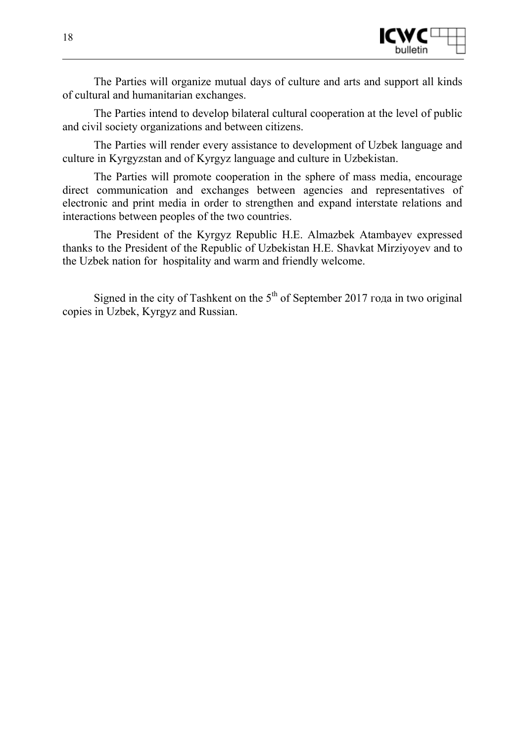The Parties will organize mutual days of culture and arts and support all kinds of cultural and humanitarian exchanges.

The Parties intend to develop bilateral cultural cooperation at the level of public and civil society organizations and between citizens.

The Parties will render every assistance to development of Uzbek language and culture in Kyrgyzstan and of Kyrgyz language and culture in Uzbekistan.

The Parties will promote cooperation in the sphere of mass media, encourage direct communication and exchanges between agencies and representatives of electronic and print media in order to strengthen and expand interstate relations and interactions between peoples of the two countries.

The President of the Kyrgyz Republic H.E. Almazbek Atambayev expressed thanks to the President of the Republic of Uzbekistan H.E. Shavkat Mirziyoyev and to the Uzbek nation for hospitality and warm and friendly welcome.

Signed in the city of Tashkent on the 5th of September 2017 года in two original copies in Uzbek, Kyrgyz and Russian.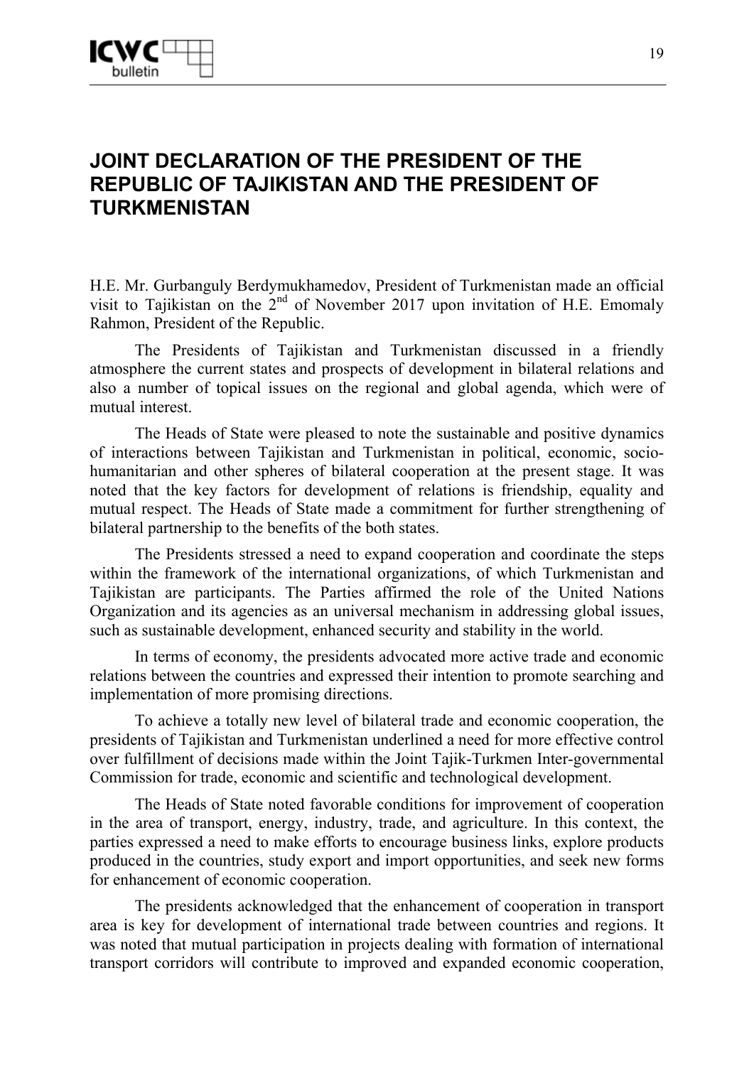# JOINT DECLARATION OF THE PRESIDENT OF THE REPUBLIC OF TAJIKISTAN AND THE PRESIDENT OF TURKMENISTAN

H.E. Mr. Gurbanguly Berdymukhamedov, President of Turkmenistan made an official visit to Tajikistan on the 2nd of November 2017 upon invitation of H.E. Emomaly Rahmon, President of the Republic.

The Presidents of Tajikistan and Turkmenistan discussed in a friendly atmosphere the current states and prospects of development in bilateral relations and also a number of topical issues on the regional and global agenda, which were of mutual interest.

The Heads of State were pleased to note the sustainable and positive dynamics of interactions between Tajikistan and Turkmenistan in political, economic, socio-humanitarian and other spheres of bilateral cooperation at the present stage. It was noted that the key factors for development of relations is friendship, equality and mutual respect. The Heads of State made a commitment for further strengthening of bilateral partnership to the benefits of the both states.

The Presidents stressed a need to expand cooperation and coordinate the steps within the framework of the international organizations, of which Turkmenistan and Tajikistan are participants. The Parties affirmed the role of the United Nations Organization and its agencies as an universal mechanism in addressing global issues, such as sustainable development, enhanced security and stability in the world.

In terms of economy, the presidents advocated more active trade and economic relations between the countries and expressed their intention to promote searching and implementation of more promising directions.

To achieve a totally new level of bilateral trade and economic cooperation, the presidents of Tajikistan and Turkmenistan underlined a need for more effective control over fulfillment of decisions made within the Joint Tajik-Turkmen Inter-governmental Commission for trade, economic and scientific and technological development.

The Heads of State noted favorable conditions for improvement of cooperation in the area of transport, energy, industry, trade, and agriculture. In this context, the parties expressed a need to make efforts to encourage business links, explore products produced in the countries, study export and import opportunities, and seek new forms for enhancement of economic cooperation.

The presidents acknowledged that the enhancement of cooperation in transport area is key for development of international trade between countries and regions. It was noted that mutual participation in projects dealing with formation of international transport corridors will contribute to improved and expanded economic cooperation,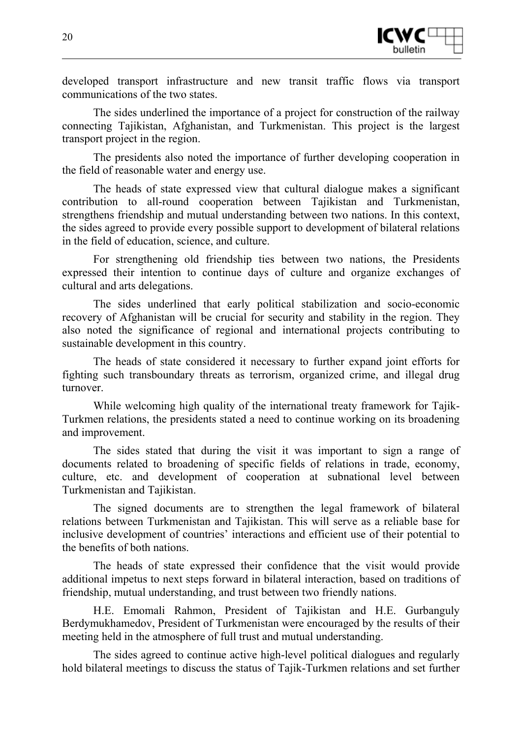developed transport infrastructure and new transit traffic flows via transport communications of the two states.

The sides underlined the importance of a project for construction of the railway connecting Tajikistan, Afghanistan, and Turkmenistan. This project is the largest transport project in the region.

The presidents also noted the importance of further developing cooperation in the field of reasonable water and energy use.

The heads of state expressed view that cultural dialogue makes a significant contribution to all-round cooperation between Tajikistan and Turkmenistan, strengthens friendship and mutual understanding between two nations. In this context, the sides agreed to provide every possible support to development of bilateral relations in the field of education, science, and culture.

For strengthening old friendship ties between two nations, the Presidents expressed their intention to continue days of culture and organize exchanges of cultural and arts delegations.

The sides underlined that early political stabilization and socio-economic recovery of Afghanistan will be crucial for security and stability in the region. They also noted the significance of regional and international projects contributing to sustainable development in this country.

The heads of state considered it necessary to further expand joint efforts for fighting such transboundary threats as terrorism, organized crime, and illegal drug turnover.

While welcoming high quality of the international treaty framework for Tajik-Turkmen relations, the presidents stated a need to continue working on its broadening and improvement.

The sides stated that during the visit it was important to sign a range of documents related to broadening of specific fields of relations in trade, economy, culture, etc. and development of cooperation at subnational level between Turkmenistan and Tajikistan.

The signed documents are to strengthen the legal framework of bilateral relations between Turkmenistan and Tajikistan. This will serve as a reliable base for inclusive development of countries' interactions and efficient use of their potential to the benefits of both nations.

The heads of state expressed their confidence that the visit would provide additional impetus to next steps forward in bilateral interaction, based on traditions of friendship, mutual understanding, and trust between two friendly nations.

H.E. Emomali Rahmon, President of Tajikistan and H.E. Gurbanguly Berdymukhamedov, President of Turkmenistan were encouraged by the results of their meeting held in the atmosphere of full trust and mutual understanding.

The sides agreed to continue active high-level political dialogues and regularly hold bilateral meetings to discuss the status of Tajik-Turkmen relations and set further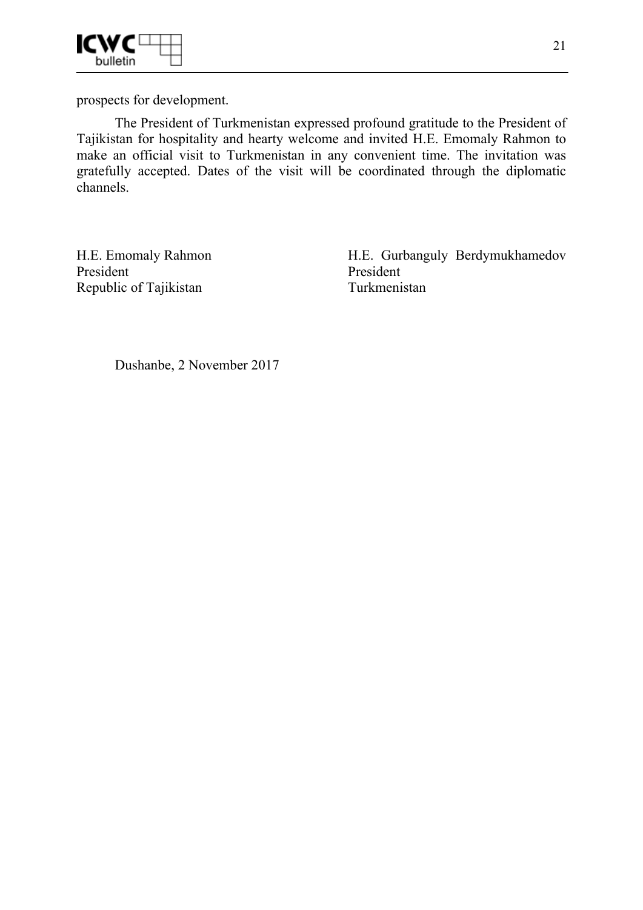prospects for development.

The President of Turkmenistan expressed profound gratitude to the President of Tajikistan for hospitality and hearty welcome and invited H.E. Emomaly Rahmon to make an official visit to Turkmenistan in any convenient time. The invitation was gratefully accepted. Dates of the visit will be coordinated through the diplomatic channels.

| | |
|---|---|
| H.E. Emomaly Rahmon<br>President<br>Republic of Tajikistan | H.E. Gurbanguly Berdymukhamedov<br>President<br>Turkmenistan |

Dushanbe, 2 November 2017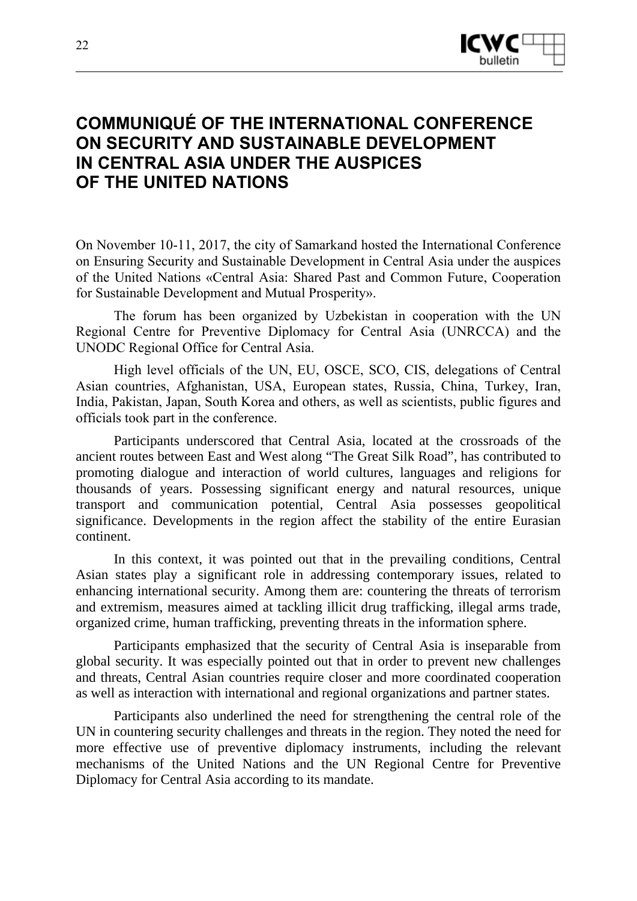# COMMUNIQUÉ OF THE INTERNATIONAL CONFERENCE ON SECURITY AND SUSTAINABLE DEVELOPMENT IN CENTRAL ASIA UNDER THE AUSPICES OF THE UNITED NATIONS

On November 10-11, 2017, the city of Samarkand hosted the International Conference on Ensuring Security and Sustainable Development in Central Asia under the auspices of the United Nations «Central Asia: Shared Past and Common Future, Cooperation for Sustainable Development and Mutual Prosperity».

The forum has been organized by Uzbekistan in cooperation with the UN Regional Centre for Preventive Diplomacy for Central Asia (UNRCCA) and the UNODC Regional Office for Central Asia.

High level officials of the UN, EU, OSCE, SCO, CIS, delegations of Central Asian countries, Afghanistan, USA, European states, Russia, China, Turkey, Iran, India, Pakistan, Japan, South Korea and others, as well as scientists, public figures and officials took part in the conference.

Participants underscored that Central Asia, located at the crossroads of the ancient routes between East and West along "The Great Silk Road", has contributed to promoting dialogue and interaction of world cultures, languages and religions for thousands of years. Possessing significant energy and natural resources, unique transport and communication potential, Central Asia possesses geopolitical significance. Developments in the region affect the stability of the entire Eurasian continent.

In this context, it was pointed out that in the prevailing conditions, Central Asian states play a significant role in addressing contemporary issues, related to enhancing international security. Among them are: countering the threats of terrorism and extremism, measures aimed at tackling illicit drug trafficking, illegal arms trade, organized crime, human trafficking, preventing threats in the information sphere.

Participants emphasized that the security of Central Asia is inseparable from global security. It was especially pointed out that in order to prevent new challenges and threats, Central Asian countries require closer and more coordinated cooperation as well as interaction with international and regional organizations and partner states.

Participants also underlined the need for strengthening the central role of the UN in countering security challenges and threats in the region. They noted the need for more effective use of preventive diplomacy instruments, including the relevant mechanisms of the United Nations and the UN Regional Centre for Preventive Diplomacy for Central Asia according to its mandate.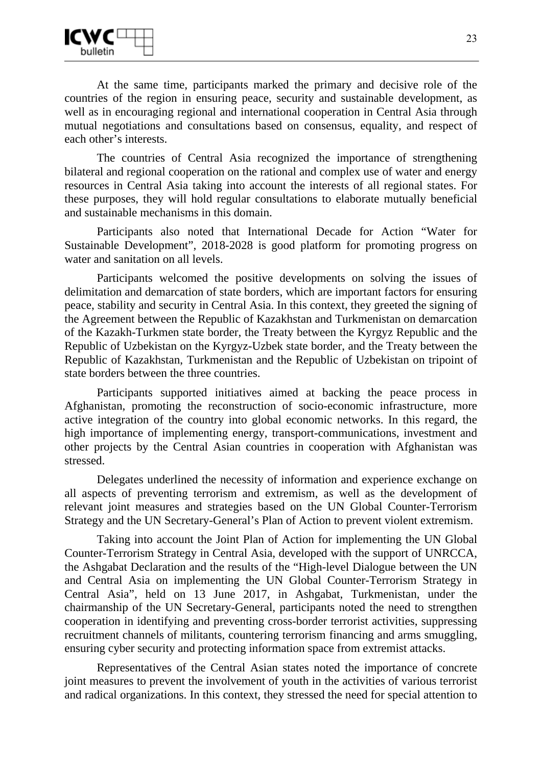At the same time, participants marked the primary and decisive role of the countries of the region in ensuring peace, security and sustainable development, as well as in encouraging regional and international cooperation in Central Asia through mutual negotiations and consultations based on consensus, equality, and respect of each other's interests.

The countries of Central Asia recognized the importance of strengthening bilateral and regional cooperation on the rational and complex use of water and energy resources in Central Asia taking into account the interests of all regional states. For these purposes, they will hold regular consultations to elaborate mutually beneficial and sustainable mechanisms in this domain.

Participants also noted that International Decade for Action "Water for Sustainable Development", 2018-2028 is good platform for promoting progress on water and sanitation on all levels.

Participants welcomed the positive developments on solving the issues of delimitation and demarcation of state borders, which are important factors for ensuring peace, stability and security in Central Asia. In this context, they greeted the signing of the Agreement between the Republic of Kazakhstan and Turkmenistan on demarcation of the Kazakh-Turkmen state border, the Treaty between the Kyrgyz Republic and the Republic of Uzbekistan on the Kyrgyz-Uzbek state border, and the Treaty between the Republic of Kazakhstan, Turkmenistan and the Republic of Uzbekistan on tripoint of state borders between the three countries.

Participants supported initiatives aimed at backing the peace process in Afghanistan, promoting the reconstruction of socio-economic infrastructure, more active integration of the country into global economic networks. In this regard, the high importance of implementing energy, transport-communications, investment and other projects by the Central Asian countries in cooperation with Afghanistan was stressed.

Delegates underlined the necessity of information and experience exchange on all aspects of preventing terrorism and extremism, as well as the development of relevant joint measures and strategies based on the UN Global Counter-Terrorism Strategy and the UN Secretary-General's Plan of Action to prevent violent extremism.

Taking into account the Joint Plan of Action for implementing the UN Global Counter-Terrorism Strategy in Central Asia, developed with the support of UNRCCA, the Ashgabat Declaration and the results of the "High-level Dialogue between the UN and Central Asia on implementing the UN Global Counter-Terrorism Strategy in Central Asia", held on 13 June 2017, in Ashgabat, Turkmenistan, under the chairmanship of the UN Secretary-General, participants noted the need to strengthen cooperation in identifying and preventing cross-border terrorist activities, suppressing recruitment channels of militants, countering terrorism financing and arms smuggling, ensuring cyber security and protecting information space from extremist attacks.

Representatives of the Central Asian states noted the importance of concrete joint measures to prevent the involvement of youth in the activities of various terrorist and radical organizations. In this context, they stressed the need for special attention to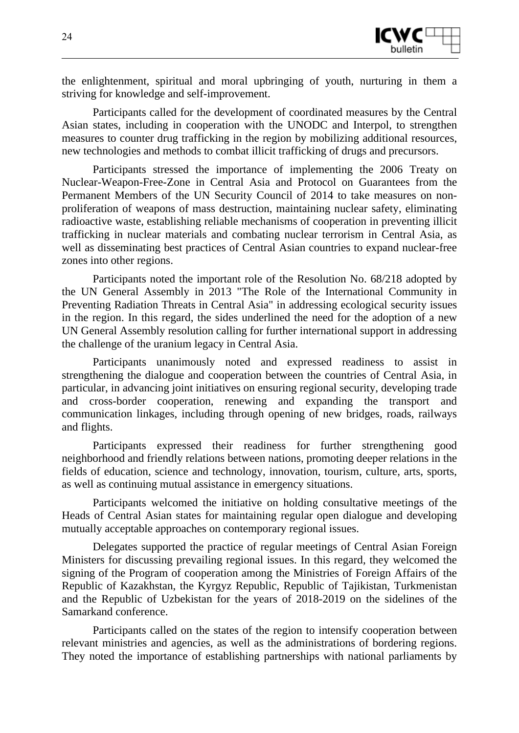the enlightenment, spiritual and moral upbringing of youth, nurturing in them a striving for knowledge and self-improvement.

Participants called for the development of coordinated measures by the Central Asian states, including in cooperation with the UNODC and Interpol, to strengthen measures to counter drug trafficking in the region by mobilizing additional resources, new technologies and methods to combat illicit trafficking of drugs and precursors.

Participants stressed the importance of implementing the 2006 Treaty on Nuclear-Weapon-Free-Zone in Central Asia and Protocol on Guarantees from the Permanent Members of the UN Security Council of 2014 to take measures on non-proliferation of weapons of mass destruction, maintaining nuclear safety, eliminating radioactive waste, establishing reliable mechanisms of cooperation in preventing illicit trafficking in nuclear materials and combating nuclear terrorism in Central Asia, as well as disseminating best practices of Central Asian countries to expand nuclear-free zones into other regions.

Participants noted the important role of the Resolution No. 68/218 adopted by the UN General Assembly in 2013 "The Role of the International Community in Preventing Radiation Threats in Central Asia" in addressing ecological security issues in the region. In this regard, the sides underlined the need for the adoption of a new UN General Assembly resolution calling for further international support in addressing the challenge of the uranium legacy in Central Asia.

Participants unanimously noted and expressed readiness to assist in strengthening the dialogue and cooperation between the countries of Central Asia, in particular, in advancing joint initiatives on ensuring regional security, developing trade and cross-border cooperation, renewing and expanding the transport and communication linkages, including through opening of new bridges, roads, railways and flights.

Participants expressed their readiness for further strengthening good neighborhood and friendly relations between nations, promoting deeper relations in the fields of education, science and technology, innovation, tourism, culture, arts, sports, as well as continuing mutual assistance in emergency situations.

Participants welcomed the initiative on holding consultative meetings of the Heads of Central Asian states for maintaining regular open dialogue and developing mutually acceptable approaches on contemporary regional issues.

Delegates supported the practice of regular meetings of Central Asian Foreign Ministers for discussing prevailing regional issues. In this regard, they welcomed the signing of the Program of cooperation among the Ministries of Foreign Affairs of the Republic of Kazakhstan, the Kyrgyz Republic, Republic of Tajikistan, Turkmenistan and the Republic of Uzbekistan for the years of 2018-2019 on the sidelines of the Samarkand conference.

Participants called on the states of the region to intensify cooperation between relevant ministries and agencies, as well as the administrations of bordering regions. They noted the importance of establishing partnerships with national parliaments by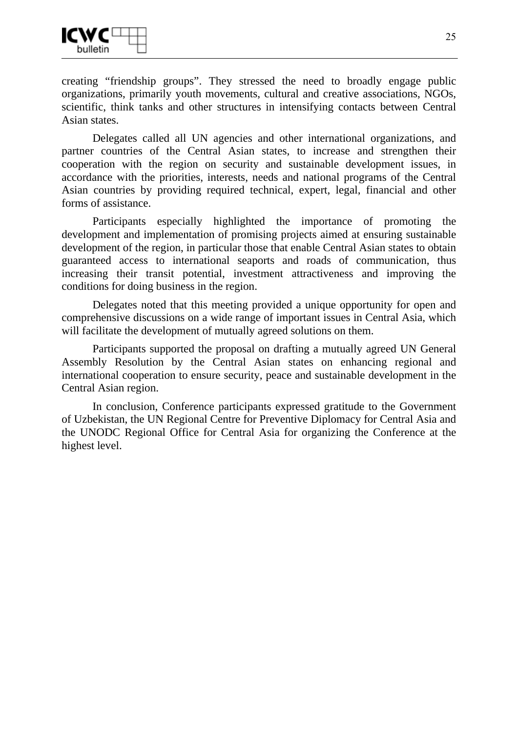creating “friendship groups”. They stressed the need to broadly engage public organizations, primarily youth movements, cultural and creative associations, NGOs, scientific, think tanks and other structures in intensifying contacts between Central Asian states.

Delegates called all UN agencies and other international organizations, and partner countries of the Central Asian states, to increase and strengthen their cooperation with the region on security and sustainable development issues, in accordance with the priorities, interests, needs and national programs of the Central Asian countries by providing required technical, expert, legal, financial and other forms of assistance.

Participants especially highlighted the importance of promoting the development and implementation of promising projects aimed at ensuring sustainable development of the region, in particular those that enable Central Asian states to obtain guaranteed access to international seaports and roads of communication, thus increasing their transit potential, investment attractiveness and improving the conditions for doing business in the region.

Delegates noted that this meeting provided a unique opportunity for open and comprehensive discussions on a wide range of important issues in Central Asia, which will facilitate the development of mutually agreed solutions on them.

Participants supported the proposal on drafting a mutually agreed UN General Assembly Resolution by the Central Asian states on enhancing regional and international cooperation to ensure security, peace and sustainable development in the Central Asian region.

In conclusion, Conference participants expressed gratitude to the Government of Uzbekistan, the UN Regional Centre for Preventive Diplomacy for Central Asia and the UNODC Regional Office for Central Asia for organizing the Conference at the highest level.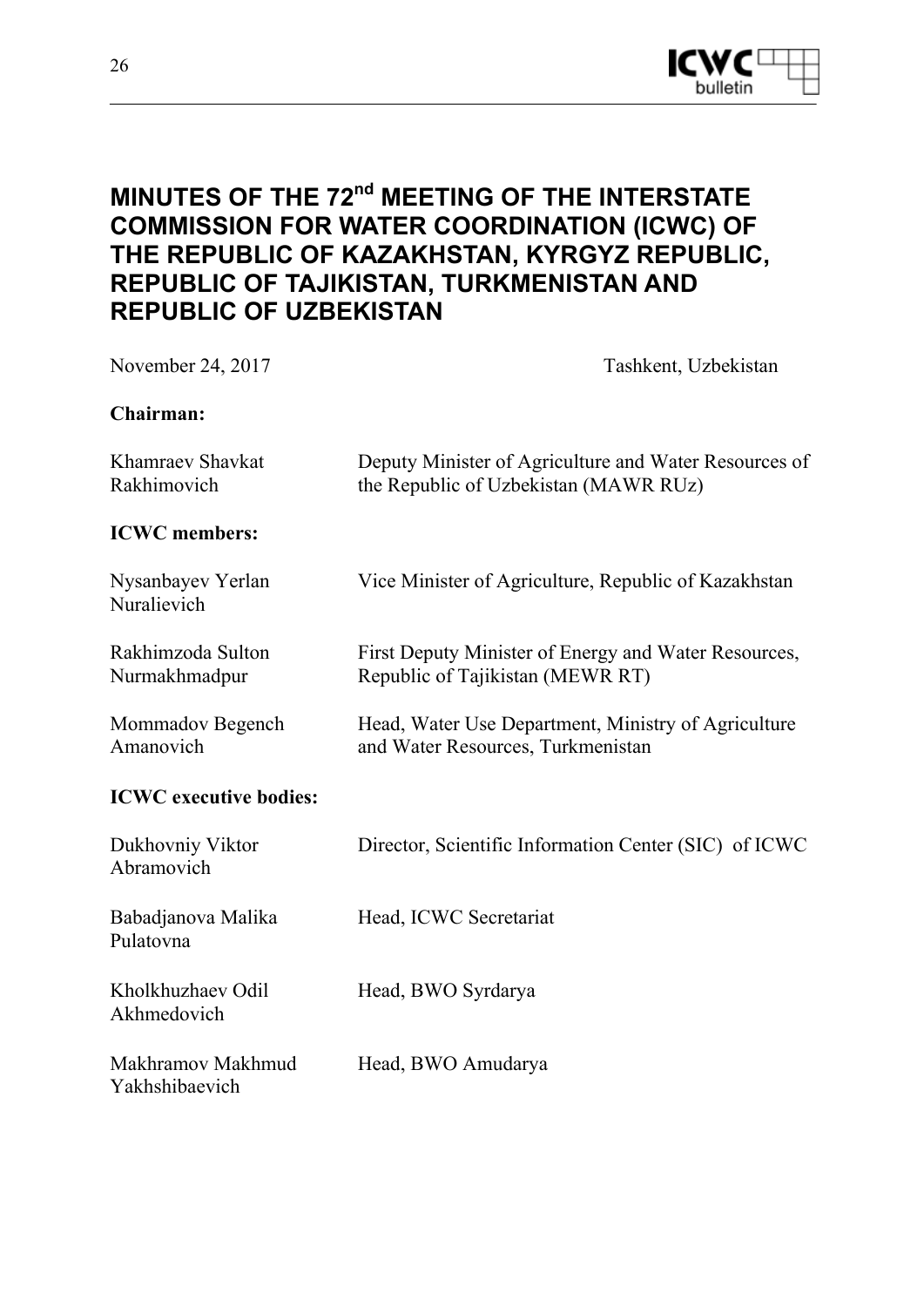# MINUTES OF THE 72nd MEETING OF THE INTERSTATE COMMISSION FOR WATER COORDINATION (ICWC) OF THE REPUBLIC OF KAZAKHSTAN, KYRGYZ REPUBLIC, REPUBLIC OF TAJIKISTAN, TURKMENISTAN AND REPUBLIC OF UZBEKISTAN

November 24, 2017 Tashkent, Uzbekistan

**Chairman:**

| | |
|---|---|
| Khamraev Shavkat Rakhimovich | Deputy Minister of Agriculture and Water Resources of the Republic of Uzbekistan (MAWR RUz) |

**ICWC members:**

| | |
|---|---|
| Nysanbayev Yerlan Nuralievich | Vice Minister of Agriculture, Republic of Kazakhstan |
| Rakhimzoda Sulton Nurmakhmadpur | First Deputy Minister of Energy and Water Resources, Republic of Tajikistan (MEWR RT) |
| Mommadov Begench Amanovich | Head, Water Use Department, Ministry of Agriculture and Water Resources, Turkmenistan |

**ICWC executive bodies:**

| | |
|---|---|
| Dukhovniy Viktor Abramovich | Director, Scientific Information Center (SIC) of ICWC |
| Babadjanova Malika Pulatovna | Head, ICWC Secretariat |
| Kholkhuzhaev Odil Akhmedovich | Head, BWO Syrdarya |
| Makhramov Makhmud Yakhshibaevich | Head, BWO Amudarya |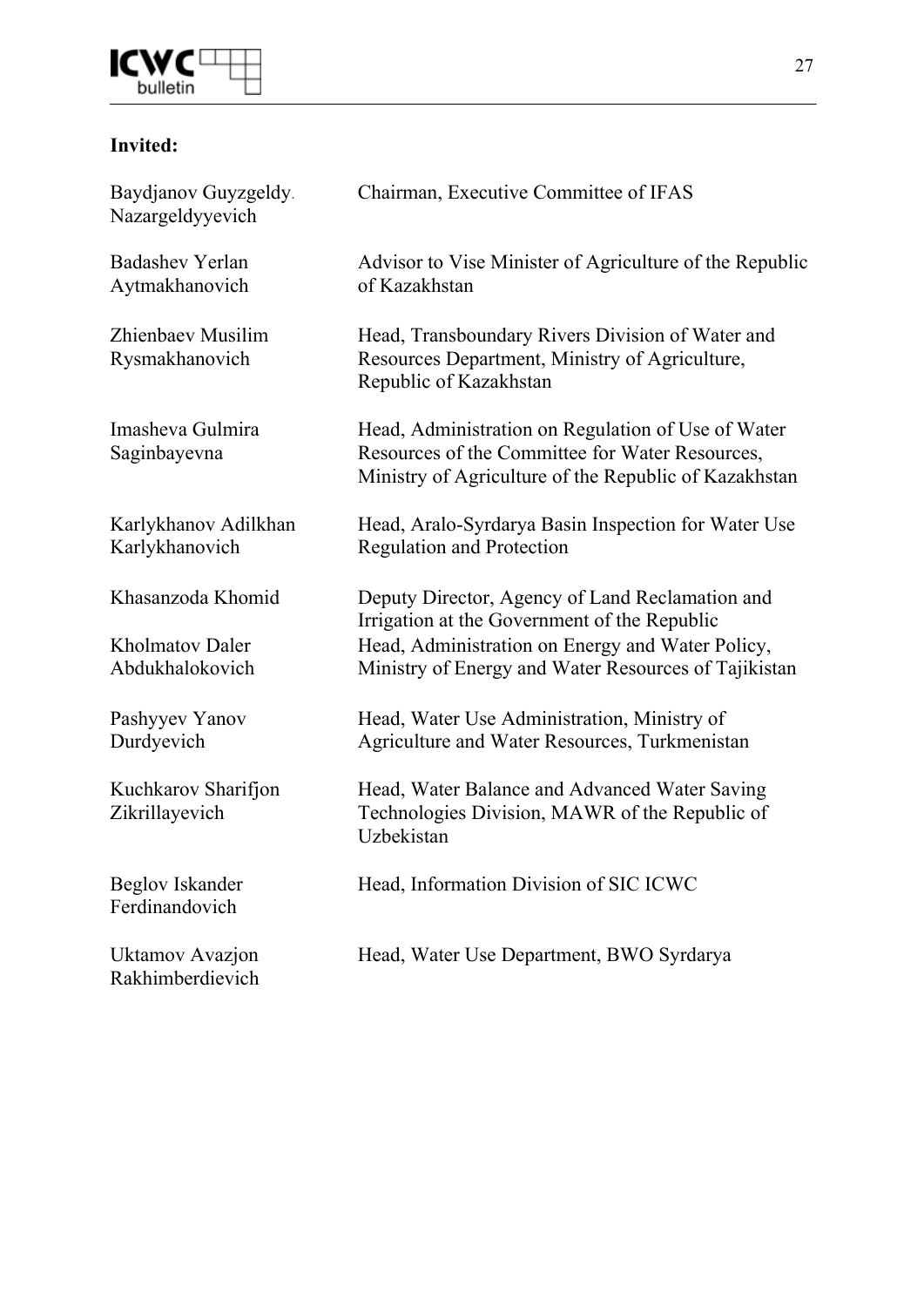**Invited:**

| | |
|---|---|
| Baydjanov Guyzgeldy. Nazargeldyyevich | Chairman, Executive Committee of IFAS |
| Badashev Yerlan Aytmakhanovich | Advisor to Vise Minister of Agriculture of the Republic of Kazakhstan |
| Zhienbaev Musilim Rysmakhanovich | Head, Transboundary Rivers Division of Water and Resources Department, Ministry of Agriculture, Republic of Kazakhstan |
| Imasheva Gulmira Saginbayevna | Head, Administration on Regulation of Use of Water Resources of the Committee for Water Resources, Ministry of Agriculture of the Republic of Kazakhstan |
| Karlykhanov Adilkhan Karlykhanovich | Head, Aralo-Syrdarya Basin Inspection for Water Use Regulation and Protection |
| Khasanzoda Khomid | Deputy Director, Agency of Land Reclamation and Irrigation at the Government of the Republic |
| Kholmatov Daler Abdukhalokovich | Head, Administration on Energy and Water Policy, Ministry of Energy and Water Resources of Tajikistan |
| Pashyyev Yanov Durdyevich | Head, Water Use Administration, Ministry of Agriculture and Water Resources, Turkmenistan |
| Kuchkarov Sharifjon Zikrillayevich | Head, Water Balance and Advanced Water Saving Technologies Division, MAWR of the Republic of Uzbekistan |
| Beglov Iskander Ferdinandovich | Head, Information Division of SIC ICWC |
| Uktamov Avazjon Rakhimberdievich | Head, Water Use Department, BWO Syrdarya |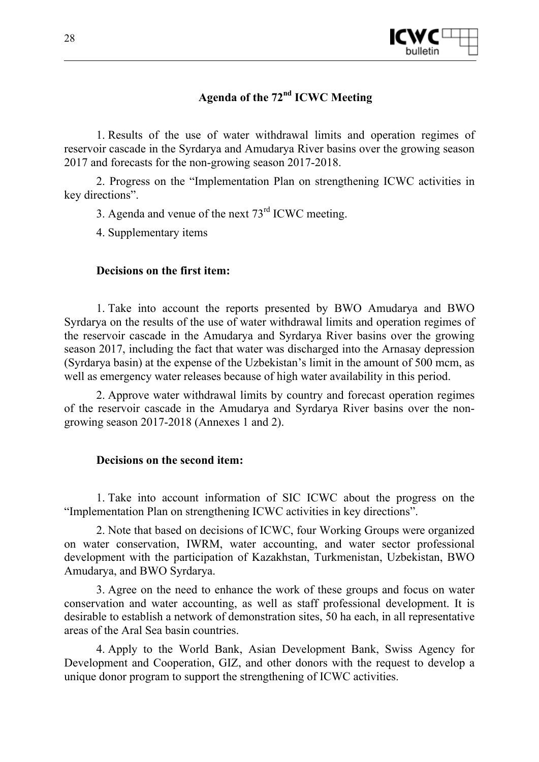## Agenda of the 72nd ICWC Meeting

1. Results of the use of water withdrawal limits and operation regimes of reservoir cascade in the Syrdarya and Amudarya River basins over the growing season 2017 and forecasts for the non-growing season 2017-2018.

2. Progress on the "Implementation Plan on strengthening ICWC activities in key directions".

3. Agenda and venue of the next 73rd ICWC meeting.

4. Supplementary items

**Decisions on the first item:**

1. Take into account the reports presented by BWO Amudarya and BWO Syrdarya on the results of the use of water withdrawal limits and operation regimes of the reservoir cascade in the Amudarya and Syrdarya River basins over the growing season 2017, including the fact that water was discharged into the Arnasay depression (Syrdarya basin) at the expense of the Uzbekistan's limit in the amount of 500 mcm, as well as emergency water releases because of high water availability in this period.

2. Approve water withdrawal limits by country and forecast operation regimes of the reservoir cascade in the Amudarya and Syrdarya River basins over the non-growing season 2017-2018 (Annexes 1 and 2).

**Decisions on the second item:**

1. Take into account information of SIC ICWC about the progress on the "Implementation Plan on strengthening ICWC activities in key directions".

2. Note that based on decisions of ICWC, four Working Groups were organized on water conservation, IWRM, water accounting, and water sector professional development with the participation of Kazakhstan, Turkmenistan, Uzbekistan, BWO Amudarya, and BWO Syrdarya.

3. Agree on the need to enhance the work of these groups and focus on water conservation and water accounting, as well as staff professional development. It is desirable to establish a network of demonstration sites, 50 ha each, in all representative areas of the Aral Sea basin countries.

4. Apply to the World Bank, Asian Development Bank, Swiss Agency for Development and Cooperation, GIZ, and other donors with the request to develop a unique donor program to support the strengthening of ICWC activities.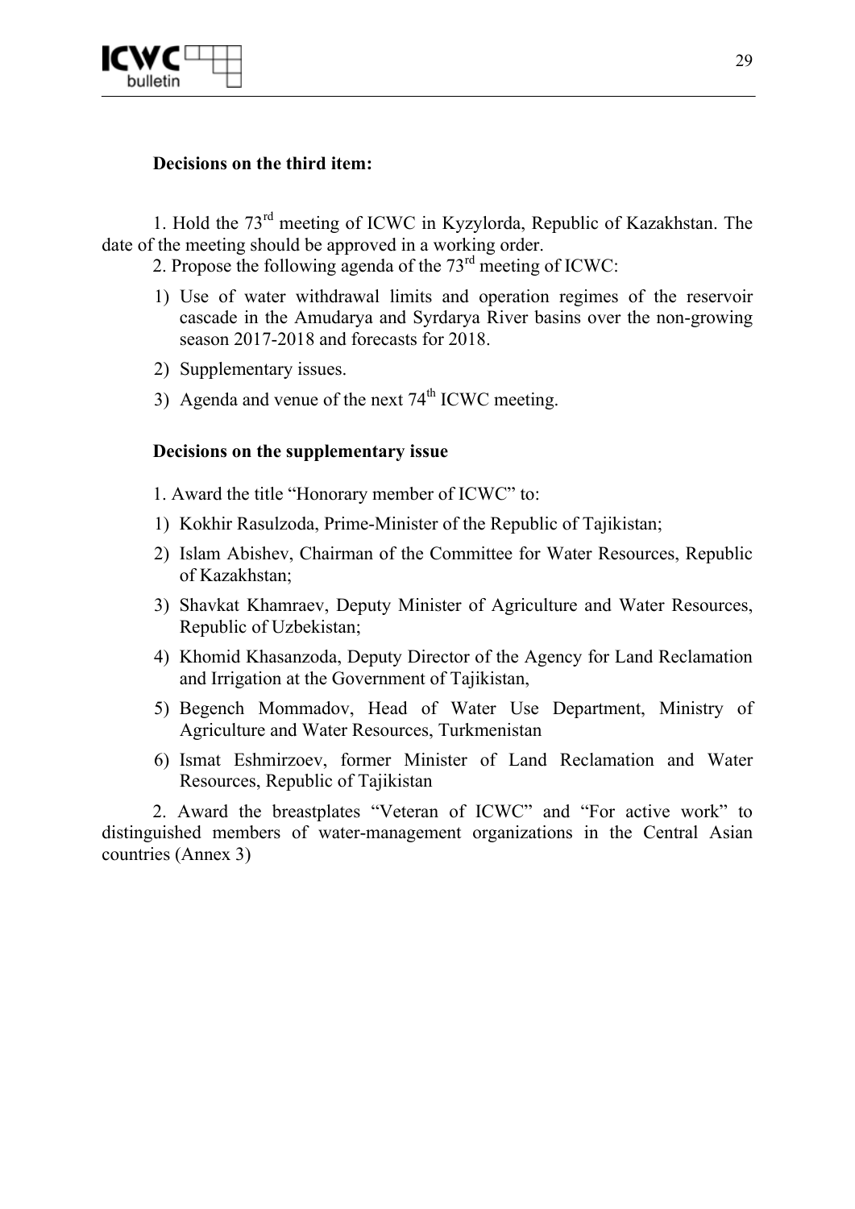**Decisions on the third item:**

1. Hold the 73rd meeting of ICWC in Kyzylorda, Republic of Kazakhstan. The date of the meeting should be approved in a working order.

2. Propose the following agenda of the 73rd meeting of ICWC:

1) Use of water withdrawal limits and operation regimes of the reservoir cascade in the Amudarya and Syrdarya River basins over the non-growing season 2017-2018 and forecasts for 2018.
2) Supplementary issues.
3) Agenda and venue of the next 74th ICWC meeting.

**Decisions on the supplementary issue**

1. Award the title "Honorary member of ICWC" to:

1) Kokhir Rasulzoda, Prime-Minister of the Republic of Tajikistan;
2) Islam Abishev, Chairman of the Committee for Water Resources, Republic of Kazakhstan;
3) Shavkat Khamraev, Deputy Minister of Agriculture and Water Resources, Republic of Uzbekistan;
4) Khomid Khasanzoda, Deputy Director of the Agency for Land Reclamation and Irrigation at the Government of Tajikistan,
5) Begench Mommadov, Head of Water Use Department, Ministry of Agriculture and Water Resources, Turkmenistan
6) Ismat Eshmirzoev, former Minister of Land Reclamation and Water Resources, Republic of Tajikistan

2. Award the breastplates "Veteran of ICWC" and "For active work" to distinguished members of water-management organizations in the Central Asian countries (Annex 3)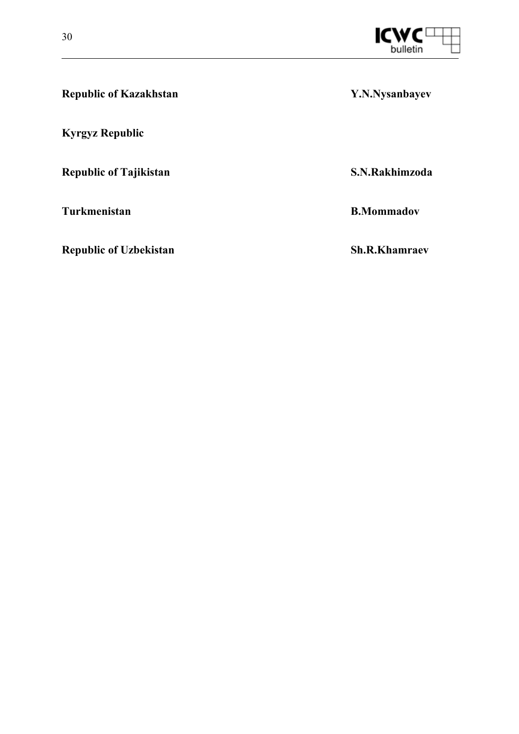| | |
|---|---|
| **Republic of Kazakhstan** | **Y.N.Nysanbayev** |
| **Kyrgyz Republic** | |
| **Republic of Tajikistan** | **S.N.Rakhimzoda** |
| **Turkmenistan** | **B.Mommadov** |
| **Republic of Uzbekistan** | **Sh.R.Khamraev** |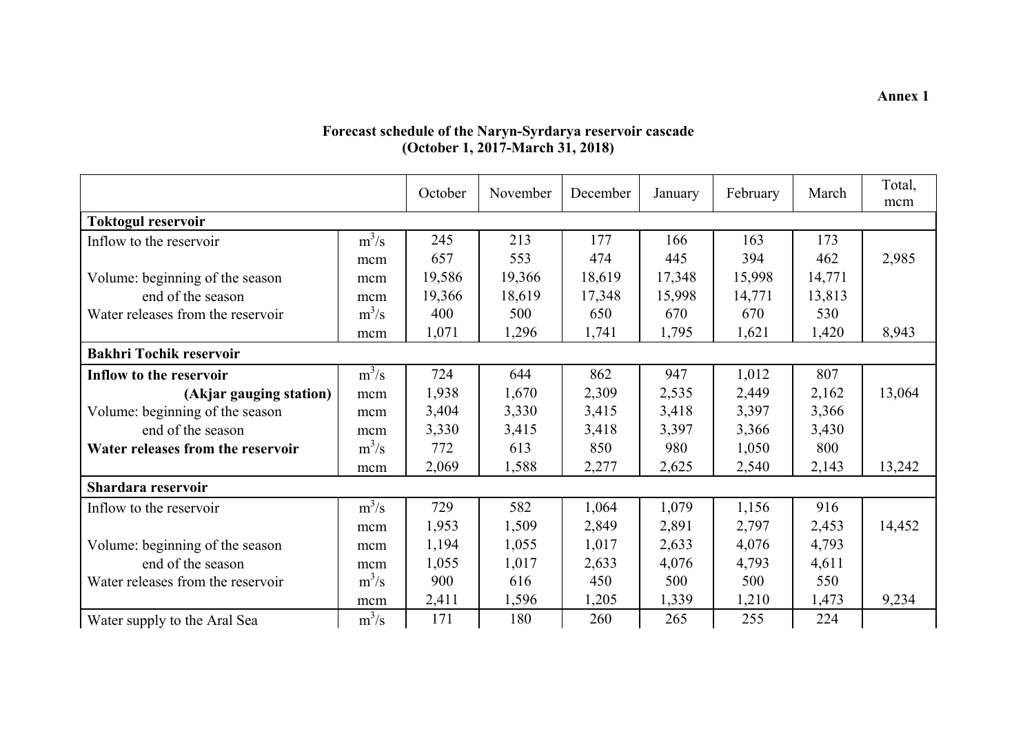**Annex 1**

**Forecast schedule of the Naryn-Syrdarya reservoir cascade**
**(October 1, 2017-March 31, 2018)**

| | | October | November | December | January | February | March | Total, mcm |
|---|---|---|---|---|---|---|---|---|
| **Toktogul reservoir** | | | | | | | | |
| Inflow to the reservoir | $m^3/s$ | 245 | 213 | 177 | 166 | 163 | 173 | |
| | mcm | 657 | 553 | 474 | 445 | 394 | 462 | 2,985 |
| Volume: beginning of the season | mcm | 19,586 | 19,366 | 18,619 | 17,348 | 15,998 | 14,771 | |
| end of the season | mcm | 19,366 | 18,619 | 17,348 | 15,998 | 14,771 | 13,813 | |
| Water releases from the reservoir | $m^3/s$ | 400 | 500 | 650 | 670 | 670 | 530 | |
| | mcm | 1,071 | 1,296 | 1,741 | 1,795 | 1,621 | 1,420 | 8,943 |
| **Bakhri Tochik reservoir** | | | | | | | | |
| **Inflow to the reservoir** | $m^3/s$ | 724 | 644 | 862 | 947 | 1,012 | 807 | |
| **(Akjar gauging station)** | mcm | 1,938 | 1,670 | 2,309 | 2,535 | 2,449 | 2,162 | 13,064 |
| Volume: beginning of the season | mcm | 3,404 | 3,330 | 3,415 | 3,418 | 3,397 | 3,366 | |
| end of the season | mcm | 3,330 | 3,415 | 3,418 | 3,397 | 3,366 | 3,430 | |
| **Water releases from the reservoir** | $m^3/s$ | 772 | 613 | 850 | 980 | 1,050 | 800 | |
| | mcm | 2,069 | 1,588 | 2,277 | 2,625 | 2,540 | 2,143 | 13,242 |
| **Shardara reservoir** | | | | | | | | |
| Inflow to the reservoir | $m^3/s$ | 729 | 582 | 1,064 | 1,079 | 1,156 | 916 | |
| | mcm | 1,953 | 1,509 | 2,849 | 2,891 | 2,797 | 2,453 | 14,452 |
| Volume: beginning of the season | mcm | 1,194 | 1,055 | 1,017 | 2,633 | 4,076 | 4,793 | |
| end of the season | mcm | 1,055 | 1,017 | 2,633 | 4,076 | 4,793 | 4,611 | |
| Water releases from the reservoir | $m^3/s$ | 900 | 616 | 450 | 500 | 500 | 550 | |
| | mcm | 2,411 | 1,596 | 1,205 | 1,339 | 1,210 | 1,473 | 9,234 |
| Water supply to the Aral Sea | $m^3/s$ | 171 | 180 | 260 | 265 | 255 | 224 | |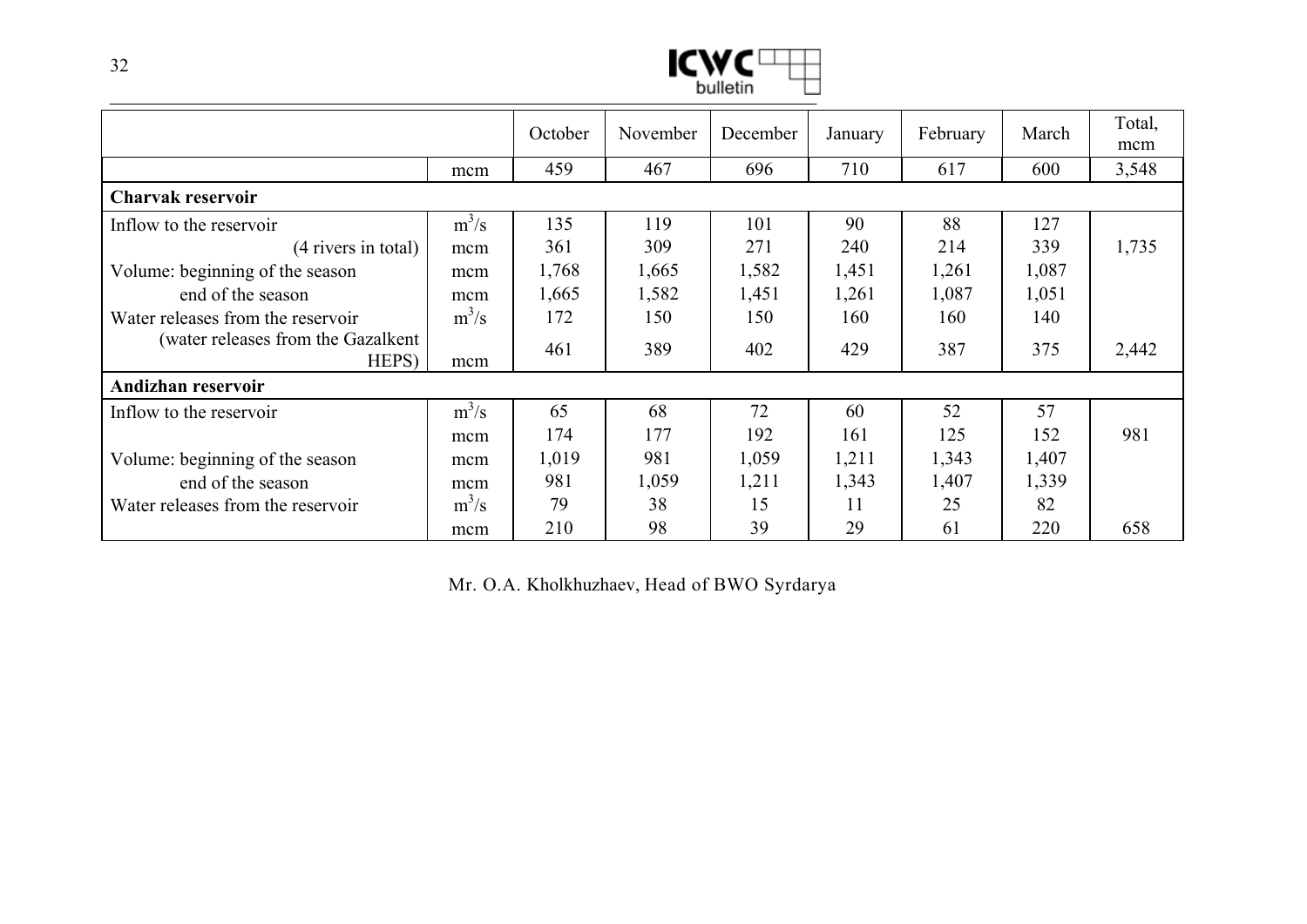| | | October | November | December | January | February | March | Total, mcm |
|---|---|---|---|---|---|---|---|---|
| | mcm | 459 | 467 | 696 | 710 | 617 | 600 | 3,548 |
| **Charvak reservoir** | | | | | | | | |
| Inflow to the reservoir | $m^3/s$ | 135 | 119 | 101 | 90 | 88 | 127 | |
| (4 rivers in total) | mcm | 361 | 309 | 271 | 240 | 214 | 339 | 1,735 |
| Volume: beginning of the season | mcm | 1,768 | 1,665 | 1,582 | 1,451 | 1,261 | 1,087 | |
| end of the season | mcm | 1,665 | 1,582 | 1,451 | 1,261 | 1,087 | 1,051 | |
| Water releases from the reservoir | $m^3/s$ | 172 | 150 | 150 | 160 | 160 | 140 | |
| (water releases from the Gazalkent HEPS) | mcm | 461 | 389 | 402 | 429 | 387 | 375 | 2,442 |
| **Andizhan reservoir** | | | | | | | | |
| Inflow to the reservoir | $m^3/s$ | 65 | 68 | 72 | 60 | 52 | 57 | |
| | mcm | 174 | 177 | 192 | 161 | 125 | 152 | 981 |
| Volume: beginning of the season | mcm | 1,019 | 981 | 1,059 | 1,211 | 1,343 | 1,407 | |
| end of the season | mcm | 981 | 1,059 | 1,211 | 1,343 | 1,407 | 1,339 | |
| Water releases from the reservoir | $m^3/s$ | 79 | 38 | 15 | 11 | 25 | 82 | |
| | mcm | 210 | 98 | 39 | 29 | 61 | 220 | 658 |

Mr. O.A. Kholkhuzhaev, Head of BWO Syrdarya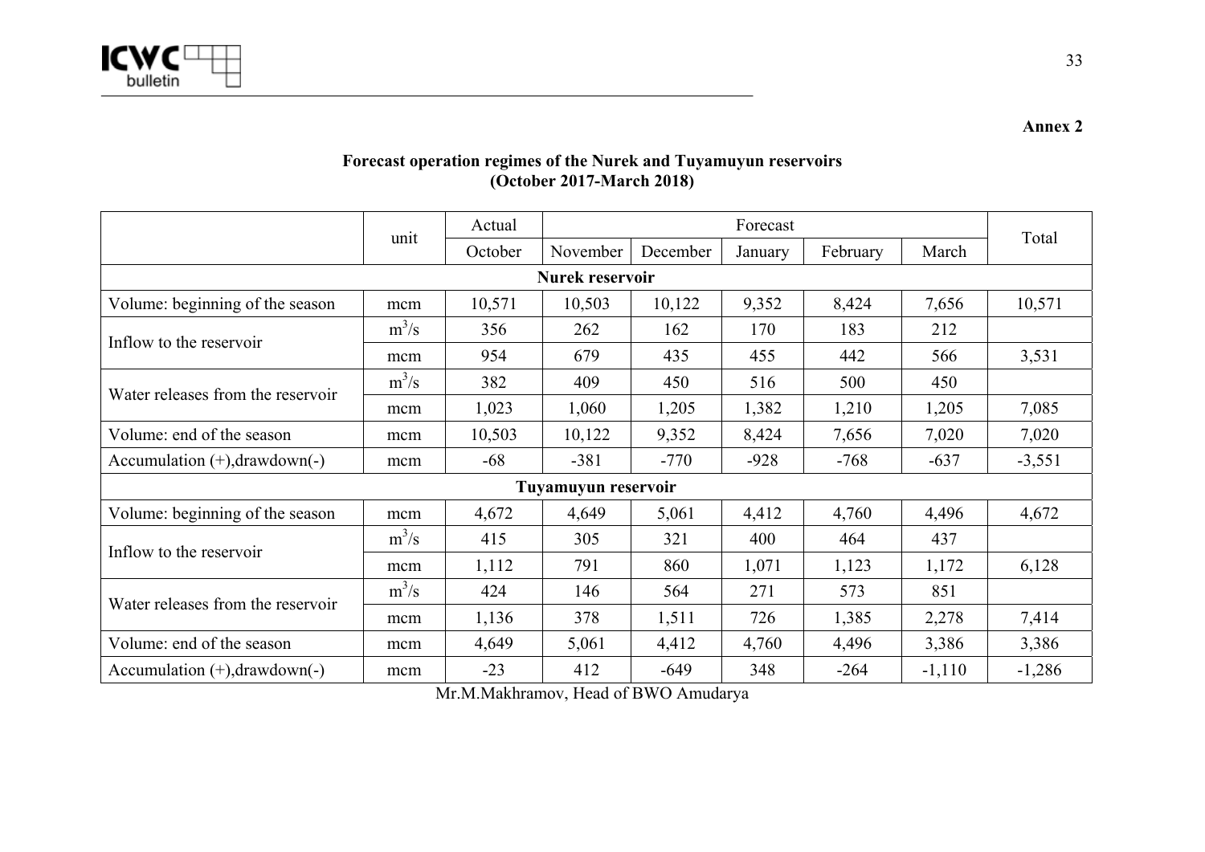**Annex 2**

**Forecast operation regimes of the Nurek and Tuyamuyun reservoirs (October 2017-March 2018)**

| | unit | Actual | Forecast | | | | | Total |
|---|---|---|---|---|---|---|---|---|
| | | October | November | December | January | February | March | |
| **Nurek reservoir** | | | | | | | | |
| Volume: beginning of the season | mcm | 10,571 | 10,503 | 10,122 | 9,352 | 8,424 | 7,656 | 10,571 |
| Inflow to the reservoir | $m^3/s$ | 356 | 262 | 162 | 170 | 183 | 212 | |
| | mcm | 954 | 679 | 435 | 455 | 442 | 566 | 3,531 |
| Water releases from the reservoir | $m^3/s$ | 382 | 409 | 450 | 516 | 500 | 450 | |
| | mcm | 1,023 | 1,060 | 1,205 | 1,382 | 1,210 | 1,205 | 7,085 |
| Volume: end of the season | mcm | 10,503 | 10,122 | 9,352 | 8,424 | 7,656 | 7,020 | 7,020 |
| Accumulation (+),drawdown(-) | mcm | -68 | -381 | -770 | -928 | -768 | -637 | -3,551 |
| **Tuyamuyun reservoir** | | | | | | | | |
| Volume: beginning of the season | mcm | 4,672 | 4,649 | 5,061 | 4,412 | 4,760 | 4,496 | 4,672 |
| Inflow to the reservoir | $m^3/s$ | 415 | 305 | 321 | 400 | 464 | 437 | |
| | mcm | 1,112 | 791 | 860 | 1,071 | 1,123 | 1,172 | 6,128 |
| Water releases from the reservoir | $m^3/s$ | 424 | 146 | 564 | 271 | 573 | 851 | |
| | mcm | 1,136 | 378 | 1,511 | 726 | 1,385 | 2,278 | 7,414 |
| Volume: end of the season | mcm | 4,649 | 5,061 | 4,412 | 4,760 | 4,496 | 3,386 | 3,386 |
| Accumulation (+),drawdown(-) | mcm | -23 | 412 | -649 | 348 | -264 | -1,110 | -1,286 |

Mr.M.Makhramov, Head of BWO Amudarya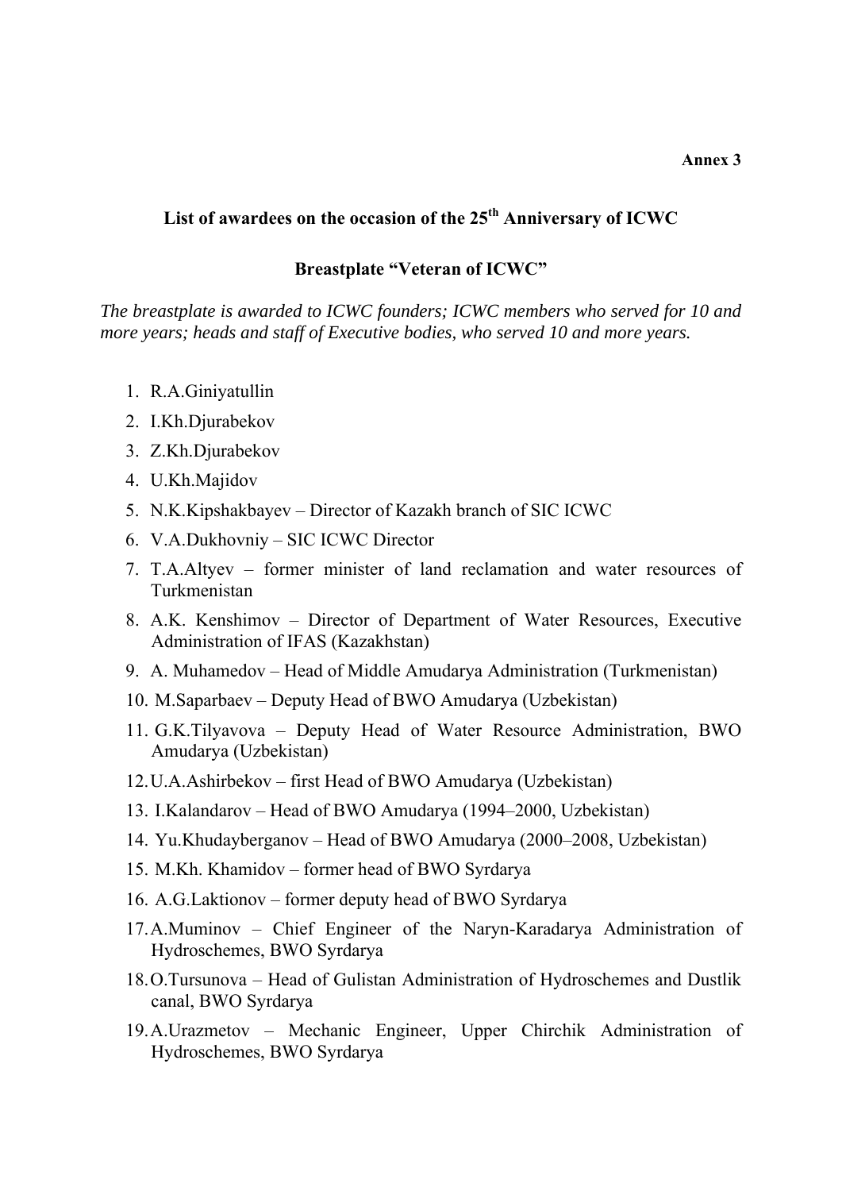**Annex 3**

## List of awardees on the occasion of the 25$^{th}$ Anniversary of ICWC

### Breastplate "Veteran of ICWC"

*The breastplate is awarded to ICWC founders; ICWC members who served for 10 and more years; heads and staff of Executive bodies, who served 10 and more years.*

1. R.A.Giniyatullin
2. I.Kh.Djurabekov
3. Z.Kh.Djurabekov
4. U.Kh.Majidov
5. N.K.Kipshakbayev – Director of Kazakh branch of SIC ICWC
6. V.A.Dukhovniy – SIC ICWC Director
7. T.A.Altyev – former minister of land reclamation and water resources of Turkmenistan
8. A.K. Kenshimov – Director of Department of Water Resources, Executive Administration of IFAS (Kazakhstan)
9. A. Muhamedov – Head of Middle Amudarya Administration (Turkmenistan)
10. M.Saparbaev – Deputy Head of BWO Amudarya (Uzbekistan)
11. G.K.Tilyavova – Deputy Head of Water Resource Administration, BWO Amudarya (Uzbekistan)
12. U.A.Ashirbekov – first Head of BWO Amudarya (Uzbekistan)
13. I.Kalandarov – Head of BWO Amudarya (1994–2000, Uzbekistan)
14. Yu.Khudayberganov – Head of BWO Amudarya (2000–2008, Uzbekistan)
15. M.Kh. Khamidov – former head of BWO Syrdarya
16. A.G.Laktionov – former deputy head of BWO Syrdarya
17. A.Muminov – Chief Engineer of the Naryn-Karadarya Administration of Hydroschemes, BWO Syrdarya
18. O.Tursunova – Head of Gulistan Administration of Hydroschemes and Dustlik canal, BWO Syrdarya
19. A.Urazmetov – Mechanic Engineer, Upper Chirchik Administration of Hydroschemes, BWO Syrdarya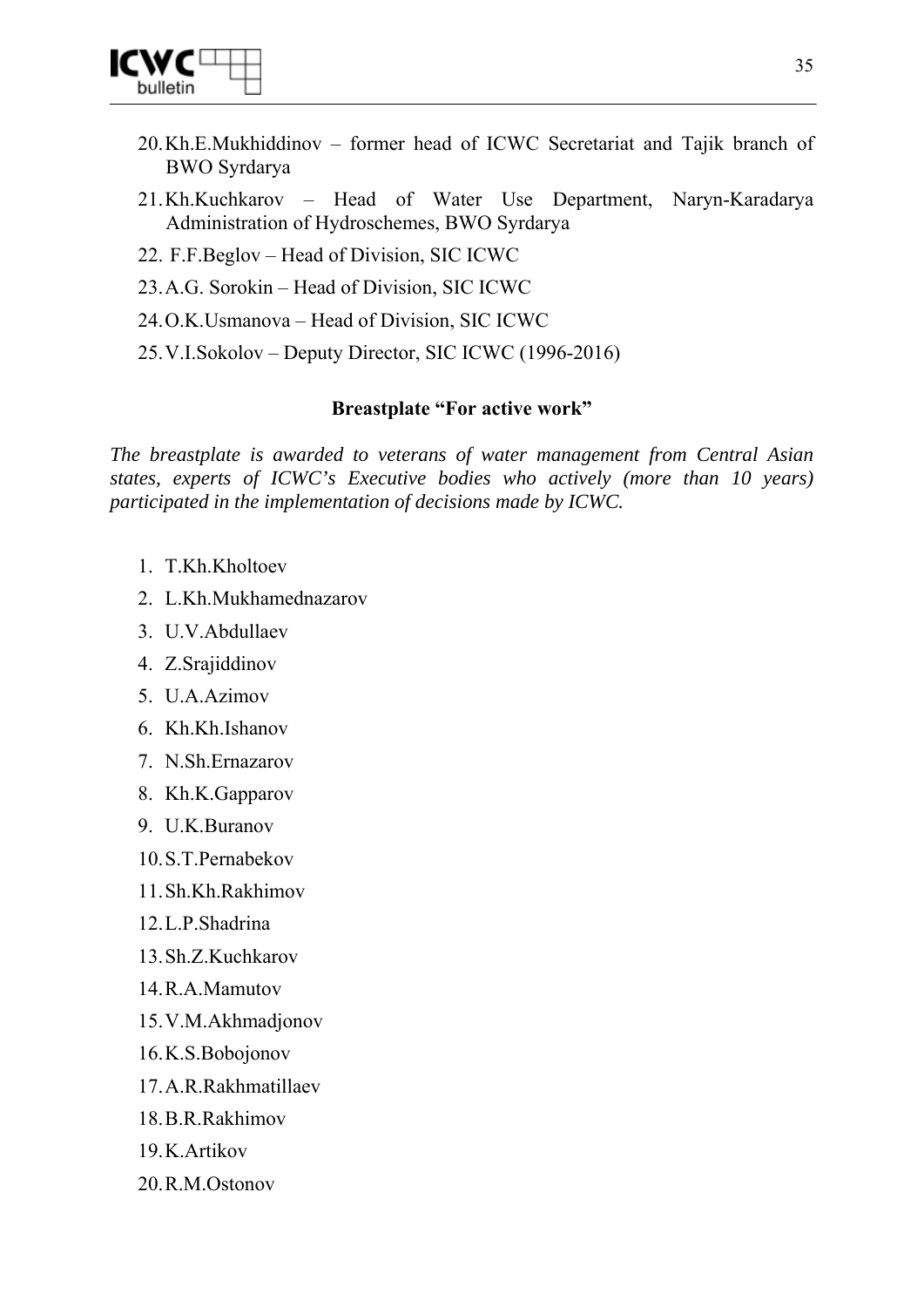20. Kh.E.Mukhiddinov – former head of ICWC Secretariat and Tajik branch of BWO Syrdarya
21. Kh.Kuchkarov – Head of Water Use Department, Naryn-Karadarya Administration of Hydroschemes, BWO Syrdarya
22. F.F.Beglov – Head of Division, SIC ICWC
23. A.G. Sorokin – Head of Division, SIC ICWC
24. O.K.Usmanova – Head of Division, SIC ICWC
25. V.I.Sokolov – Deputy Director, SIC ICWC (1996-2016)

### Breastplate "For active work"

*The breastplate is awarded to veterans of water management from Central Asian states, experts of ICWC's Executive bodies who actively (more than 10 years) participated in the implementation of decisions made by ICWC.*

1. T.Kh.Kholtoev
2. L.Kh.Mukhamednazarov
3. U.V.Abdullaev
4. Z.Srajiddinov
5. U.A.Azimov
6. Kh.Kh.Ishanov
7. N.Sh.Ernazarov
8. Kh.K.Gapparov
9. U.K.Buranov
10. S.T.Pernabekov
11. Sh.Kh.Rakhimov
12. L.P.Shadrina
13. Sh.Z.Kuchkarov
14. R.A.Mamutov
15. V.M.Akhmadjonov
16. K.S.Bobojonov
17. A.R.Rakhmatillaev
18. B.R.Rakhimov
19. K.Artikov
20. R.M.Ostonov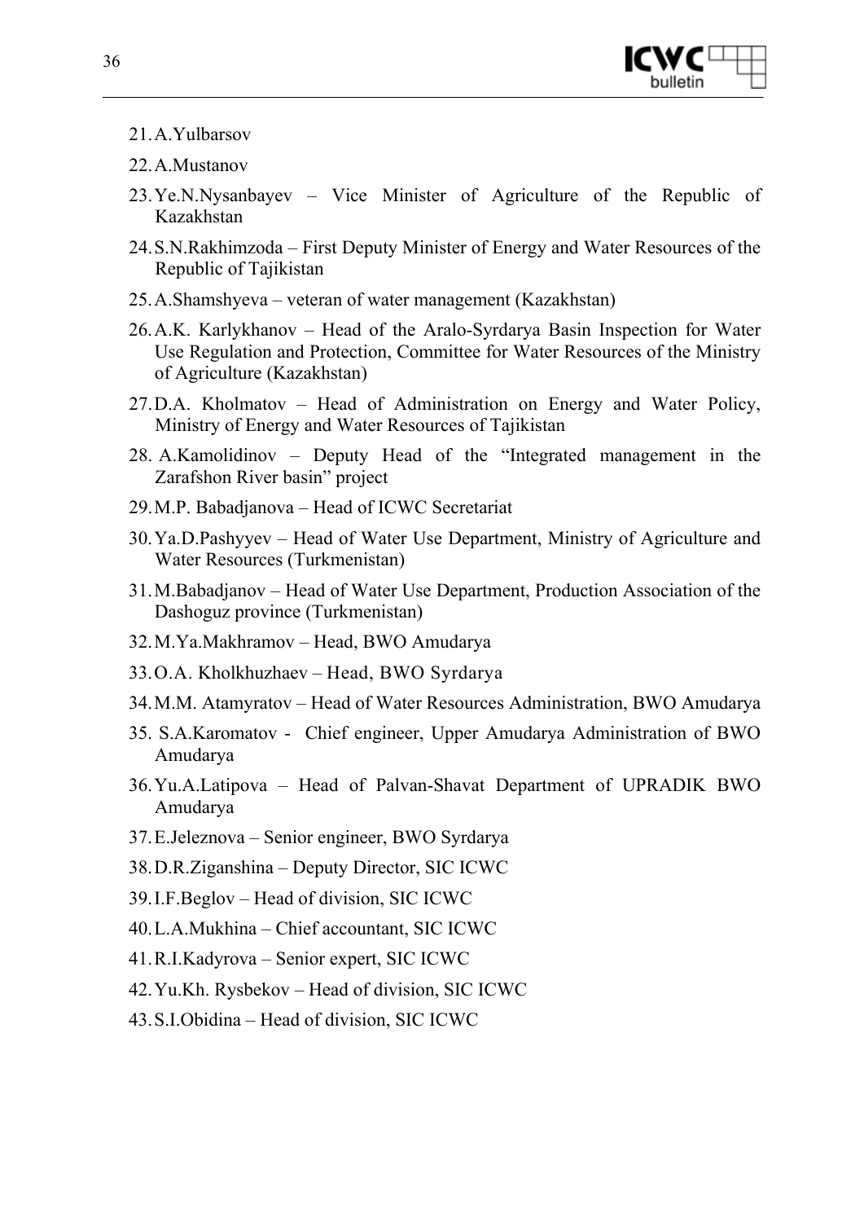21. A.Yulbarsov
22. A.Mustanov
23. Ye.N.Nysanbayev – Vice Minister of Agriculture of the Republic of Kazakhstan
24. S.N.Rakhimzoda – First Deputy Minister of Energy and Water Resources of the Republic of Tajikistan
25. A.Shamshyeva – veteran of water management (Kazakhstan)
26. A.K. Karlykhanov – Head of the Aralo-Syrdarya Basin Inspection for Water Use Regulation and Protection, Committee for Water Resources of the Ministry of Agriculture (Kazakhstan)
27. D.A. Kholmatov – Head of Administration on Energy and Water Policy, Ministry of Energy and Water Resources of Tajikistan
28. A.Kamolidinov – Deputy Head of the "Integrated management in the Zarafshon River basin" project
29. M.P. Babadjanova – Head of ICWC Secretariat
30. Ya.D.Pashyyev – Head of Water Use Department, Ministry of Agriculture and Water Resources (Turkmenistan)
31. M.Babadjanov – Head of Water Use Department, Production Association of the Dashoguz province (Turkmenistan)
32. M.Ya.Makhramov – Head, BWO Amudarya
33. O.A. Kholkhuzhaev – Head, BWO Syrdarya
34. M.M. Atamyratov – Head of Water Resources Administration, BWO Amudarya
35. S.A.Karomatov - Chief engineer, Upper Amudarya Administration of BWO Amudarya
36. Yu.A.Latipova – Head of Palvan-Shavat Department of UPRADIK BWO Amudarya
37. E.Jeleznova – Senior engineer, BWO Syrdarya
38. D.R.Ziganshina – Deputy Director, SIC ICWC
39. I.F.Beglov – Head of division, SIC ICWC
40. L.A.Mukhina – Chief accountant, SIC ICWC
41. R.I.Kadyrova – Senior expert, SIC ICWC
42. Yu.Kh. Rysbekov – Head of division, SIC ICWC
43. S.I.Obidina – Head of division, SIC ICWC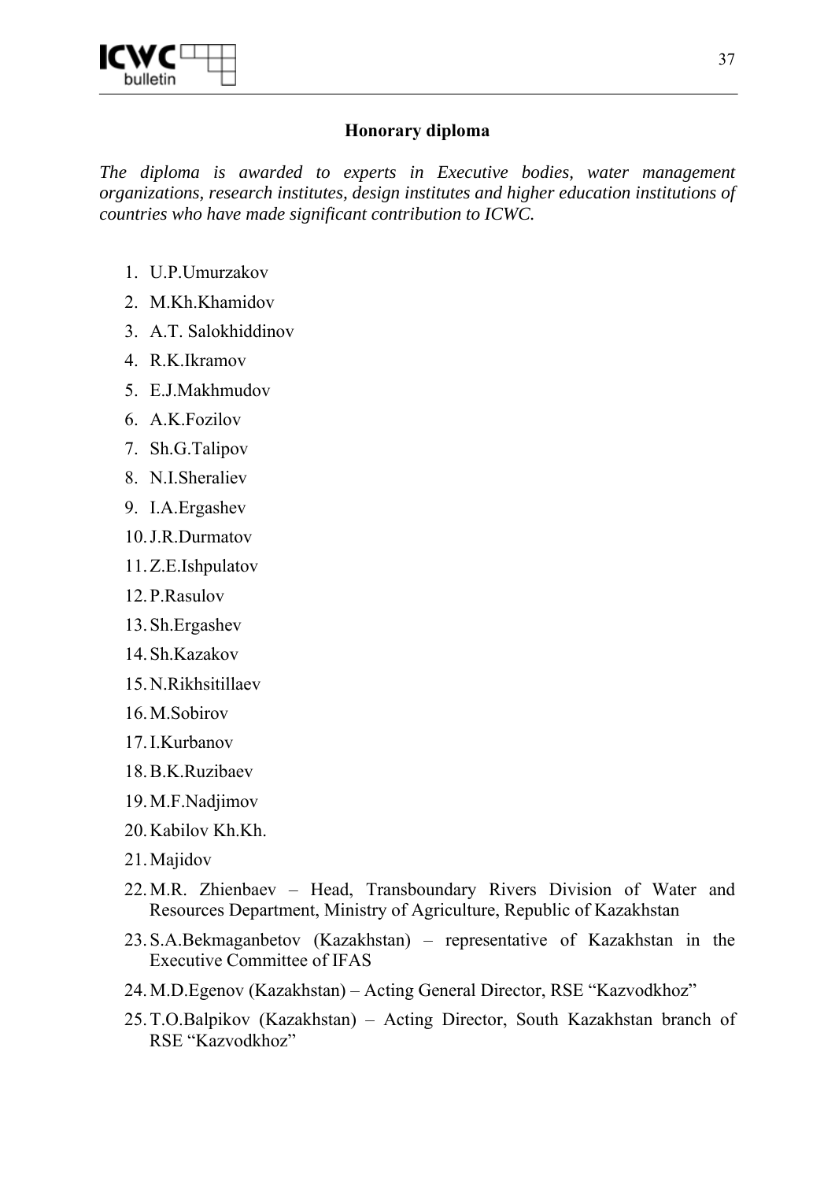## Honorary diploma

*The diploma is awarded to experts in Executive bodies, water management organizations, research institutes, design institutes and higher education institutions of countries who have made significant contribution to ICWC.*

1. U.P.Umurzakov
2. M.Kh.Khamidov
3. A.T. Salokhiddinov
4. R.K.Ikramov
5. E.J.Makhmudov
6. A.K.Fozilov
7. Sh.G.Talipov
8. N.I.Sheraliev
9. I.A.Ergashev
10. J.R.Durmatov
11. Z.E.Ishpulatov
12. P.Rasulov
13. Sh.Ergashev
14. Sh.Kazakov
15. N.Rikhsitillaev
16. M.Sobirov
17. I.Kurbanov
18. B.K.Ruzibaev
19. M.F.Nadjimov
20. Kabilov Kh.Kh.
21. Majidov
22. M.R. Zhienbaev – Head, Transboundary Rivers Division of Water and Resources Department, Ministry of Agriculture, Republic of Kazakhstan
23. S.A.Bekmaganbetov (Kazakhstan) – representative of Kazakhstan in the Executive Committee of IFAS
24. M.D.Egenov (Kazakhstan) – Acting General Director, RSE "Kazvodkhoz"
25. T.O.Balpikov (Kazakhstan) – Acting Director, South Kazakhstan branch of RSE "Kazvodkhoz"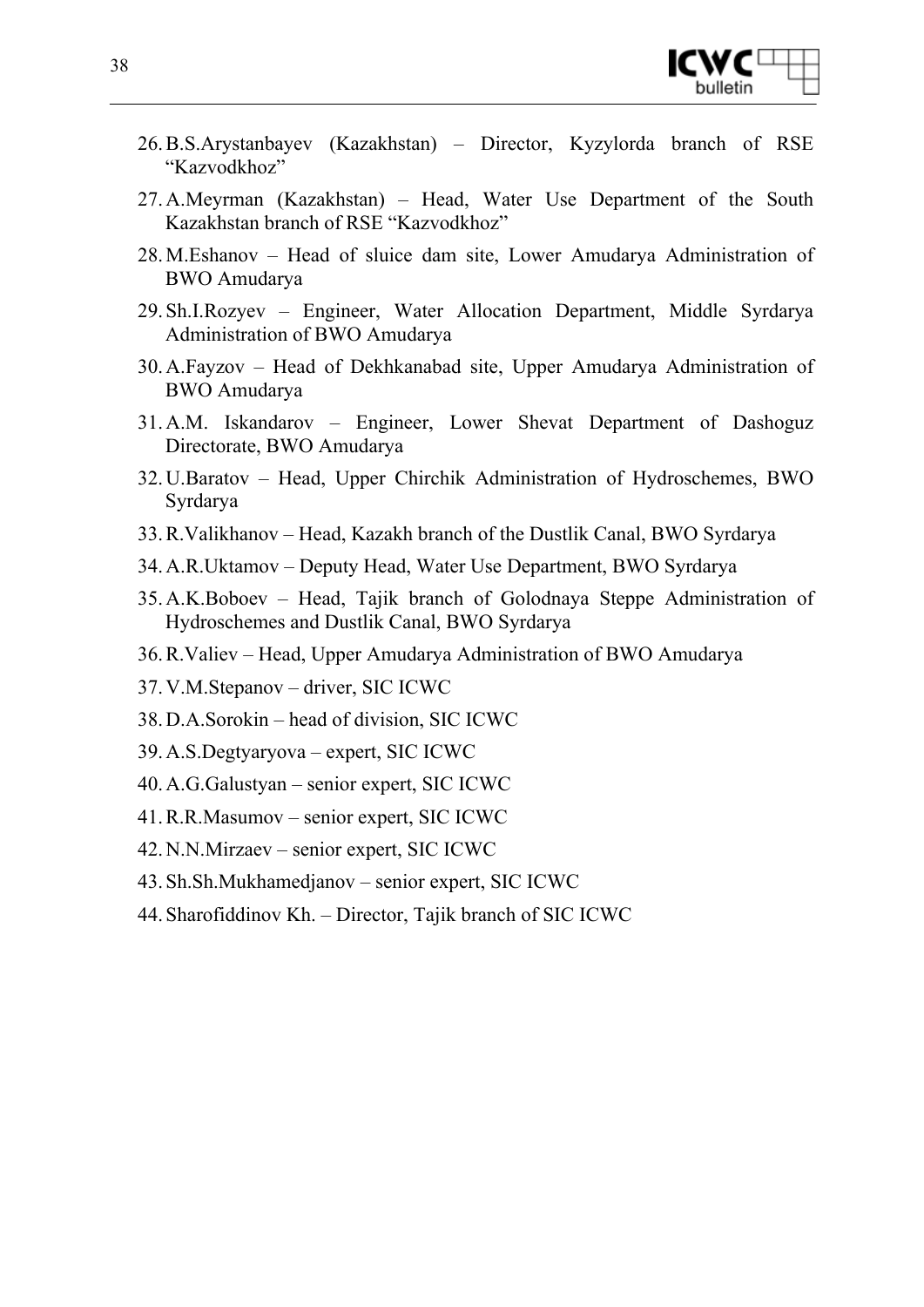26. B.S.Arystanbayev (Kazakhstan) – Director, Kyzylorda branch of RSE "Kazvodkhoz"
27. A.Meyrman (Kazakhstan) – Head, Water Use Department of the South Kazakhstan branch of RSE "Kazvodkhoz"
28. M.Eshanov – Head of sluice dam site, Lower Amudarya Administration of BWO Amudarya
29. Sh.I.Rozyev – Engineer, Water Allocation Department, Middle Syrdarya Administration of BWO Amudarya
30. A.Fayzov – Head of Dekhkanabad site, Upper Amudarya Administration of BWO Amudarya
31. A.M. Iskandarov – Engineer, Lower Shevat Department of Dashoguz Directorate, BWO Amudarya
32. U.Baratov – Head, Upper Chirchik Administration of Hydroschemes, BWO Syrdarya
33. R.Valikhanov – Head, Kazakh branch of the Dustlik Canal, BWO Syrdarya
34. A.R.Uktamov – Deputy Head, Water Use Department, BWO Syrdarya
35. A.K.Boboev – Head, Tajik branch of Golodnaya Steppe Administration of Hydroschemes and Dustlik Canal, BWO Syrdarya
36. R.Valiev – Head, Upper Amudarya Administration of BWO Amudarya
37. V.M.Stepanov – driver, SIC ICWC
38. D.A.Sorokin – head of division, SIC ICWC
39. A.S.Degtyaryova – expert, SIC ICWC
40. A.G.Galustyan – senior expert, SIC ICWC
41. R.R.Masumov – senior expert, SIC ICWC
42. N.N.Mirzaev – senior expert, SIC ICWC
43. Sh.Sh.Mukhamedjanov – senior expert, SIC ICWC
44. Sharofiddinov Kh. – Director, Tajik branch of SIC ICWC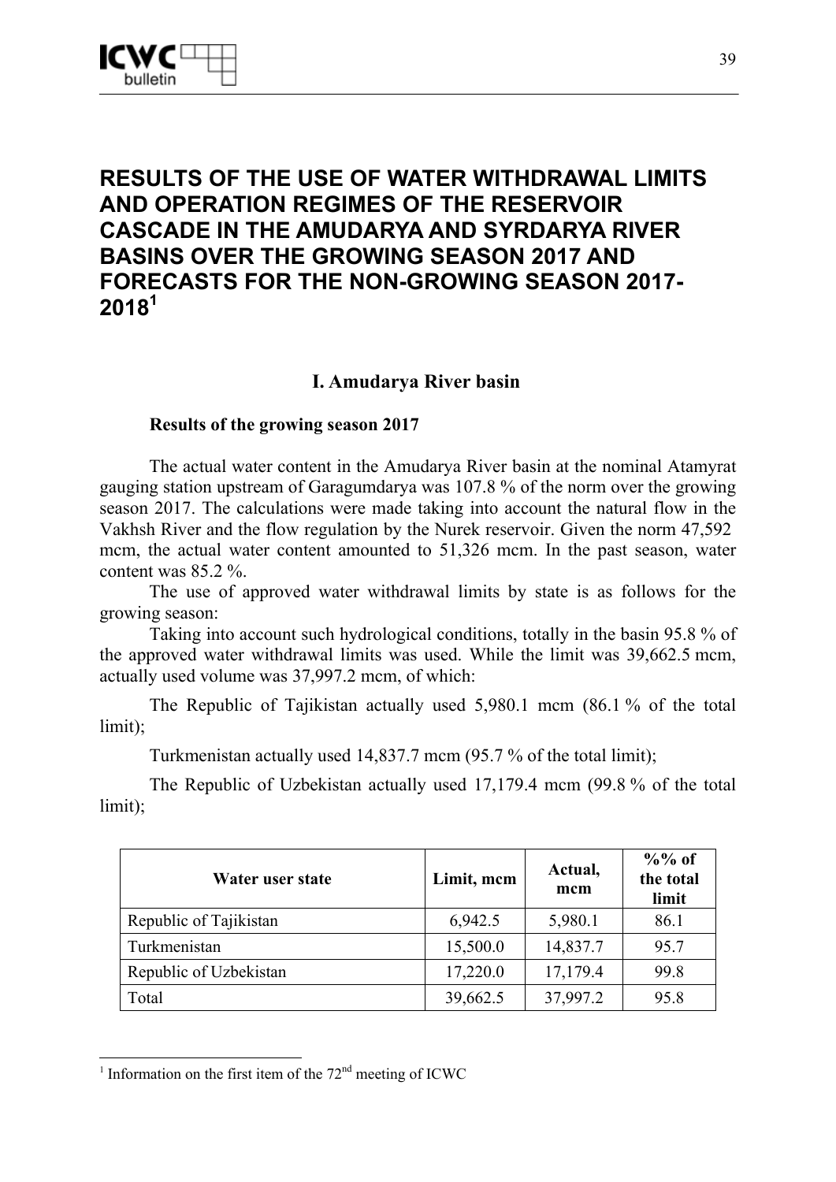# RESULTS OF THE USE OF WATER WITHDRAWAL LIMITS AND OPERATION REGIMES OF THE RESERVOIR CASCADE IN THE AMUDARYA AND SYRDARYA RIVER BASINS OVER THE GROWING SEASON 2017 AND FORECASTS FOR THE NON-GROWING SEASON 2017-2018[1]

## I. Amudarya River basin

### Results of the growing season 2017

The actual water content in the Amudarya River basin at the nominal Atamyrat gauging station upstream of Garagumdarya was 107.8 % of the norm over the growing season 2017. The calculations were made taking into account the natural flow in the Vakhsh River and the flow regulation by the Nurek reservoir. Given the norm 47,592 mcm, the actual water content amounted to 51,326 mcm. In the past season, water content was 85.2 %.

The use of approved water withdrawal limits by state is as follows for the growing season:

Taking into account such hydrological conditions, totally in the basin 95.8 % of the approved water withdrawal limits was used. While the limit was 39,662.5 mcm, actually used volume was 37,997.2 mcm, of which:

The Republic of Tajikistan actually used 5,980.1 mcm (86.1 % of the total limit);

Turkmenistan actually used 14,837.7 mcm (95.7 % of the total limit);

The Republic of Uzbekistan actually used 17,179.4 mcm (99.8 % of the total limit);

| Water user state | Limit, mcm | Actual, mcm | %% of the total limit |
|---|---|---|---|
| Republic of Tajikistan | 6,942.5 | 5,980.1 | 86.1 |
| Turkmenistan | 15,500.0 | 14,837.7 | 95.7 |
| Republic of Uzbekistan | 17,220.0 | 17,179.4 | 99.8 |
| Total | 39,662.5 | 37,997.2 | 95.8 |

[1] Information on the first item of the 72nd meeting of ICWC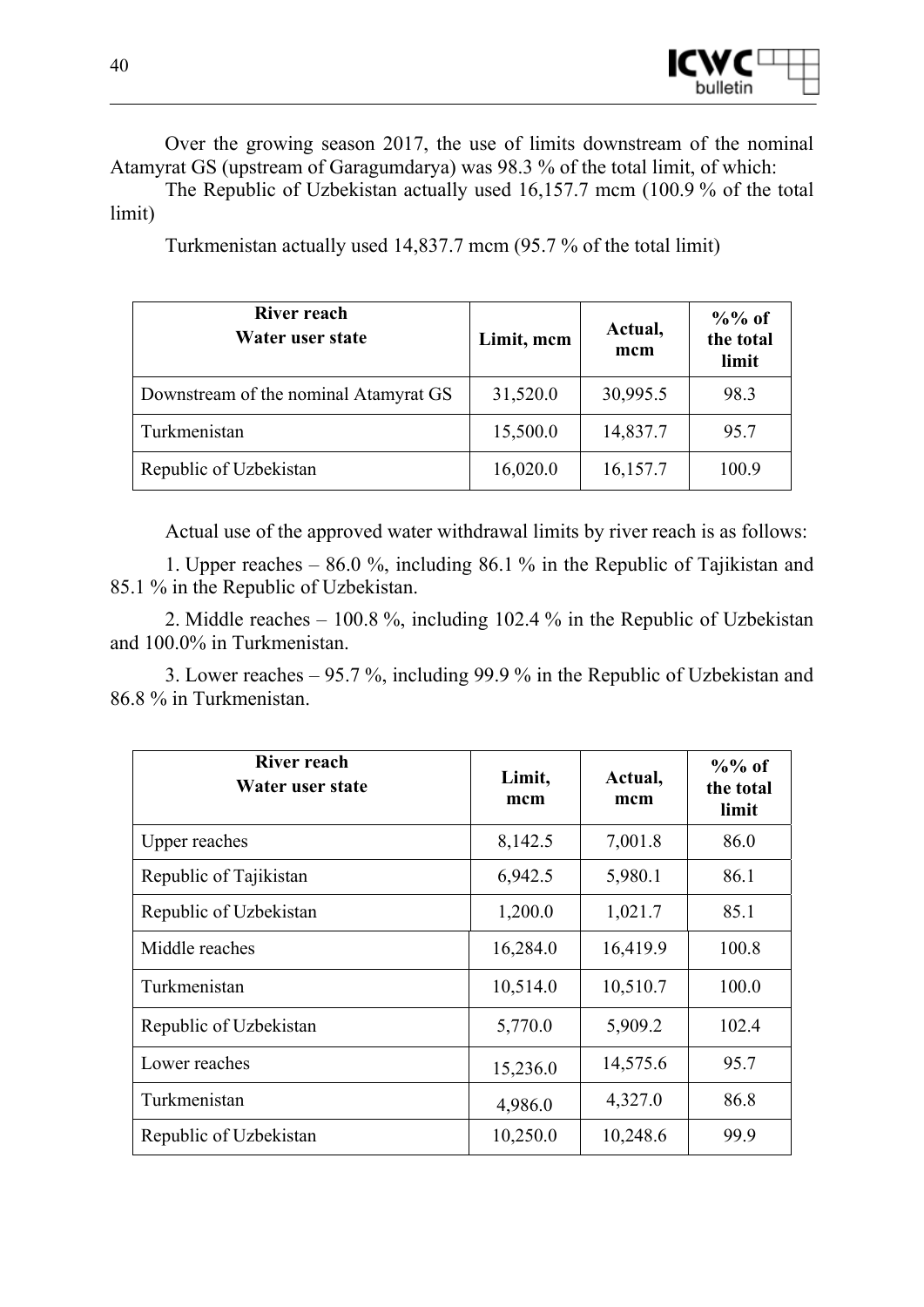Over the growing season 2017, the use of limits downstream of the nominal Atamyrat GS (upstream of Garagumdarya) was 98.3 % of the total limit, of which:

The Republic of Uzbekistan actually used 16,157.7 mcm (100.9 % of the total limit)

Turkmenistan actually used 14,837.7 mcm (95.7 % of the total limit)

| River reach<br>Water user state | Limit, mcm | Actual, mcm | %% of the total limit |
|---|---|---|---|
| Downstream of the nominal Atamyrat GS | 31,520.0 | 30,995.5 | 98.3 |
| Turkmenistan | 15,500.0 | 14,837.7 | 95.7 |
| Republic of Uzbekistan | 16,020.0 | 16,157.7 | 100.9 |

Actual use of the approved water withdrawal limits by river reach is as follows:

1. Upper reaches – 86.0 %, including 86.1 % in the Republic of Tajikistan and 85.1 % in the Republic of Uzbekistan.

2. Middle reaches – 100.8 %, including 102.4 % in the Republic of Uzbekistan and 100.0% in Turkmenistan.

3. Lower reaches – 95.7 %, including 99.9 % in the Republic of Uzbekistan and 86.8 % in Turkmenistan.

| River reach<br>Water user state | Limit, mcm | Actual, mcm | %% of the total limit |
|---|---|---|---|
| Upper reaches | 8,142.5 | 7,001.8 | 86.0 |
| Republic of Tajikistan | 6,942.5 | 5,980.1 | 86.1 |
| Republic of Uzbekistan | 1,200.0 | 1,021.7 | 85.1 |
| Middle reaches | 16,284.0 | 16,419.9 | 100.8 |
| Turkmenistan | 10,514.0 | 10,510.7 | 100.0 |
| Republic of Uzbekistan | 5,770.0 | 5,909.2 | 102.4 |
| Lower reaches | 15,236.0 | 14,575.6 | 95.7 |
| Turkmenistan | 4,986.0 | 4,327.0 | 86.8 |
| Republic of Uzbekistan | 10,250.0 | 10,248.6 | 99.9 |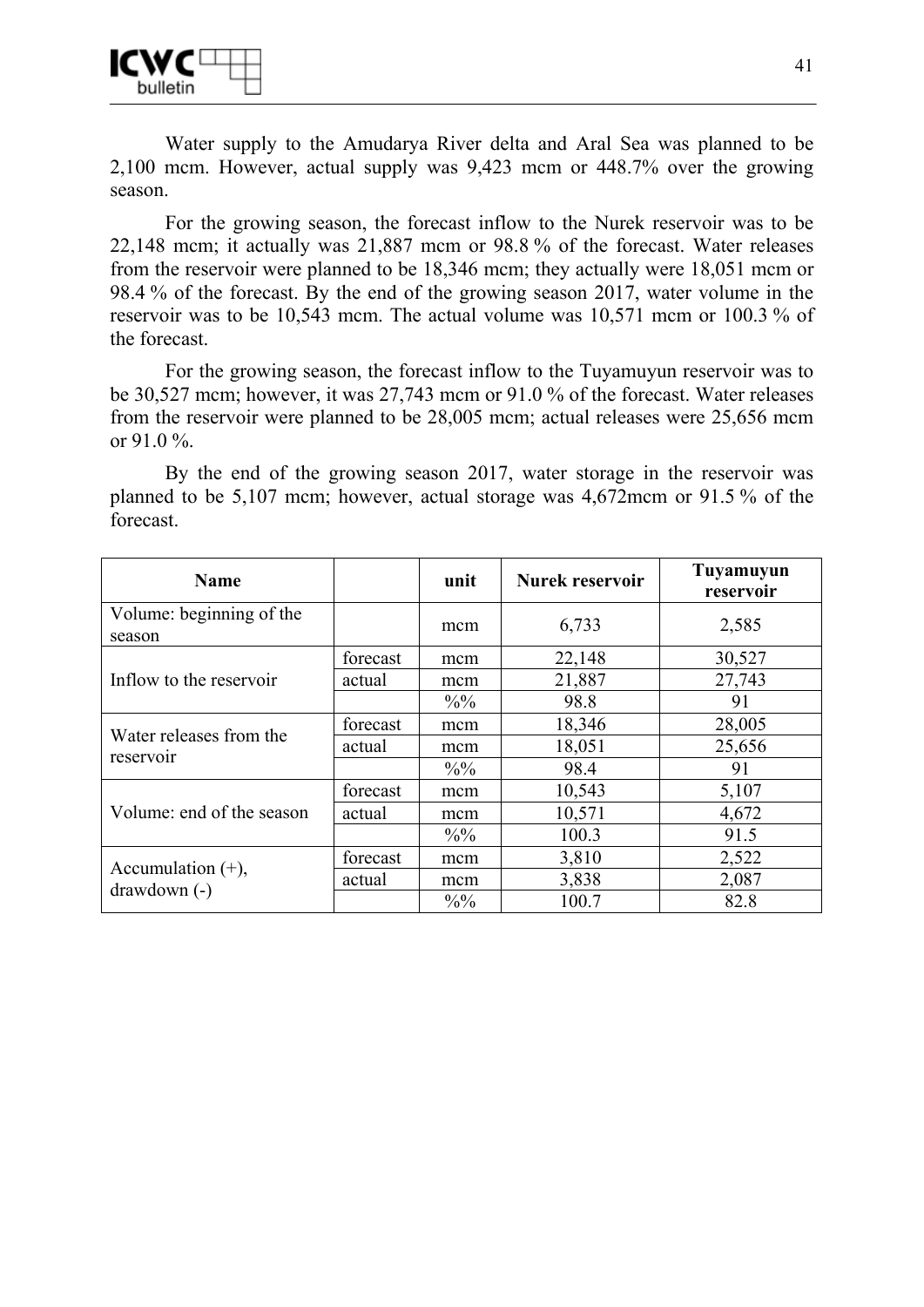Water supply to the Amudarya River delta and Aral Sea was planned to be 2,100 mcm. However, actual supply was 9,423 mcm or 448.7% over the growing season.

For the growing season, the forecast inflow to the Nurek reservoir was to be 22,148 mcm; it actually was 21,887 mcm or 98.8 % of the forecast. Water releases from the reservoir were planned to be 18,346 mcm; they actually were 18,051 mcm or 98.4 % of the forecast. By the end of the growing season 2017, water volume in the reservoir was to be 10,543 mcm. The actual volume was 10,571 mcm or 100.3 % of the forecast.

For the growing season, the forecast inflow to the Tuyamuyun reservoir was to be 30,527 mcm; however, it was 27,743 mcm or 91.0 % of the forecast. Water releases from the reservoir were planned to be 28,005 mcm; actual releases were 25,656 mcm or 91.0 %.

By the end of the growing season 2017, water storage in the reservoir was planned to be 5,107 mcm; however, actual storage was 4,672mcm or 91.5 % of the forecast.

| **Name** | | **unit** | **Nurek reservoir** | **Tuyamuyun reservoir** |
|---|---|---|---|---|
| Volume: beginning of the season | | mcm | 6,733 | 2,585 |
| Inflow to the reservoir | forecast | mcm | 22,148 | 30,527 |
| | actual | mcm | 21,887 | 27,743 |
| | | %% | 98.8 | 91 |
| Water releases from the reservoir | forecast | mcm | 18,346 | 28,005 |
| | actual | mcm | 18,051 | 25,656 |
| | | %% | 98.4 | 91 |
| Volume: end of the season | forecast | mcm | 10,543 | 5,107 |
| | actual | mcm | 10,571 | 4,672 |
| | | %% | 100.3 | 91.5 |
| Accumulation (+), drawdown (-) | forecast | mcm | 3,810 | 2,522 |
| | actual | mcm | 3,838 | 2,087 |
| | | %% | 100.7 | 82.8 |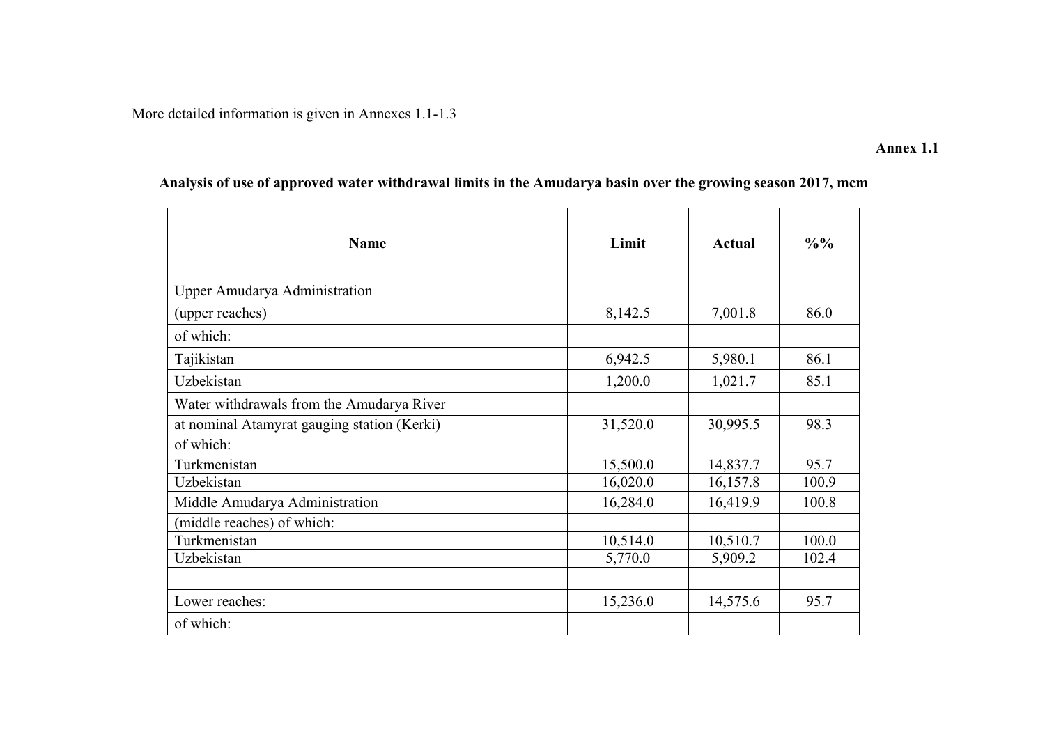More detailed information is given in Annexes 1.1-1.3

**Annex 1.1**

**Analysis of use of approved water withdrawal limits in the Amudarya basin over the growing season 2017, mcm**

| Name | Limit | Actual | %% |
|---|---|---|---|
| Upper Amudarya Administration | | | |
| (upper reaches) | 8,142.5 | 7,001.8 | 86.0 |
| of which: | | | |
| Tajikistan | 6,942.5 | 5,980.1 | 86.1 |
| Uzbekistan | 1,200.0 | 1,021.7 | 85.1 |
| Water withdrawals from the Amudarya River | | | |
| at nominal Atamyrat gauging station (Kerki) | 31,520.0 | 30,995.5 | 98.3 |
| of which: | | | |
| Turkmenistan | 15,500.0 | 14,837.7 | 95.7 |
| Uzbekistan | 16,020.0 | 16,157.8 | 100.9 |
| Middle Amudarya Administration | 16,284.0 | 16,419.9 | 100.8 |
| (middle reaches) of which: | | | |
| Turkmenistan | 10,514.0 | 10,510.7 | 100.0 |
| Uzbekistan | 5,770.0 | 5,909.2 | 102.4 |
| | | | |
| Lower reaches: | 15,236.0 | 14,575.6 | 95.7 |
| of which: | | | |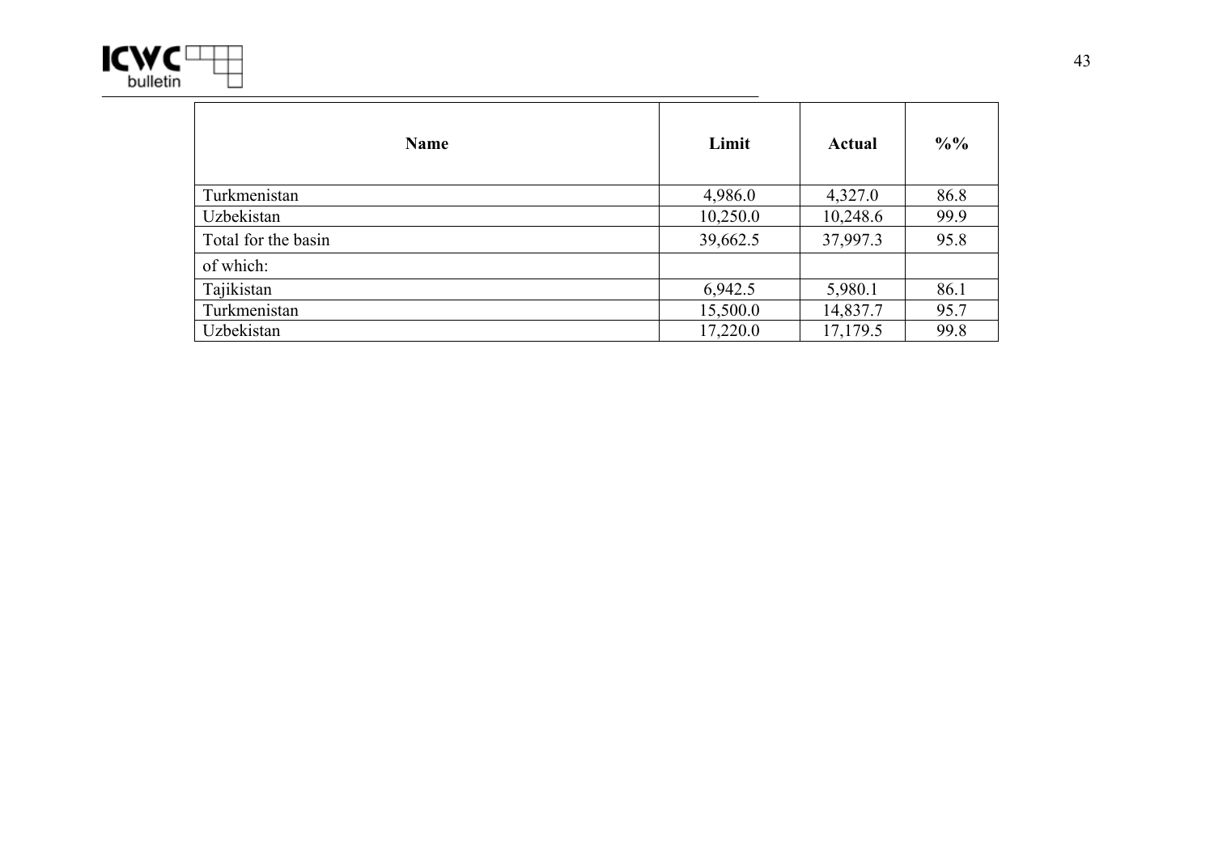| Name | Limit | Actual | %% |
|---|---|---|---|
| Turkmenistan | 4,986.0 | 4,327.0 | 86.8 |
| Uzbekistan | 10,250.0 | 10,248.6 | 99.9 |
| Total for the basin | 39,662.5 | 37,997.3 | 95.8 |
| of which: | | | |
| Tajikistan | 6,942.5 | 5,980.1 | 86.1 |
| Turkmenistan | 15,500.0 | 14,837.7 | 95.7 |
| Uzbekistan | 17,220.0 | 17,179.5 | 99.8 |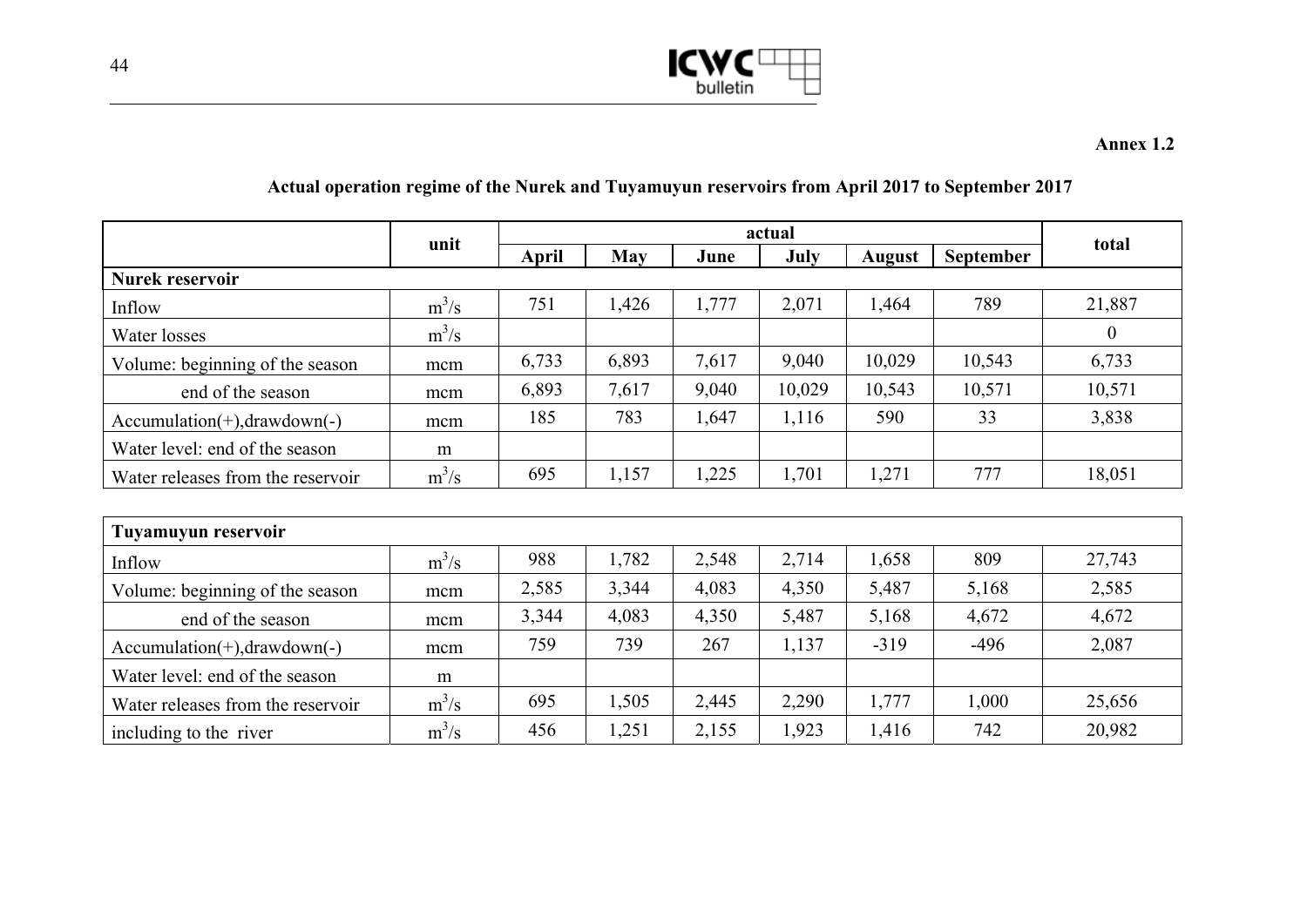**Annex 1.2**

**Actual operation regime of the Nurek and Tuyamuyun reservoirs from April 2017 to September 2017**

| | unit | actual | | | | | | total |
|---|---|---|---|---|---|---|---|---|
| | | **April** | **May** | **June** | **July** | **August** | **September** | |
| **Nurek reservoir** | | | | | | | | |
| Inflow | $m^3/s$ | 751 | 1,426 | 1,777 | 2,071 | 1,464 | 789 | 21,887 |
| Water losses | $m^3/s$ | | | | | | | 0 |
| Volume: beginning of the season | mcm | 6,733 | 6,893 | 7,617 | 9,040 | 10,029 | 10,543 | 6,733 |
| end of the season | mcm | 6,893 | 7,617 | 9,040 | 10,029 | 10,543 | 10,571 | 10,571 |
| Accumulation(+),drawdown(-) | mcm | 185 | 783 | 1,647 | 1,116 | 590 | 33 | 3,838 |
| Water level: end of the season | m | | | | | | | |
| Water releases from the reservoir | $m^3/s$ | 695 | 1,157 | 1,225 | 1,701 | 1,271 | 777 | 18,051 |
| **Tuyamuyun reservoir** | | | | | | | | |
| Inflow | $m^3/s$ | 988 | 1,782 | 2,548 | 2,714 | 1,658 | 809 | 27,743 |
| Volume: beginning of the season | mcm | 2,585 | 3,344 | 4,083 | 4,350 | 5,487 | 5,168 | 2,585 |
| end of the season | mcm | 3,344 | 4,083 | 4,350 | 5,487 | 5,168 | 4,672 | 4,672 |
| Accumulation(+),drawdown(-) | mcm | 759 | 739 | 267 | 1,137 | -319 | -496 | 2,087 |
| Water level: end of the season | m | | | | | | | |
| Water releases from the reservoir | $m^3/s$ | 695 | 1,505 | 2,445 | 2,290 | 1,777 | 1,000 | 25,656 |
| including to the river | $m^3/s$ | 456 | 1,251 | 2,155 | 1,923 | 1,416 | 742 | 20,982 |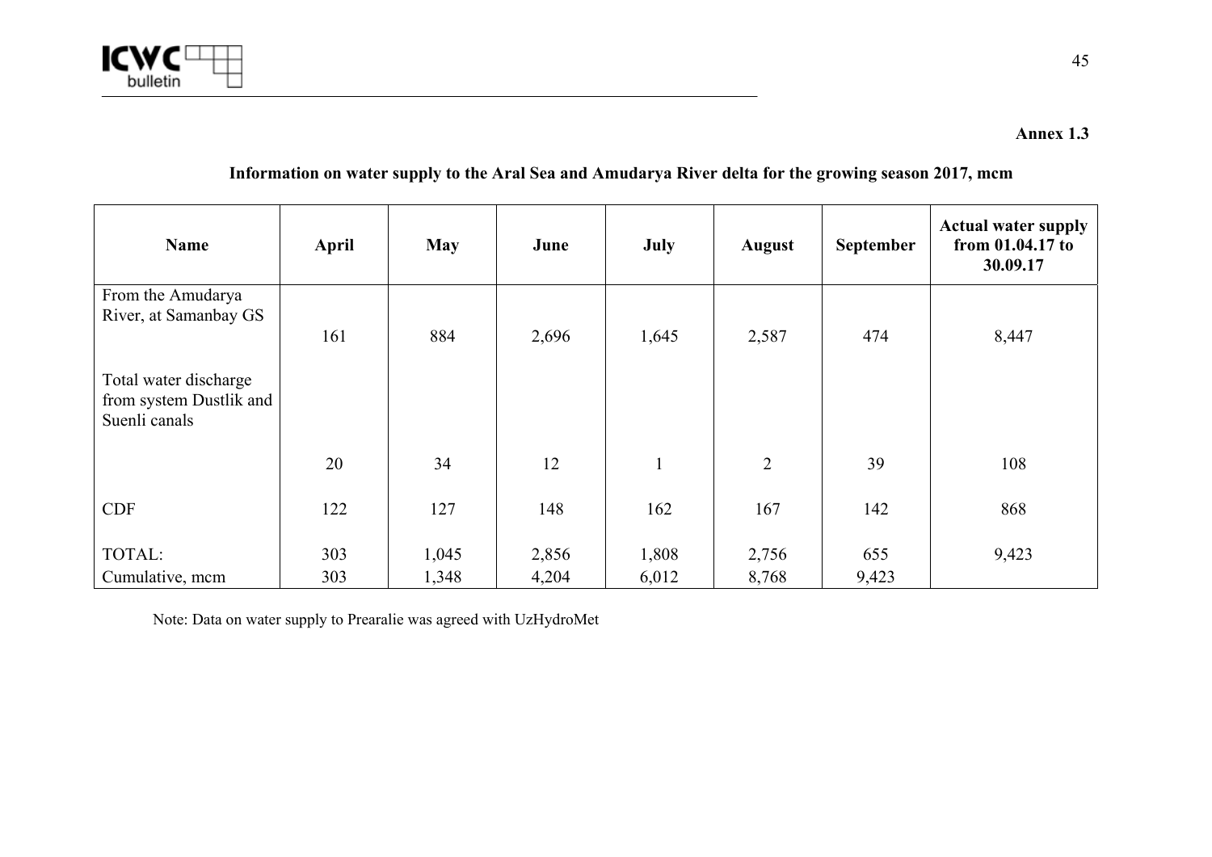**Annex 1.3**

**Information on water supply to the Aral Sea and Amudarya River delta for the growing season 2017, mcm**

| Name | April | May | June | July | August | September | Actual water supply from 01.04.17 to 30.09.17 |
|---|---|---|---|---|---|---|---|
| From the Amudarya River, at Samanbay GS | 161 | 884 | 2,696 | 1,645 | 2,587 | 474 | 8,447 |
| Total water discharge from system Dustlik and Suenli canals | 20 | 34 | 12 | 1 | 2 | 39 | 108 |
| CDF | 122 | 127 | 148 | 162 | 167 | 142 | 868 |
| TOTAL: | 303 | 1,045 | 2,856 | 1,808 | 2,756 | 655 | 9,423 |
| Cumulative, mcm | 303 | 1,348 | 4,204 | 6,012 | 8,768 | 9,423 | |

Note: Data on water supply to Prearalie was agreed with UzHydroMet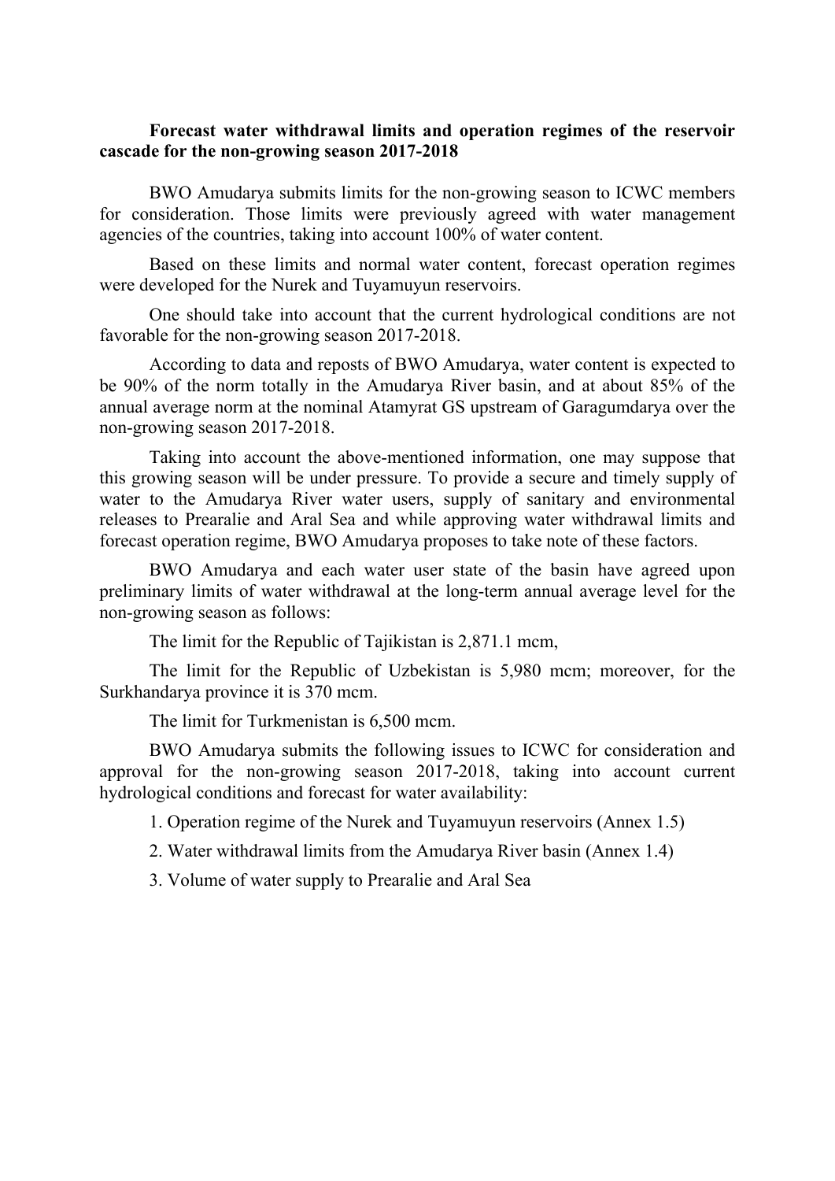**Forecast water withdrawal limits and operation regimes of the reservoir cascade for the non-growing season 2017-2018**

BWO Amudarya submits limits for the non-growing season to ICWC members for consideration. Those limits were previously agreed with water management agencies of the countries, taking into account 100% of water content.

Based on these limits and normal water content, forecast operation regimes were developed for the Nurek and Tuyamuyun reservoirs.

One should take into account that the current hydrological conditions are not favorable for the non-growing season 2017-2018.

According to data and reposts of BWO Amudarya, water content is expected to be 90% of the norm totally in the Amudarya River basin, and at about 85% of the annual average norm at the nominal Atamyrat GS upstream of Garagumdarya over the non-growing season 2017-2018.

Taking into account the above-mentioned information, one may suppose that this growing season will be under pressure. To provide a secure and timely supply of water to the Amudarya River water users, supply of sanitary and environmental releases to Prearalie and Aral Sea and while approving water withdrawal limits and forecast operation regime, BWO Amudarya proposes to take note of these factors.

BWO Amudarya and each water user state of the basin have agreed upon preliminary limits of water withdrawal at the long-term annual average level for the non-growing season as follows:

The limit for the Republic of Tajikistan is 2,871.1 mcm,

The limit for the Republic of Uzbekistan is 5,980 mcm; moreover, for the Surkhandarya province it is 370 mcm.

The limit for Turkmenistan is 6,500 mcm.

BWO Amudarya submits the following issues to ICWC for consideration and approval for the non-growing season 2017-2018, taking into account current hydrological conditions and forecast for water availability:

1. Operation regime of the Nurek and Tuyamuyun reservoirs (Annex 1.5)
2. Water withdrawal limits from the Amudarya River basin (Annex 1.4)
3. Volume of water supply to Prearalie and Aral Sea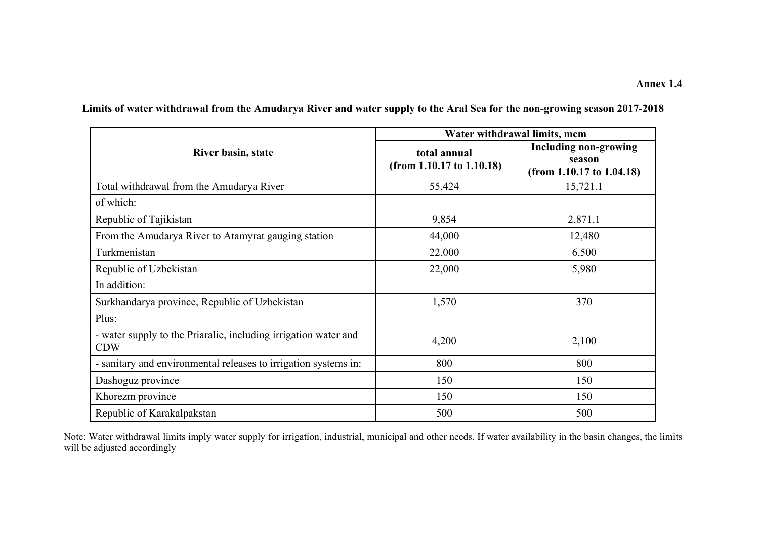**Annex 1.4**

**Limits of water withdrawal from the Amudarya River and water supply to the Aral Sea for the non-growing season 2017-2018**

| River basin, state | Water withdrawal limits, mcm | |
|---|---|---|
| | **total annual (from 1.10.17 to 1.10.18)** | **Including non-growing season (from 1.10.17 to 1.04.18)** |
| Total withdrawal from the Amudarya River | 55,424 | 15,721.1 |
| of which: | | |
| Republic of Tajikistan | 9,854 | 2,871.1 |
| From the Amudarya River to Atamyrat gauging station | 44,000 | 12,480 |
| Turkmenistan | 22,000 | 6,500 |
| Republic of Uzbekistan | 22,000 | 5,980 |
| In addition: | | |
| Surkhandarya province, Republic of Uzbekistan | 1,570 | 370 |
| Plus: | | |
| - water supply to the Priaralie, including irrigation water and CDW | 4,200 | 2,100 |
| - sanitary and environmental releases to irrigation systems in: | 800 | 800 |
| Dashoguz province | 150 | 150 |
| Khorezm province | 150 | 150 |
| Republic of Karakalpakstan | 500 | 500 |

Note: Water withdrawal limits imply water supply for irrigation, industrial, municipal and other needs. If water availability in the basin changes, the limits will be adjusted accordingly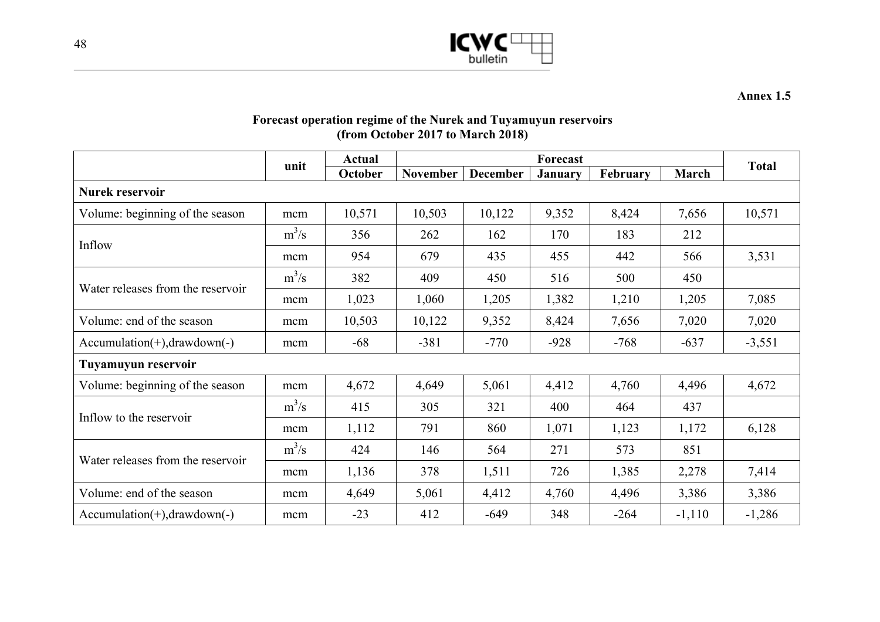**Annex 1.5**

**Forecast operation regime of the Nurek and Tuyamuyun reservoirs (from October 2017 to March 2018)**

| | unit | Actual | Forecast | | | | | Total |
|---|---|---|---|---|---|---|---|---|
| | | October | November | December | January | February | March | |
| **Nurek reservoir** | | | | | | | | |
| Volume: beginning of the season | mcm | 10,571 | 10,503 | 10,122 | 9,352 | 8,424 | 7,656 | 10,571 |
| Inflow | $m^3/s$ | 356 | 262 | 162 | 170 | 183 | 212 | |
| | mcm | 954 | 679 | 435 | 455 | 442 | 566 | 3,531 |
| Water releases from the reservoir | $m^3/s$ | 382 | 409 | 450 | 516 | 500 | 450 | |
| | mcm | 1,023 | 1,060 | 1,205 | 1,382 | 1,210 | 1,205 | 7,085 |
| Volume: end of the season | mcm | 10,503 | 10,122 | 9,352 | 8,424 | 7,656 | 7,020 | 7,020 |
| Accumulation(+),drawdown(-) | mcm | -68 | -381 | -770 | -928 | -768 | -637 | -3,551 |
| **Tuyamuyun reservoir** | | | | | | | | |
| Volume: beginning of the season | mcm | 4,672 | 4,649 | 5,061 | 4,412 | 4,760 | 4,496 | 4,672 |
| Inflow to the reservoir | $m^3/s$ | 415 | 305 | 321 | 400 | 464 | 437 | |
| | mcm | 1,112 | 791 | 860 | 1,071 | 1,123 | 1,172 | 6,128 |
| Water releases from the reservoir | $m^3/s$ | 424 | 146 | 564 | 271 | 573 | 851 | |
| | mcm | 1,136 | 378 | 1,511 | 726 | 1,385 | 2,278 | 7,414 |
| Volume: end of the season | mcm | 4,649 | 5,061 | 4,412 | 4,760 | 4,496 | 3,386 | 3,386 |
| Accumulation(+),drawdown(-) | mcm | -23 | 412 | -649 | 348 | -264 | -1,110 | -1,286 |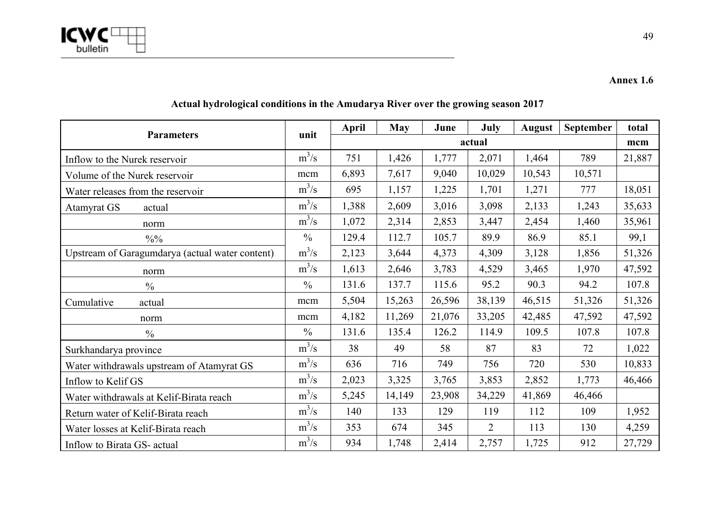**Annex 1.6**

## Actual hydrological conditions in the Amudarya River over the growing season 2017

| Parameters | unit | April | May | June | July | August | September | total |
|---|---|---|---|---|---|---|---|---|
| | | actual | | | | | | mcm |
| Inflow to the Nurek reservoir | $m^3/s$ | 751 | 1,426 | 1,777 | 2,071 | 1,464 | 789 | 21,887 |
| Volume of the Nurek reservoir | mcm | 6,893 | 7,617 | 9,040 | 10,029 | 10,543 | 10,571 | |
| Water releases from the reservoir | $m^3/s$ | 695 | 1,157 | 1,225 | 1,701 | 1,271 | 777 | 18,051 |
| Atamyrat GS actual | $m^3/s$ | 1,388 | 2,609 | 3,016 | 3,098 | 2,133 | 1,243 | 35,633 |
| norm | $m^3/s$ | 1,072 | 2,314 | 2,853 | 3,447 | 2,454 | 1,460 | 35,961 |
| %% | % | 129.4 | 112.7 | 105.7 | 89.9 | 86.9 | 85.1 | 99,1 |
| Upstream of Garagumdarya (actual water content) | $m^3/s$ | 2,123 | 3,644 | 4,373 | 4,309 | 3,128 | 1,856 | 51,326 |
| norm | $m^3/s$ | 1,613 | 2,646 | 3,783 | 4,529 | 3,465 | 1,970 | 47,592 |
| % | % | 131.6 | 137.7 | 115.6 | 95.2 | 90.3 | 94.2 | 107.8 |
| Cumulative actual | mcm | 5,504 | 15,263 | 26,596 | 38,139 | 46,515 | 51,326 | 51,326 |
| norm | mcm | 4,182 | 11,269 | 21,076 | 33,205 | 42,485 | 47,592 | 47,592 |
| % | % | 131.6 | 135.4 | 126.2 | 114.9 | 109.5 | 107.8 | 107.8 |
| Surkhandarya province | $m^3/s$ | 38 | 49 | 58 | 87 | 83 | 72 | 1,022 |
| Water withdrawals upstream of Atamyrat GS | $m^3/s$ | 636 | 716 | 749 | 756 | 720 | 530 | 10,833 |
| Inflow to Kelif GS | $m^3/s$ | 2,023 | 3,325 | 3,765 | 3,853 | 2,852 | 1,773 | 46,466 |
| Water withdrawals at Kelif-Birata reach | $m^3/s$ | 5,245 | 14,149 | 23,908 | 34,229 | 41,869 | 46,466 | |
| Return water of Kelif-Birata reach | $m^3/s$ | 140 | 133 | 129 | 119 | 112 | 109 | 1,952 |
| Water losses at Kelif-Birata reach | $m^3/s$ | 353 | 674 | 345 | 2 | 113 | 130 | 4,259 |
| Inflow to Birata GS- actual | $m^3/s$ | 934 | 1,748 | 2,414 | 2,757 | 1,725 | 912 | 27,729 |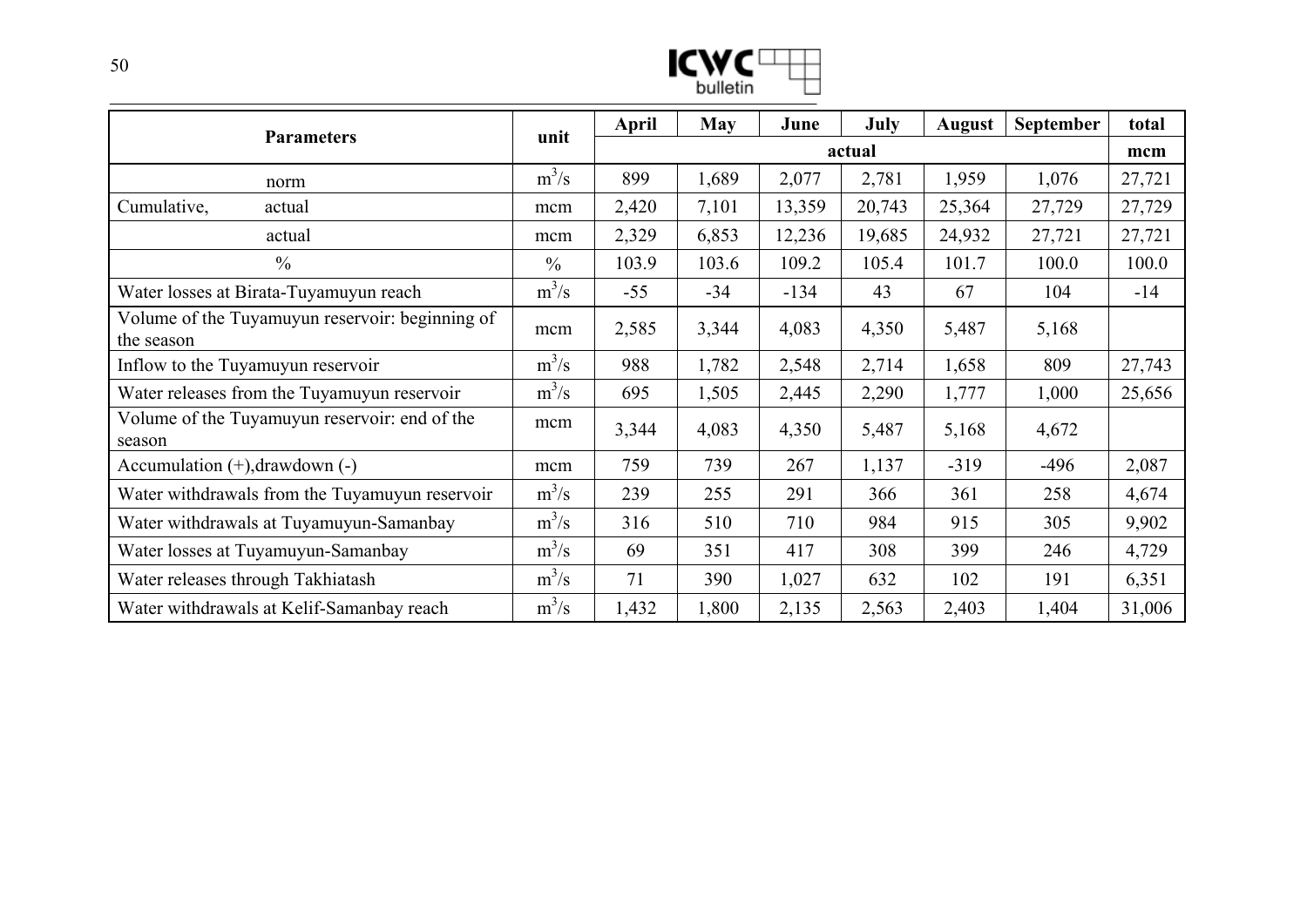| Parameters | | unit | April | May | June | July | August | September | total |
|---|---|---|---|---|---|---|---|---|---|
| | | | actual | | | | | | mcm |
| | norm | $m^3/s$ | 899 | 1,689 | 2,077 | 2,781 | 1,959 | 1,076 | 27,721 |
| Cumulative, | actual | mcm | 2,420 | 7,101 | 13,359 | 20,743 | 25,364 | 27,729 | 27,729 |
| | actual | mcm | 2,329 | 6,853 | 12,236 | 19,685 | 24,932 | 27,721 | 27,721 |
| | % | % | 103.9 | 103.6 | 109.2 | 105.4 | 101.7 | 100.0 | 100.0 |
| Water losses at Birata-Tuyamuyun reach | | $m^3/s$ | -55 | -34 | -134 | 43 | 67 | 104 | -14 |
| Volume of the Tuyamuyun reservoir: beginning of the season | | mcm | 2,585 | 3,344 | 4,083 | 4,350 | 5,487 | 5,168 | |
| Inflow to the Tuyamuyun reservoir | | $m^3/s$ | 988 | 1,782 | 2,548 | 2,714 | 1,658 | 809 | 27,743 |
| Water releases from the Tuyamuyun reservoir | | $m^3/s$ | 695 | 1,505 | 2,445 | 2,290 | 1,777 | 1,000 | 25,656 |
| Volume of the Tuyamuyun reservoir: end of the season | | mcm | 3,344 | 4,083 | 4,350 | 5,487 | 5,168 | 4,672 | |
| Accumulation (+),drawdown (-) | | mcm | 759 | 739 | 267 | 1,137 | -319 | -496 | 2,087 |
| Water withdrawals from the Tuyamuyun reservoir | | $m^3/s$ | 239 | 255 | 291 | 366 | 361 | 258 | 4,674 |
| Water withdrawals at Tuyamuyun-Samanbay | | $m^3/s$ | 316 | 510 | 710 | 984 | 915 | 305 | 9,902 |
| Water losses at Tuyamuyun-Samanbay | | $m^3/s$ | 69 | 351 | 417 | 308 | 399 | 246 | 4,729 |
| Water releases through Takhiatash | | $m^3/s$ | 71 | 390 | 1,027 | 632 | 102 | 191 | 6,351 |
| Water withdrawals at Kelif-Samanbay reach | | $m^3/s$ | 1,432 | 1,800 | 2,135 | 2,563 | 2,403 | 1,404 | 31,006 |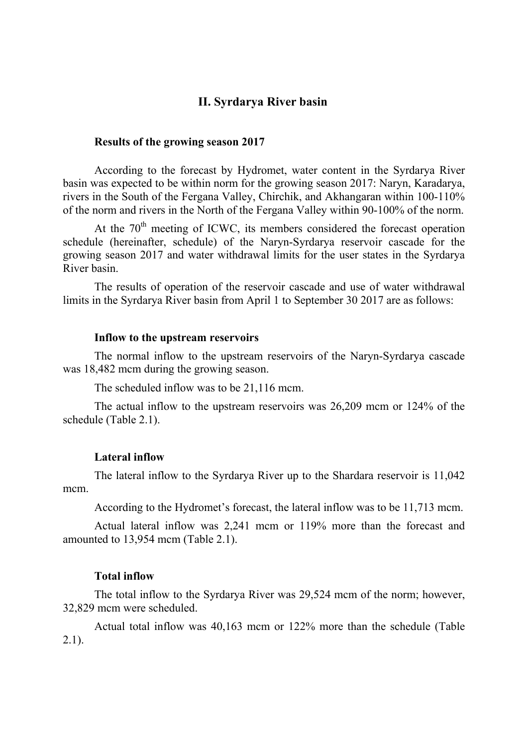## II. Syrdarya River basin

### Results of the growing season 2017

According to the forecast by Hydromet, water content in the Syrdarya River basin was expected to be within norm for the growing season 2017: Naryn, Karadarya, rivers in the South of the Fergana Valley, Chirchik, and Akhangaran within 100-110% of the norm and rivers in the North of the Fergana Valley within 90-100% of the norm.

At the 70th meeting of ICWC, its members considered the forecast operation schedule (hereinafter, schedule) of the Naryn-Syrdarya reservoir cascade for the growing season 2017 and water withdrawal limits for the user states in the Syrdarya River basin.

The results of operation of the reservoir cascade and use of water withdrawal limits in the Syrdarya River basin from April 1 to September 30 2017 are as follows:

### Inflow to the upstream reservoirs

The normal inflow to the upstream reservoirs of the Naryn-Syrdarya cascade was 18,482 mcm during the growing season.

The scheduled inflow was to be 21,116 mcm.

The actual inflow to the upstream reservoirs was 26,209 mcm or 124% of the schedule (Table 2.1).

### Lateral inflow

The lateral inflow to the Syrdarya River up to the Shardara reservoir is 11,042 mcm.

According to the Hydromet's forecast, the lateral inflow was to be 11,713 mcm.

Actual lateral inflow was 2,241 mcm or 119% more than the forecast and amounted to 13,954 mcm (Table 2.1).

### Total inflow

The total inflow to the Syrdarya River was 29,524 mcm of the norm; however, 32,829 mcm were scheduled.

Actual total inflow was 40,163 mcm or 122% more than the schedule (Table 2.1).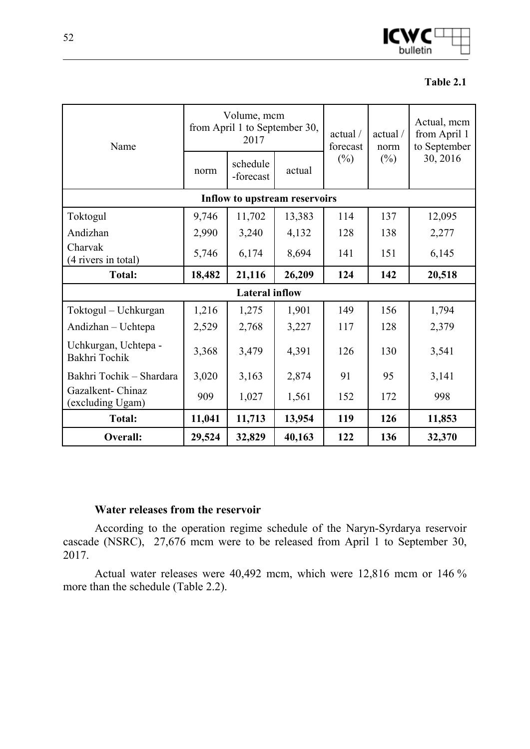**Table 2.1**

| Name | Volume, mcm from April 1 to September 30, 2017 | | | actual / forecast (%) | actual / norm (%) | Actual, mcm from April 1 to September 30, 2016 |
|---|---|---|---|---|---|---|
| | norm | schedule -forecast | actual | | | |
| **Inflow to upstream reservoirs** | | | | | | |
| Toktogul | 9,746 | 11,702 | 13,383 | 114 | 137 | 12,095 |
| Andizhan | 2,990 | 3,240 | 4,132 | 128 | 138 | 2,277 |
| Charvak (4 rivers in total) | 5,746 | 6,174 | 8,694 | 141 | 151 | 6,145 |
| **Total:** | **18,482** | **21,116** | **26,209** | **124** | **142** | **20,518** |
| **Lateral inflow** | | | | | | |
| Toktogul – Uchkurgan | 1,216 | 1,275 | 1,901 | 149 | 156 | 1,794 |
| Andizhan – Uchtepa | 2,529 | 2,768 | 3,227 | 117 | 128 | 2,379 |
| Uchkurgan, Uchtepa - Bakhri Tochik | 3,368 | 3,479 | 4,391 | 126 | 130 | 3,541 |
| Bakhri Tochik – Shardara | 3,020 | 3,163 | 2,874 | 91 | 95 | 3,141 |
| Gazalkent- Chinaz (excluding Ugam) | 909 | 1,027 | 1,561 | 152 | 172 | 998 |
| **Total:** | **11,041** | **11,713** | **13,954** | **119** | **126** | **11,853** |
| **Overall:** | **29,524** | **32,829** | **40,163** | **122** | **136** | **32,370** |

**Water releases from the reservoir**

According to the operation regime schedule of the Naryn-Syrdarya reservoir cascade (NSRC), 27,676 mcm were to be released from April 1 to September 30, 2017.

Actual water releases were 40,492 mcm, which were 12,816 mcm or 146 % more than the schedule (Table 2.2).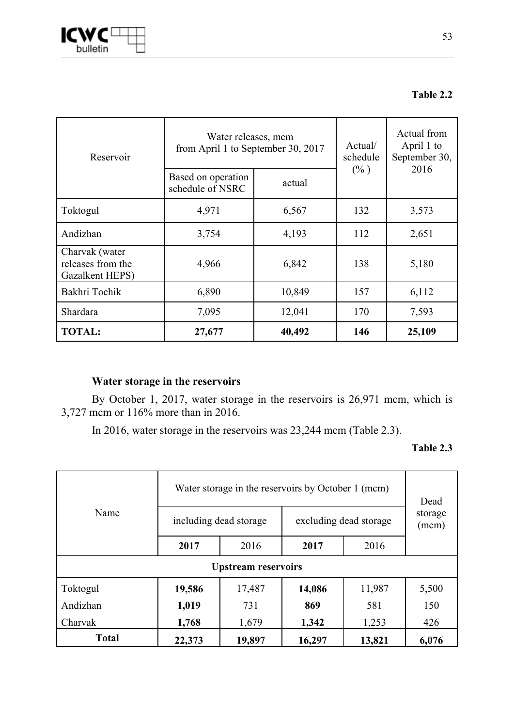**Table 2.2**

| Reservoir | Water releases, mcm from April 1 to September 30, 2017 | | Actual/ schedule (%) | Actual from April 1 to September 30, 2016 |
|---|---|---|---|---|
| | Based on operation schedule of NSRC | actual | | |
| Toktogul | 4,971 | 6,567 | 132 | 3,573 |
| Andizhan | 3,754 | 4,193 | 112 | 2,651 |
| Charvak (water releases from the Gazalkent HEPS) | 4,966 | 6,842 | 138 | 5,180 |
| Bakhri Tochik | 6,890 | 10,849 | 157 | 6,112 |
| Shardara | 7,095 | 12,041 | 170 | 7,593 |
| **TOTAL:** | **27,677** | **40,492** | **146** | **25,109** |

**Water storage in the reservoirs**

By October 1, 2017, water storage in the reservoirs is 26,971 mcm, which is 3,727 mcm or 116% more than in 2016.

In 2016, water storage in the reservoirs was 23,244 mcm (Table 2.3).

**Table 2.3**

| Name | Water storage in the reservoirs by October 1 (mcm) | | | | Dead storage (mcm) |
|---|---|---|---|---|---|
| | including dead storage | | excluding dead storage | | |
| | **2017** | 2016 | **2017** | 2016 | |
| **Upstream reservoirs** | | | | | |
| Toktogul | **19,586** | 17,487 | **14,086** | 11,987 | 5,500 |
| Andizhan | **1,019** | 731 | **869** | 581 | 150 |
| Charvak | **1,768** | 1,679 | **1,342** | 1,253 | 426 |
| **Total** | **22,373** | **19,897** | **16,297** | **13,821** | **6,076** |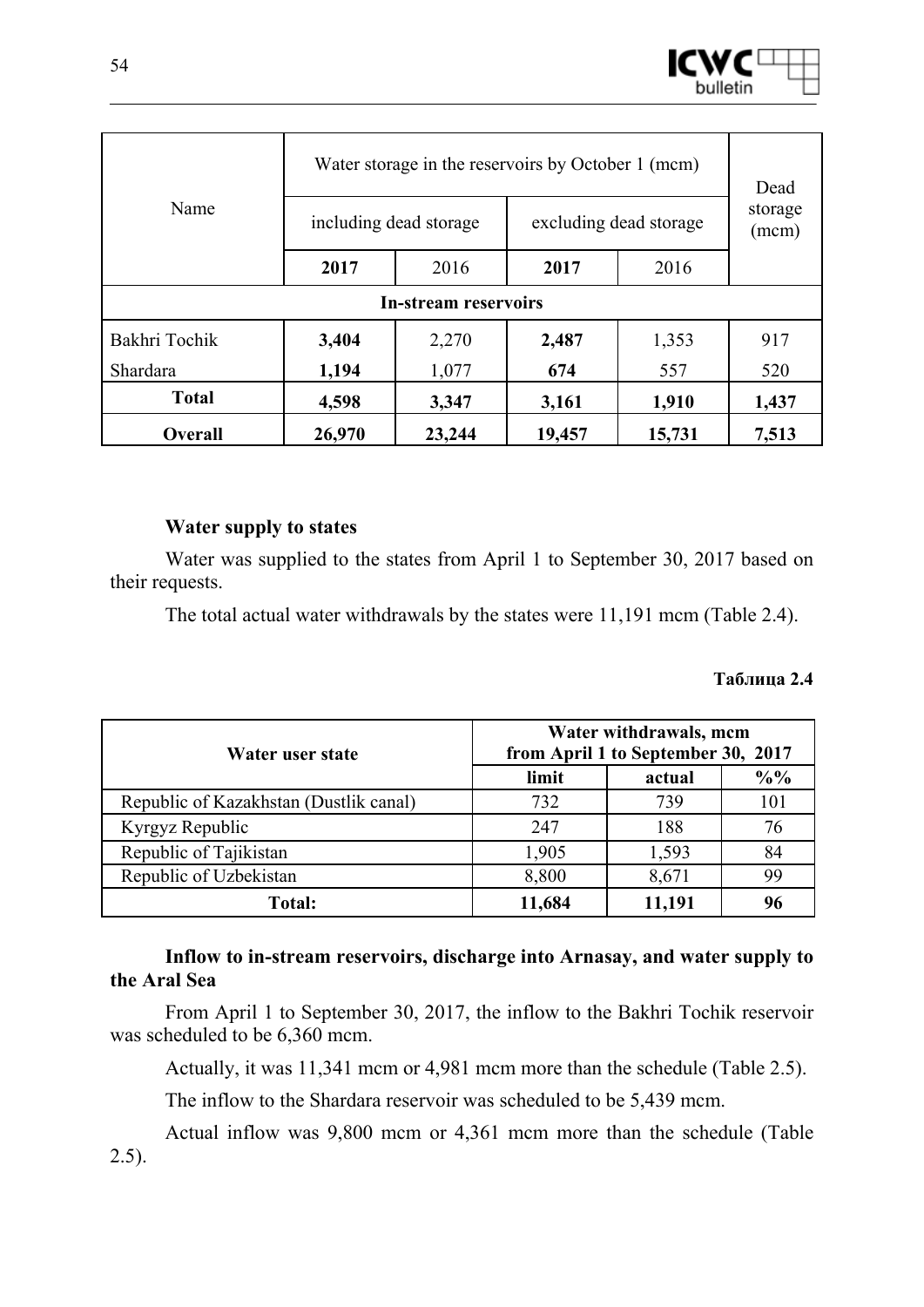| Name | Water storage in the reservoirs by October 1 (mcm) | | | | Dead storage (mcm) |
|---|---|---|---|---|---|
| | including dead storage | | excluding dead storage | | |
| | **2017** | 2016 | **2017** | 2016 | |
| **In-stream reservoirs** | | | | | |
| Bakhri Tochik | **3,404** | 2,270 | **2,487** | 1,353 | 917 |
| Shardara | **1,194** | 1,077 | **674** | 557 | 520 |
| **Total** | **4,598** | **3,347** | **3,161** | **1,910** | **1,437** |
| **Overall** | **26,970** | **23,244** | **19,457** | **15,731** | **7,513** |

**Water supply to states**

Water was supplied to the states from April 1 to September 30, 2017 based on their requests.

The total actual water withdrawals by the states were 11,191 mcm (Table 2.4).

**Таблица 2.4**

| Water user state | Water withdrawals, mcm from April 1 to September 30, 2017 | | |
|---|---|---|---|
| | **limit** | **actual** | **%%** |
| Republic of Kazakhstan (Dustlik canal) | 732 | 739 | 101 |
| Kyrgyz Republic | 247 | 188 | 76 |
| Republic of Tajikistan | 1,905 | 1,593 | 84 |
| Republic of Uzbekistan | 8,800 | 8,671 | 99 |
| **Total:** | **11,684** | **11,191** | **96** |

**Inflow to in-stream reservoirs, discharge into Arnasay, and water supply to the Aral Sea**

From April 1 to September 30, 2017, the inflow to the Bakhri Tochik reservoir was scheduled to be 6,360 mcm.

Actually, it was 11,341 mcm or 4,981 mcm more than the schedule (Table 2.5).

The inflow to the Shardara reservoir was scheduled to be 5,439 mcm.

Actual inflow was 9,800 mcm or 4,361 mcm more than the schedule (Table 2.5).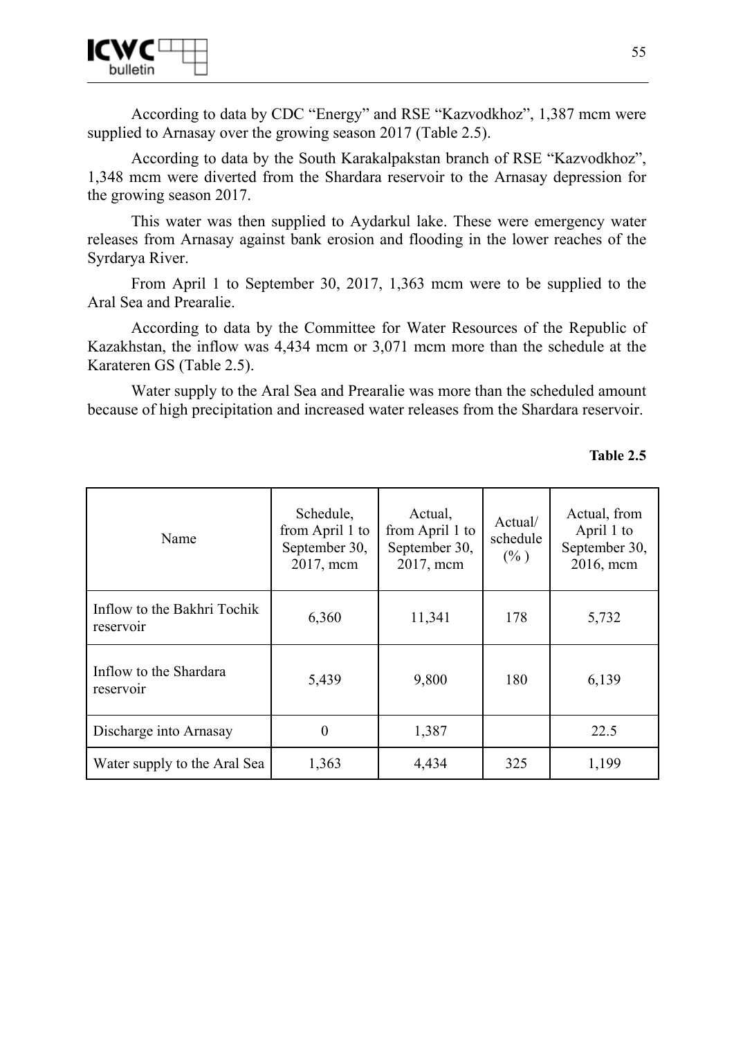According to data by CDC "Energy" and RSE "Kazvodkhoz", 1,387 mcm were supplied to Arnasay over the growing season 2017 (Table 2.5).

According to data by the South Karakalpakstan branch of RSE "Kazvodkhoz", 1,348 mcm were diverted from the Shardara reservoir to the Arnasay depression for the growing season 2017.

This water was then supplied to Aydarkul lake. These were emergency water releases from Arnasay against bank erosion and flooding in the lower reaches of the Syrdarya River.

From April 1 to September 30, 2017, 1,363 mcm were to be supplied to the Aral Sea and Prearalie.

According to data by the Committee for Water Resources of the Republic of Kazakhstan, the inflow was 4,434 mcm or 3,071 mcm more than the schedule at the Karateren GS (Table 2.5).

Water supply to the Aral Sea and Prearalie was more than the scheduled amount because of high precipitation and increased water releases from the Shardara reservoir.

**Table 2.5**

| Name | Schedule, from April 1 to September 30, 2017, mcm | Actual, from April 1 to September 30, 2017, mcm | Actual/ schedule (% ) | Actual, from April 1 to September 30, 2016, mcm |
|---|---|---|---|---|
| Inflow to the Bakhri Tochik reservoir | 6,360 | 11,341 | 178 | 5,732 |
| Inflow to the Shardara reservoir | 5,439 | 9,800 | 180 | 6,139 |
| Discharge into Arnasay | 0 | 1,387 | | 22.5 |
| Water supply to the Aral Sea | 1,363 | 4,434 | 325 | 1,199 |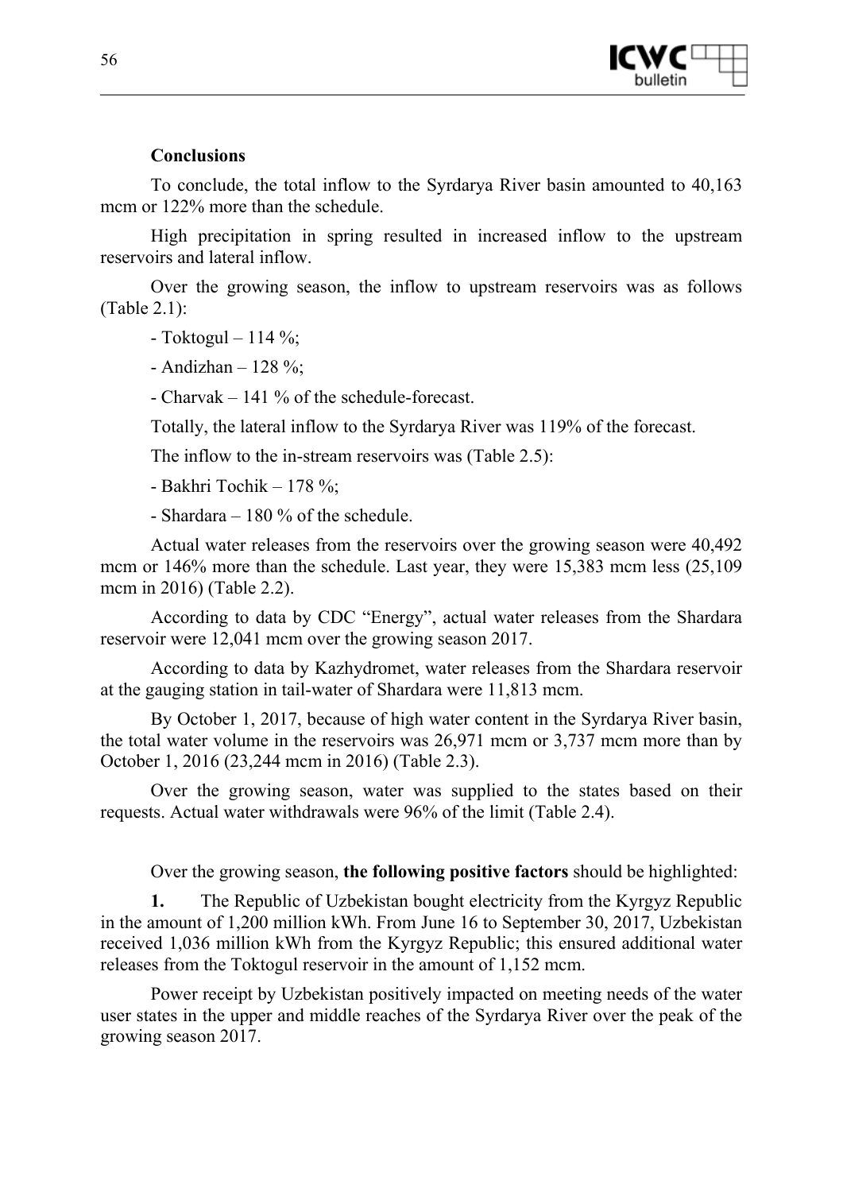**Conclusions**

To conclude, the total inflow to the Syrdarya River basin amounted to 40,163 mcm or 122% more than the schedule.

High precipitation in spring resulted in increased inflow to the upstream reservoirs and lateral inflow.

Over the growing season, the inflow to upstream reservoirs was as follows (Table 2.1):

- Toktogul – 114 %;

- Andizhan – 128 %;

- Charvak – 141 % of the schedule-forecast.

Totally, the lateral inflow to the Syrdarya River was 119% of the forecast.

The inflow to the in-stream reservoirs was (Table 2.5):

- Bakhri Tochik – 178 %;

- Shardara – 180 % of the schedule.

Actual water releases from the reservoirs over the growing season were 40,492 mcm or 146% more than the schedule. Last year, they were 15,383 mcm less (25,109 mcm in 2016) (Table 2.2).

According to data by CDC "Energy", actual water releases from the Shardara reservoir were 12,041 mcm over the growing season 2017.

According to data by Kazhydromet, water releases from the Shardara reservoir at the gauging station in tail-water of Shardara were 11,813 mcm.

By October 1, 2017, because of high water content in the Syrdarya River basin, the total water volume in the reservoirs was 26,971 mcm or 3,737 mcm more than by October 1, 2016 (23,244 mcm in 2016) (Table 2.3).

Over the growing season, water was supplied to the states based on their requests. Actual water withdrawals were 96% of the limit (Table 2.4).

Over the growing season, **the following positive factors** should be highlighted:

**1.** The Republic of Uzbekistan bought electricity from the Kyrgyz Republic in the amount of 1,200 million kWh. From June 16 to September 30, 2017, Uzbekistan received 1,036 million kWh from the Kyrgyz Republic; this ensured additional water releases from the Toktogul reservoir in the amount of 1,152 mcm.

Power receipt by Uzbekistan positively impacted on meeting needs of the water user states in the upper and middle reaches of the Syrdarya River over the peak of the growing season 2017.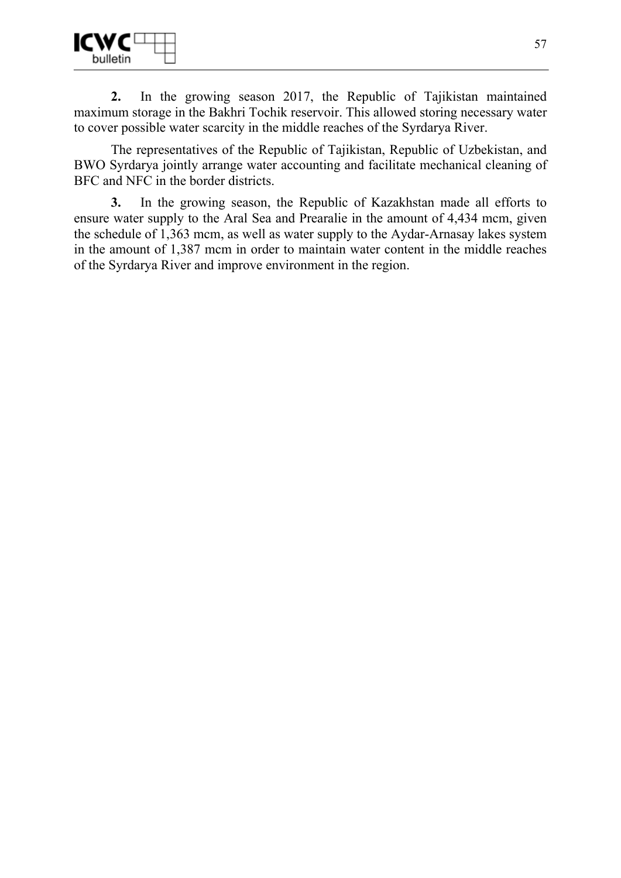**2.** In the growing season 2017, the Republic of Tajikistan maintained maximum storage in the Bakhri Tochik reservoir. This allowed storing necessary water to cover possible water scarcity in the middle reaches of the Syrdarya River.

The representatives of the Republic of Tajikistan, Republic of Uzbekistan, and BWO Syrdarya jointly arrange water accounting and facilitate mechanical cleaning of BFC and NFC in the border districts.

**3.** In the growing season, the Republic of Kazakhstan made all efforts to ensure water supply to the Aral Sea and Prearalie in the amount of 4,434 mcm, given the schedule of 1,363 mcm, as well as water supply to the Aydar-Arnasay lakes system in the amount of 1,387 mcm in order to maintain water content in the middle reaches of the Syrdarya River and improve environment in the region.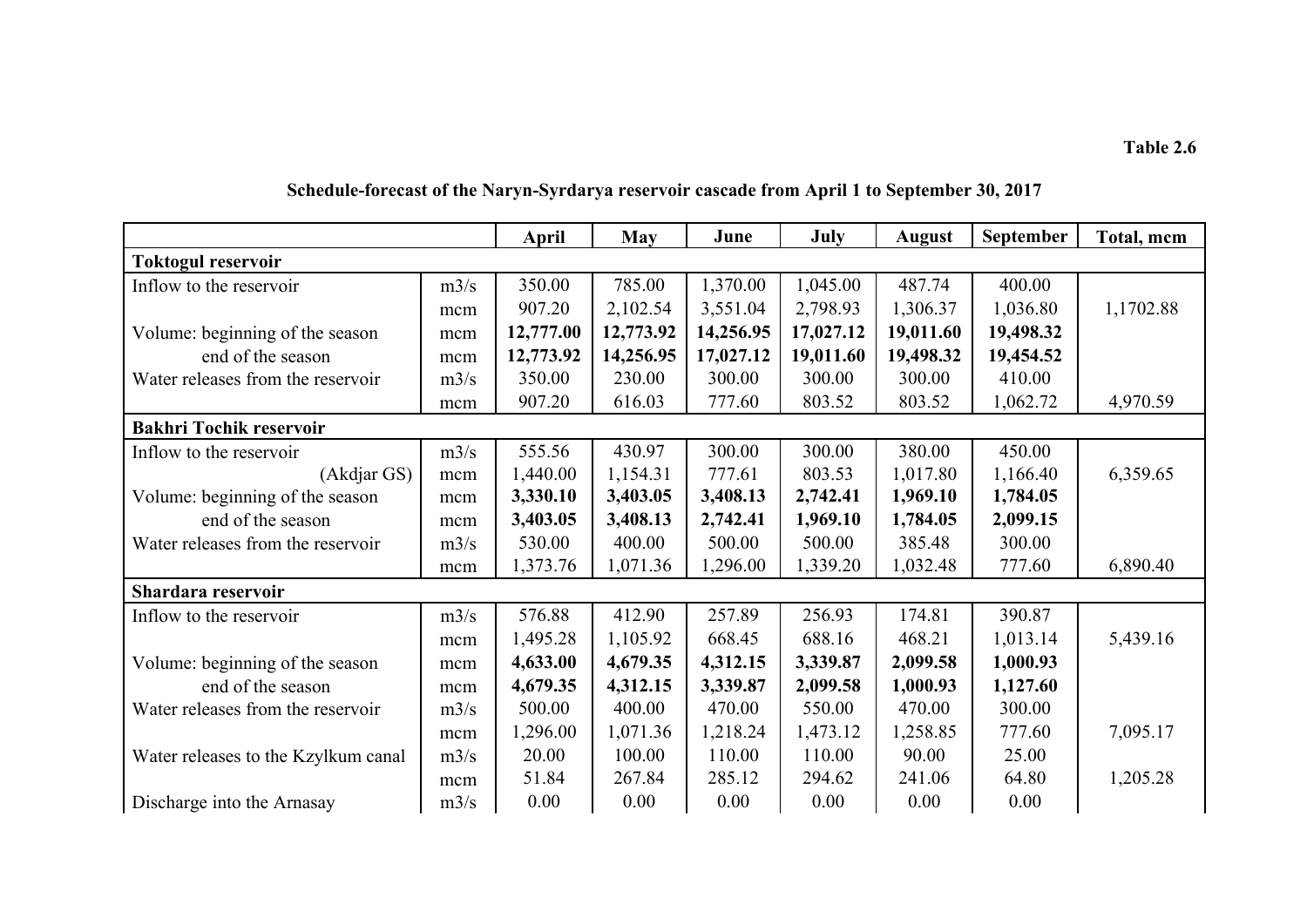**Table 2.6**

**Schedule-forecast of the Naryn-Syrdarya reservoir cascade from April 1 to September 30, 2017**

| | | April | May | June | July | August | September | Total, mcm |
|---|---|---|---|---|---|---|---|---|
| **Toktogul reservoir** | | | | | | | | |
| Inflow to the reservoir | m3/s | 350.00 | 785.00 | 1,370.00 | 1,045.00 | 487.74 | 400.00 | |
| | mcm | 907.20 | 2,102.54 | 3,551.04 | 2,798.93 | 1,306.37 | 1,036.80 | 1,1702.88 |
| Volume: beginning of the season | mcm | **12,777.00** | **12,773.92** | **14,256.95** | **17,027.12** | **19,011.60** | **19,498.32** | |
| end of the season | mcm | **12,773.92** | **14,256.95** | **17,027.12** | **19,011.60** | **19,498.32** | **19,454.52** | |
| Water releases from the reservoir | m3/s | 350.00 | 230.00 | 300.00 | 300.00 | 300.00 | 410.00 | |
| | mcm | 907.20 | 616.03 | 777.60 | 803.52 | 803.52 | 1,062.72 | 4,970.59 |
| **Bakhri Tochik reservoir** | | | | | | | | |
| Inflow to the reservoir | m3/s | 555.56 | 430.97 | 300.00 | 300.00 | 380.00 | 450.00 | |
| (Akdjar GS) | mcm | 1,440.00 | 1,154.31 | 777.61 | 803.53 | 1,017.80 | 1,166.40 | 6,359.65 |
| Volume: beginning of the season | mcm | **3,330.10** | **3,403.05** | **3,408.13** | **2,742.41** | **1,969.10** | **1,784.05** | |
| end of the season | mcm | **3,403.05** | **3,408.13** | **2,742.41** | **1,969.10** | **1,784.05** | **2,099.15** | |
| Water releases from the reservoir | m3/s | 530.00 | 400.00 | 500.00 | 500.00 | 385.48 | 300.00 | |
| | mcm | 1,373.76 | 1,071.36 | 1,296.00 | 1,339.20 | 1,032.48 | 777.60 | 6,890.40 |
| **Shardara reservoir** | | | | | | | | |
| Inflow to the reservoir | m3/s | 576.88 | 412.90 | 257.89 | 256.93 | 174.81 | 390.87 | |
| | mcm | 1,495.28 | 1,105.92 | 668.45 | 688.16 | 468.21 | 1,013.14 | 5,439.16 |
| Volume: beginning of the season | mcm | **4,633.00** | **4,679.35** | **4,312.15** | **3,339.87** | **2,099.58** | **1,000.93** | |
| end of the season | mcm | **4,679.35** | **4,312.15** | **3,339.87** | **2,099.58** | **1,000.93** | **1,127.60** | |
| Water releases from the reservoir | m3/s | 500.00 | 400.00 | 470.00 | 550.00 | 470.00 | 300.00 | |
| | mcm | 1,296.00 | 1,071.36 | 1,218.24 | 1,473.12 | 1,258.85 | 777.60 | 7,095.17 |
| Water releases to the Kzylkum canal | m3/s | 20.00 | 100.00 | 110.00 | 110.00 | 90.00 | 25.00 | |
| | mcm | 51.84 | 267.84 | 285.12 | 294.62 | 241.06 | 64.80 | 1,205.28 |
| Discharge into the Arnasay | m3/s | 0.00 | 0.00 | 0.00 | 0.00 | 0.00 | 0.00 | |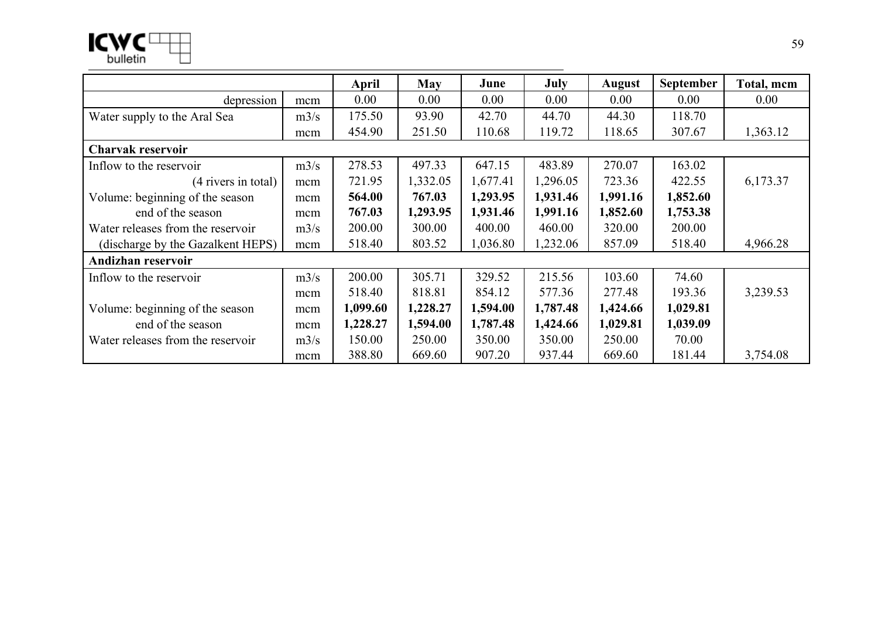| | | April | May | June | July | August | September | Total, mcm |
|---|---|---|---|---|---|---|---|---|
| depression | mcm | 0.00 | 0.00 | 0.00 | 0.00 | 0.00 | 0.00 | 0.00 |
| Water supply to the Aral Sea | m3/s | 175.50 | 93.90 | 42.70 | 44.70 | 44.30 | 118.70 | |
| | mcm | 454.90 | 251.50 | 110.68 | 119.72 | 118.65 | 307.67 | 1,363.12 |
| **Charvak reservoir** | | | | | | | | |
| Inflow to the reservoir | m3/s | 278.53 | 497.33 | 647.15 | 483.89 | 270.07 | 163.02 | |
| (4 rivers in total) | mcm | 721.95 | 1,332.05 | 1,677.41 | 1,296.05 | 723.36 | 422.55 | 6,173.37 |
| Volume: beginning of the season | mcm | **564.00** | **767.03** | **1,293.95** | **1,931.46** | **1,991.16** | **1,852.60** | |
| end of the season | mcm | **767.03** | **1,293.95** | **1,931.46** | **1,991.16** | **1,852.60** | **1,753.38** | |
| Water releases from the reservoir | m3/s | 200.00 | 300.00 | 400.00 | 460.00 | 320.00 | 200.00 | |
| (discharge by the Gazalkent HEPS) | mcm | 518.40 | 803.52 | 1,036.80 | 1,232.06 | 857.09 | 518.40 | 4,966.28 |
| **Andizhan reservoir** | | | | | | | | |
| Inflow to the reservoir | m3/s | 200.00 | 305.71 | 329.52 | 215.56 | 103.60 | 74.60 | |
| | mcm | 518.40 | 818.81 | 854.12 | 577.36 | 277.48 | 193.36 | 3,239.53 |
| Volume: beginning of the season | mcm | **1,099.60** | **1,228.27** | **1,594.00** | **1,787.48** | **1,424.66** | **1,029.81** | |
| end of the season | mcm | **1,228.27** | **1,594.00** | **1,787.48** | **1,424.66** | **1,029.81** | **1,039.09** | |
| Water releases from the reservoir | m3/s | 150.00 | 250.00 | 350.00 | 350.00 | 250.00 | 70.00 | |
| | mcm | 388.80 | 669.60 | 907.20 | 937.44 | 669.60 | 181.44 | 3,754.08 |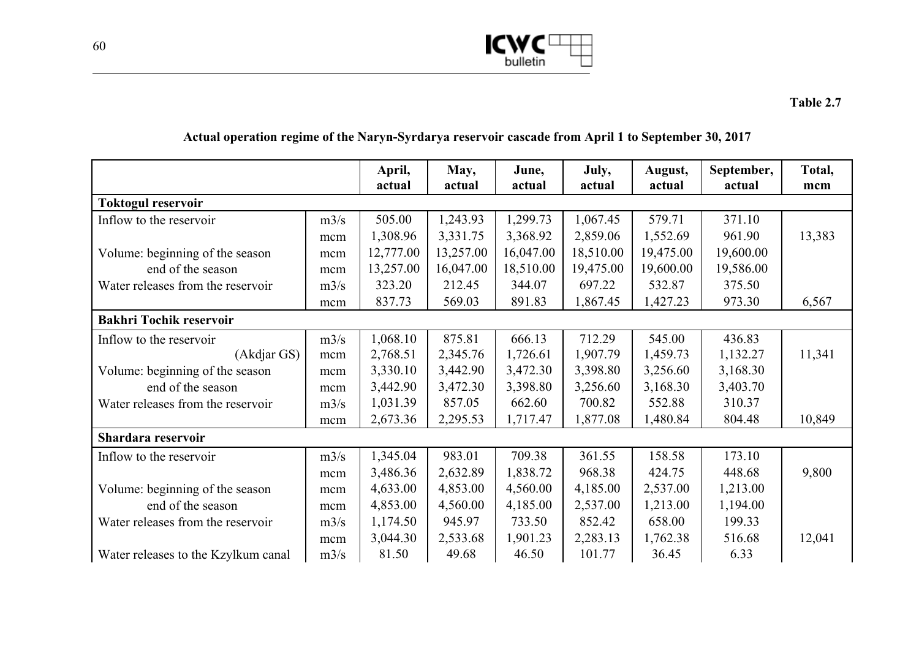**Table 2.7**

**Actual operation regime of the Naryn-Syrdarya reservoir cascade from April 1 to September 30, 2017**

| | | April, actual | May, actual | June, actual | July, actual | August, actual | September, actual | Total, mcm |
|---|---|---|---|---|---|---|---|---|
| **Toktogul reservoir** | | | | | | | | |
| Inflow to the reservoir | m3/s | 505.00 | 1,243.93 | 1,299.73 | 1,067.45 | 579.71 | 371.10 | |
| | mcm | 1,308.96 | 3,331.75 | 3,368.92 | 2,859.06 | 1,552.69 | 961.90 | 13,383 |
| Volume: beginning of the season | mcm | 12,777.00 | 13,257.00 | 16,047.00 | 18,510.00 | 19,475.00 | 19,600.00 | |
| end of the season | mcm | 13,257.00 | 16,047.00 | 18,510.00 | 19,475.00 | 19,600.00 | 19,586.00 | |
| Water releases from the reservoir | m3/s | 323.20 | 212.45 | 344.07 | 697.22 | 532.87 | 375.50 | |
| | mcm | 837.73 | 569.03 | 891.83 | 1,867.45 | 1,427.23 | 973.30 | 6,567 |
| **Bakhri Tochik reservoir** | | | | | | | | |
| Inflow to the reservoir | m3/s | 1,068.10 | 875.81 | 666.13 | 712.29 | 545.00 | 436.83 | |
| (Akdjar GS) | mcm | 2,768.51 | 2,345.76 | 1,726.61 | 1,907.79 | 1,459.73 | 1,132.27 | 11,341 |
| Volume: beginning of the season | mcm | 3,330.10 | 3,442.90 | 3,472.30 | 3,398.80 | 3,256.60 | 3,168.30 | |
| end of the season | mcm | 3,442.90 | 3,472.30 | 3,398.80 | 3,256.60 | 3,168.30 | 3,403.70 | |
| Water releases from the reservoir | m3/s | 1,031.39 | 857.05 | 662.60 | 700.82 | 552.88 | 310.37 | |
| | mcm | 2,673.36 | 2,295.53 | 1,717.47 | 1,877.08 | 1,480.84 | 804.48 | 10,849 |
| **Shardara reservoir** | | | | | | | | |
| Inflow to the reservoir | m3/s | 1,345.04 | 983.01 | 709.38 | 361.55 | 158.58 | 173.10 | |
| | mcm | 3,486.36 | 2,632.89 | 1,838.72 | 968.38 | 424.75 | 448.68 | 9,800 |
| Volume: beginning of the season | mcm | 4,633.00 | 4,853.00 | 4,560.00 | 4,185.00 | 2,537.00 | 1,213.00 | |
| end of the season | mcm | 4,853.00 | 4,560.00 | 4,185.00 | 2,537.00 | 1,213.00 | 1,194.00 | |
| Water releases from the reservoir | m3/s | 1,174.50 | 945.97 | 733.50 | 852.42 | 658.00 | 199.33 | |
| | mcm | 3,044.30 | 2,533.68 | 1,901.23 | 2,283.13 | 1,762.38 | 516.68 | 12,041 |
| Water releases to the Kzylkum canal | m3/s | 81.50 | 49.68 | 46.50 | 101.77 | 36.45 | 6.33 | |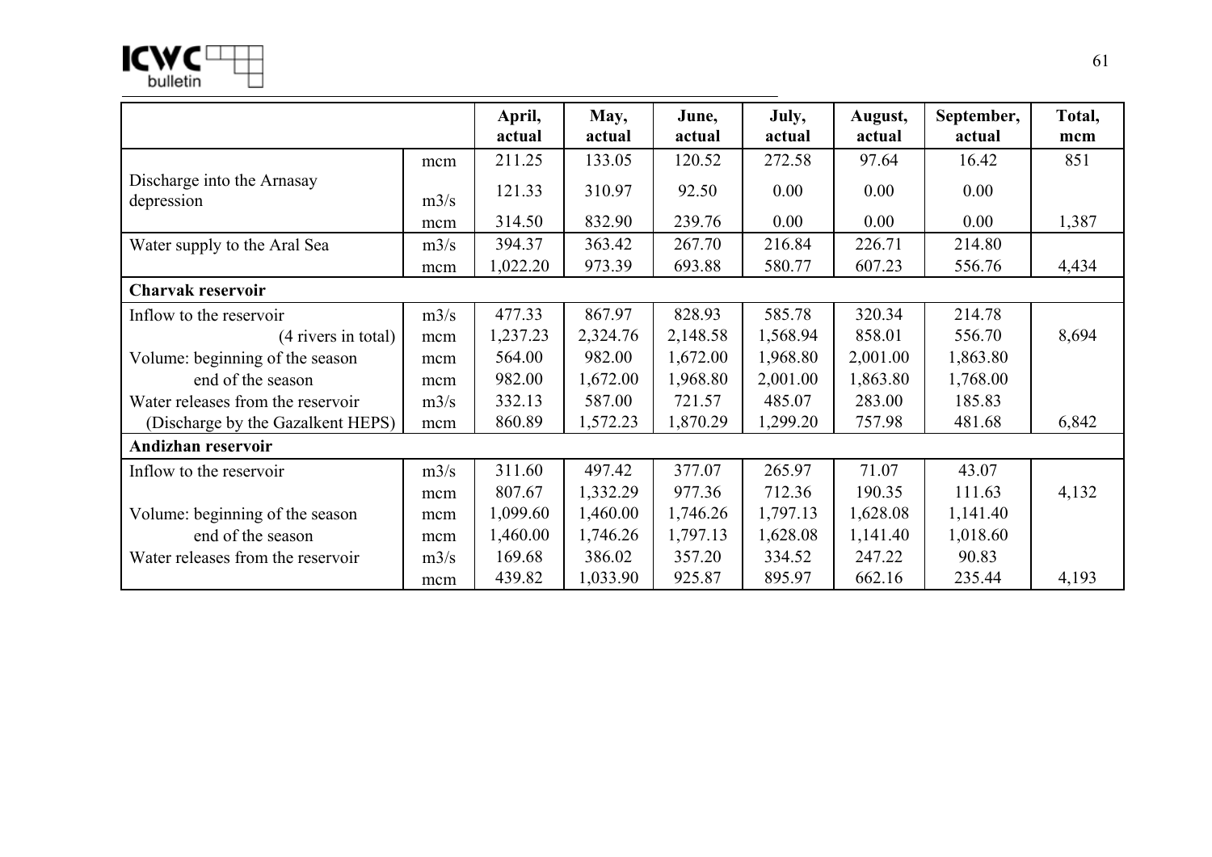| | | April, actual | May, actual | June, actual | July, actual | August, actual | September, actual | Total, mcm |
|---|---|---|---|---|---|---|---|---|
| | mcm | 211.25 | 133.05 | 120.52 | 272.58 | 97.64 | 16.42 | 851 |
| Discharge into the Arnasay depression | m3/s | 121.33 | 310.97 | 92.50 | 0.00 | 0.00 | 0.00 | |
| | mcm | 314.50 | 832.90 | 239.76 | 0.00 | 0.00 | 0.00 | 1,387 |
| Water supply to the Aral Sea | m3/s | 394.37 | 363.42 | 267.70 | 216.84 | 226.71 | 214.80 | |
| | mcm | 1,022.20 | 973.39 | 693.88 | 580.77 | 607.23 | 556.76 | 4,434 |
| **Charvak reservoir** | | | | | | | | |
| Inflow to the reservoir | m3/s | 477.33 | 867.97 | 828.93 | 585.78 | 320.34 | 214.78 | |
| (4 rivers in total) | mcm | 1,237.23 | 2,324.76 | 2,148.58 | 1,568.94 | 858.01 | 556.70 | 8,694 |
| Volume: beginning of the season | mcm | 564.00 | 982.00 | 1,672.00 | 1,968.80 | 2,001.00 | 1,863.80 | |
| end of the season | mcm | 982.00 | 1,672.00 | 1,968.80 | 2,001.00 | 1,863.80 | 1,768.00 | |
| Water releases from the reservoir | m3/s | 332.13 | 587.00 | 721.57 | 485.07 | 283.00 | 185.83 | |
| (Discharge by the Gazalkent HEPS) | mcm | 860.89 | 1,572.23 | 1,870.29 | 1,299.20 | 757.98 | 481.68 | 6,842 |
| **Andizhan reservoir** | | | | | | | | |
| Inflow to the reservoir | m3/s | 311.60 | 497.42 | 377.07 | 265.97 | 71.07 | 43.07 | |
| | mcm | 807.67 | 1,332.29 | 977.36 | 712.36 | 190.35 | 111.63 | 4,132 |
| Volume: beginning of the season | mcm | 1,099.60 | 1,460.00 | 1,746.26 | 1,797.13 | 1,628.08 | 1,141.40 | |
| end of the season | mcm | 1,460.00 | 1,746.26 | 1,797.13 | 1,628.08 | 1,141.40 | 1,018.60 | |
| Water releases from the reservoir | m3/s | 169.68 | 386.02 | 357.20 | 334.52 | 247.22 | 90.83 | |
| | mcm | 439.82 | 1,033.90 | 925.87 | 895.97 | 662.16 | 235.44 | 4,193 |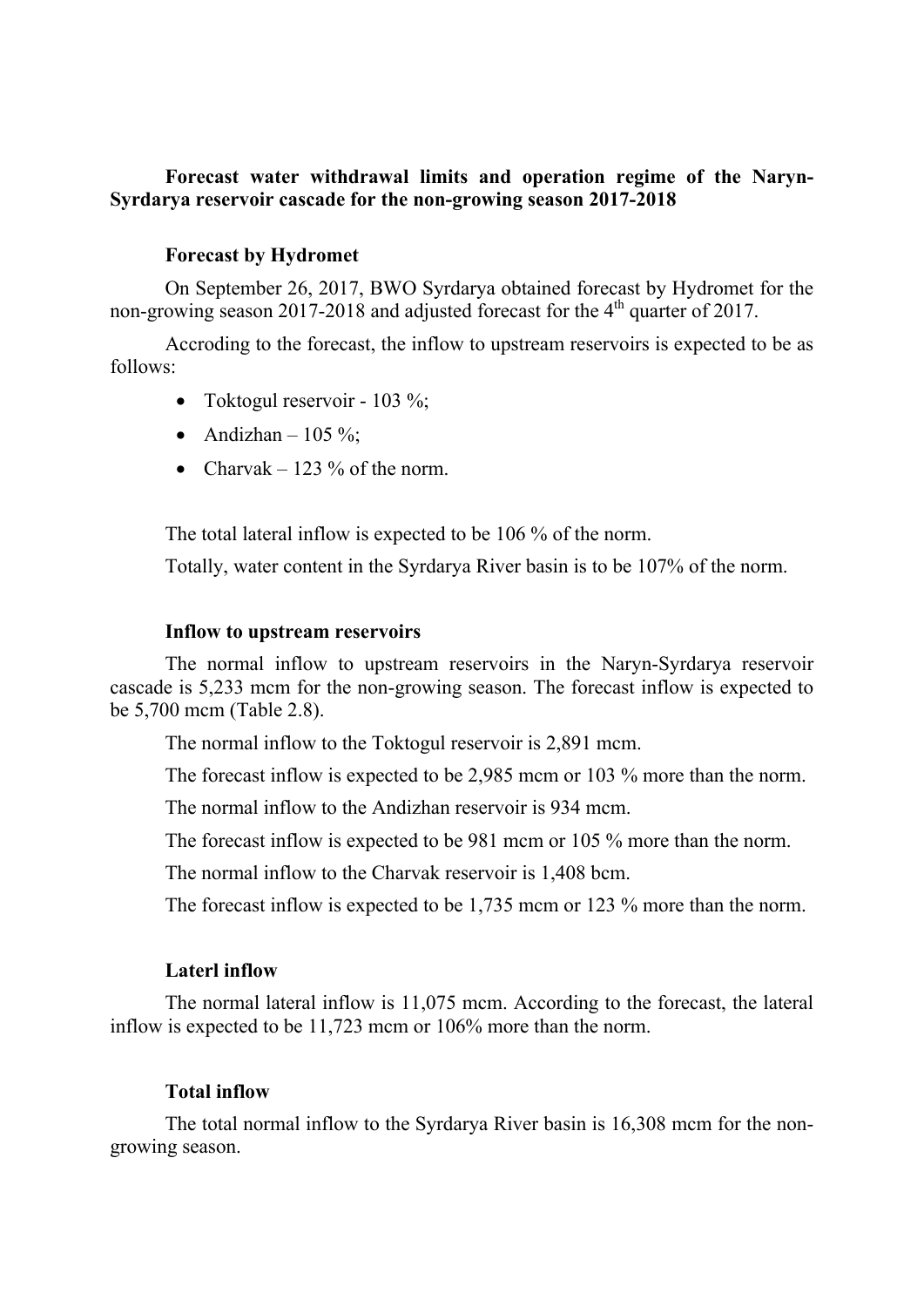**Forecast water withdrawal limits and operation regime of the Naryn-Syrdarya reservoir cascade for the non-growing season 2017-2018**

**Forecast by Hydromet**

On September 26, 2017, BWO Syrdarya obtained forecast by Hydromet for the non-growing season 2017-2018 and adjusted forecast for the 4th quarter of 2017.

Accroding to the forecast, the inflow to upstream reservoirs is expected to be as follows:

- Toktogul reservoir - 103 %;
- Andizhan – 105 %;
- Charvak – 123 % of the norm.

The total lateral inflow is expected to be 106 % of the norm.

Totally, water content in the Syrdarya River basin is to be 107% of the norm.

**Inflow to upstream reservoirs**

The normal inflow to upstream reservoirs in the Naryn-Syrdarya reservoir cascade is 5,233 mcm for the non-growing season. The forecast inflow is expected to be 5,700 mcm (Table 2.8).

The normal inflow to the Toktogul reservoir is 2,891 mcm.

The forecast inflow is expected to be 2,985 mcm or 103 % more than the norm.

The normal inflow to the Andizhan reservoir is 934 mcm.

The forecast inflow is expected to be 981 mcm or 105 % more than the norm.

The normal inflow to the Charvak reservoir is 1,408 bcm.

The forecast inflow is expected to be 1,735 mcm or 123 % more than the norm.

**Laterl inflow**

The normal lateral inflow is 11,075 mcm. According to the forecast, the lateral inflow is expected to be 11,723 mcm or 106% more than the norm.

**Total inflow**

The total normal inflow to the Syrdarya River basin is 16,308 mcm for the non-growing season.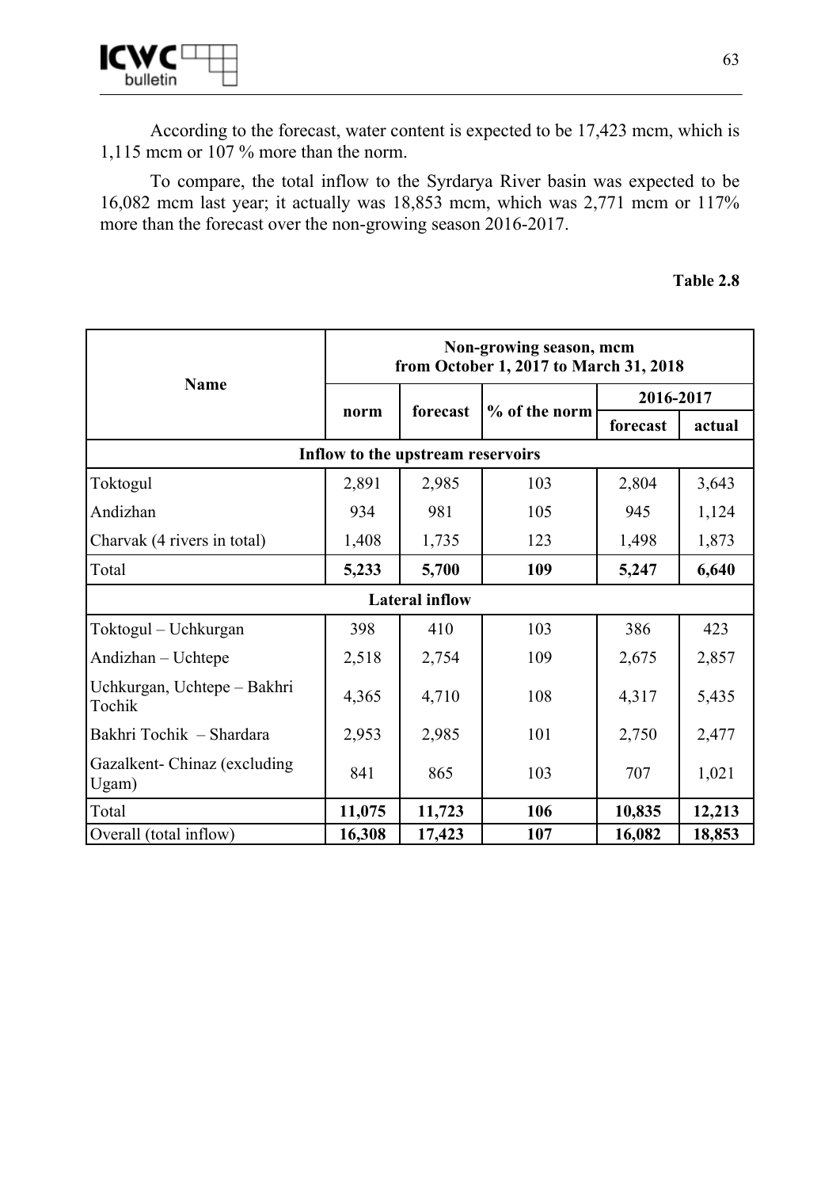According to the forecast, water content is expected to be 17,423 mcm, which is 1,115 mcm or 107 % more than the norm.

To compare, the total inflow to the Syrdarya River basin was expected to be 16,082 mcm last year; it actually was 18,853 mcm, which was 2,771 mcm or 117% more than the forecast over the non-growing season 2016-2017.

**Table 2.8**

| Name | Non-growing season, mcm from October 1, 2017 to March 31, 2018 | | | | |
|---|---|---|---|---|---|
| | norm | forecast | % of the norm | 2016-2017 | |
| | | | | forecast | actual |
| **Inflow to the upstream reservoirs** | | | | | |
| Toktogul | 2,891 | 2,985 | 103 | 2,804 | 3,643 |
| Andizhan | 934 | 981 | 105 | 945 | 1,124 |
| Charvak (4 rivers in total) | 1,408 | 1,735 | 123 | 1,498 | 1,873 |
| Total | **5,233** | **5,700** | **109** | **5,247** | **6,640** |
| **Lateral inflow** | | | | | |
| Toktogul – Uchkurgan | 398 | 410 | 103 | 386 | 423 |
| Andizhan – Uchtepe | 2,518 | 2,754 | 109 | 2,675 | 2,857 |
| Uchkurgan, Uchtepe – Bakhri Tochik | 4,365 | 4,710 | 108 | 4,317 | 5,435 |
| Bakhri Tochik – Shardara | 2,953 | 2,985 | 101 | 2,750 | 2,477 |
| Gazalkent- Chinaz (excluding Ugam) | 841 | 865 | 103 | 707 | 1,021 |
| Total | **11,075** | **11,723** | **106** | **10,835** | **12,213** |
| Overall (total inflow) | **16,308** | **17,423** | **107** | **16,082** | **18,853** |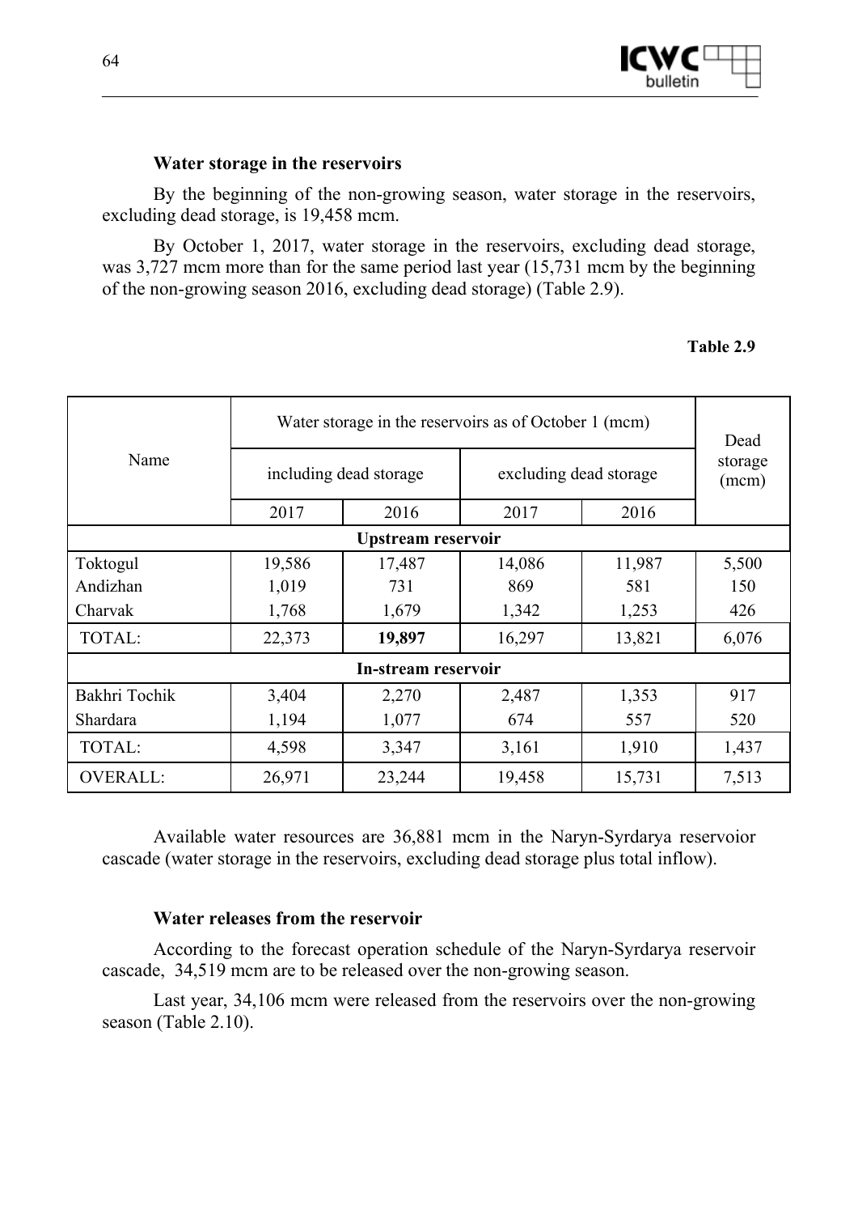### Water storage in the reservoirs

By the beginning of the non-growing season, water storage in the reservoirs, excluding dead storage, is 19,458 mcm.

By October 1, 2017, water storage in the reservoirs, excluding dead storage, was 3,727 mcm more than for the same period last year (15,731 mcm by the beginning of the non-growing season 2016, excluding dead storage) (Table 2.9).

**Table 2.9**

| Name | Water storage in the reservoirs as of October 1 (mcm) | | | | Dead storage (mcm) |
|---|---|---|---|---|---|
| | including dead storage | | excluding dead storage | | |
| | 2017 | 2016 | 2017 | 2016 | |
| **Upstream reservoir** | | | | | |
| Toktogul | 19,586 | 17,487 | 14,086 | 11,987 | 5,500 |
| Andizhan | 1,019 | 731 | 869 | 581 | 150 |
| Charvak | 1,768 | 1,679 | 1,342 | 1,253 | 426 |
| TOTAL: | 22,373 | **19,897** | 16,297 | 13,821 | 6,076 |
| **In-stream reservoir** | | | | | |
| Bakhri Tochik | 3,404 | 2,270 | 2,487 | 1,353 | 917 |
| Shardara | 1,194 | 1,077 | 674 | 557 | 520 |
| TOTAL: | 4,598 | 3,347 | 3,161 | 1,910 | 1,437 |
| OVERALL: | 26,971 | 23,244 | 19,458 | 15,731 | 7,513 |

Available water resources are 36,881 mcm in the Naryn-Syrdarya reservoior cascade (water storage in the reservoirs, excluding dead storage plus total inflow).

### Water releases from the reservoir

According to the forecast operation schedule of the Naryn-Syrdarya reservoir cascade, 34,519 mcm are to be released over the non-growing season.

Last year, 34,106 mcm were released from the reservoirs over the non-growing season (Table 2.10).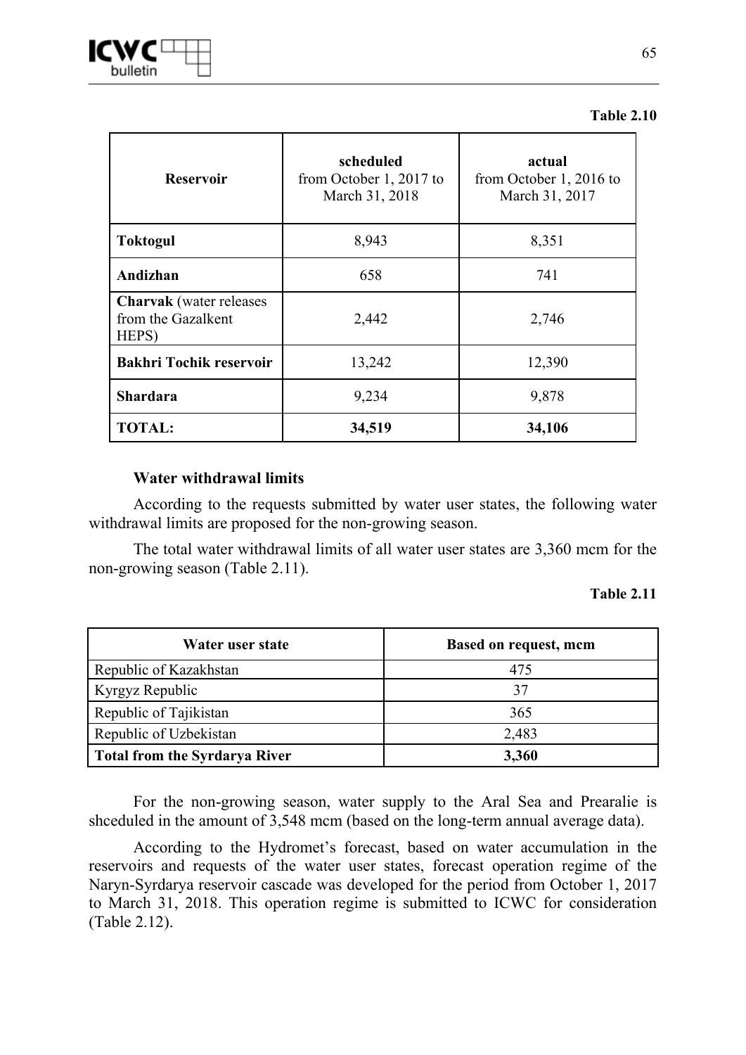**Table 2.10**

| Reservoir | scheduled from October 1, 2017 to March 31, 2018 | actual from October 1, 2016 to March 31, 2017 |
|---|---|---|
| **Toktogul** | 8,943 | 8,351 |
| **Andizhan** | 658 | 741 |
| **Charvak** (water releases from the Gazalkent HEPS) | 2,442 | 2,746 |
| **Bakhri Tochik reservoir** | 13,242 | 12,390 |
| **Shardara** | 9,234 | 9,878 |
| **TOTAL:** | **34,519** | **34,106** |

**Water withdrawal limits**

According to the requests submitted by water user states, the following water withdrawal limits are proposed for the non-growing season.

The total water withdrawal limits of all water user states are 3,360 mcm for the non-growing season (Table 2.11).

**Table 2.11**

| Water user state | Based on request, mcm |
|---|---|
| Republic of Kazakhstan | 475 |
| Kyrgyz Republic | 37 |
| Republic of Tajikistan | 365 |
| Republic of Uzbekistan | 2,483 |
| **Total from the Syrdarya River** | **3,360** |

For the non-growing season, water supply to the Aral Sea and Prearalie is shceduled in the amount of 3,548 mcm (based on the long-term annual average data).

According to the Hydromet's forecast, based on water accumulation in the reservoirs and requests of the water user states, forecast operation regime of the Naryn-Syrdarya reservoir cascade was developed for the period from October 1, 2017 to March 31, 2018. This operation regime is submitted to ICWC for consideration (Table 2.12).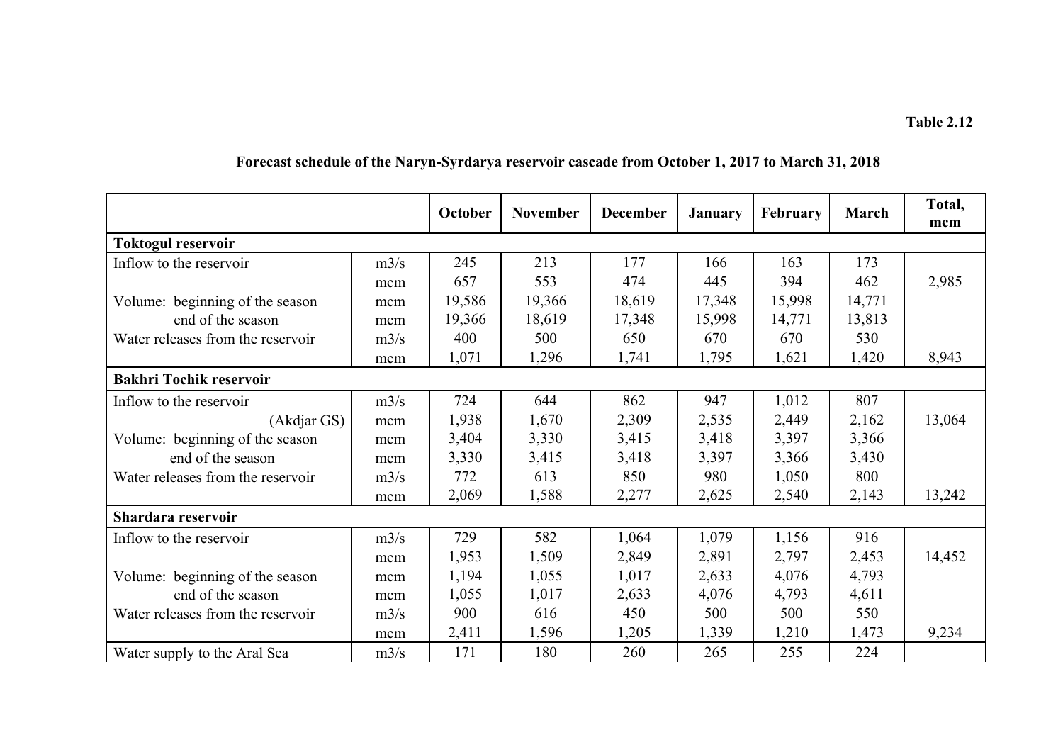**Table 2.12**

**Forecast schedule of the Naryn-Syrdarya reservoir cascade from October 1, 2017 to March 31, 2018**

| | | October | November | December | January | February | March | Total, mcm |
|---|---|---|---|---|---|---|---|---|
| **Toktogul reservoir** | | | | | | | | |
| Inflow to the reservoir | m3/s | 245 | 213 | 177 | 166 | 163 | 173 | |
| | mcm | 657 | 553 | 474 | 445 | 394 | 462 | 2,985 |
| Volume: beginning of the season | mcm | 19,586 | 19,366 | 18,619 | 17,348 | 15,998 | 14,771 | |
| end of the season | mcm | 19,366 | 18,619 | 17,348 | 15,998 | 14,771 | 13,813 | |
| Water releases from the reservoir | m3/s | 400 | 500 | 650 | 670 | 670 | 530 | |
| | mcm | 1,071 | 1,296 | 1,741 | 1,795 | 1,621 | 1,420 | 8,943 |
| **Bakhri Tochik reservoir** | | | | | | | | |
| Inflow to the reservoir | m3/s | 724 | 644 | 862 | 947 | 1,012 | 807 | |
| (Akdjar GS) | mcm | 1,938 | 1,670 | 2,309 | 2,535 | 2,449 | 2,162 | 13,064 |
| Volume: beginning of the season | mcm | 3,404 | 3,330 | 3,415 | 3,418 | 3,397 | 3,366 | |
| end of the season | mcm | 3,330 | 3,415 | 3,418 | 3,397 | 3,366 | 3,430 | |
| Water releases from the reservoir | m3/s | 772 | 613 | 850 | 980 | 1,050 | 800 | |
| | mcm | 2,069 | 1,588 | 2,277 | 2,625 | 2,540 | 2,143 | 13,242 |
| **Shardara reservoir** | | | | | | | | |
| Inflow to the reservoir | m3/s | 729 | 582 | 1,064 | 1,079 | 1,156 | 916 | |
| | mcm | 1,953 | 1,509 | 2,849 | 2,891 | 2,797 | 2,453 | 14,452 |
| Volume: beginning of the season | mcm | 1,194 | 1,055 | 1,017 | 2,633 | 4,076 | 4,793 | |
| end of the season | mcm | 1,055 | 1,017 | 2,633 | 4,076 | 4,793 | 4,611 | |
| Water releases from the reservoir | m3/s | 900 | 616 | 450 | 500 | 500 | 550 | |
| | mcm | 2,411 | 1,596 | 1,205 | 1,339 | 1,210 | 1,473 | 9,234 |
| Water supply to the Aral Sea | m3/s | 171 | 180 | 260 | 265 | 255 | 224 | |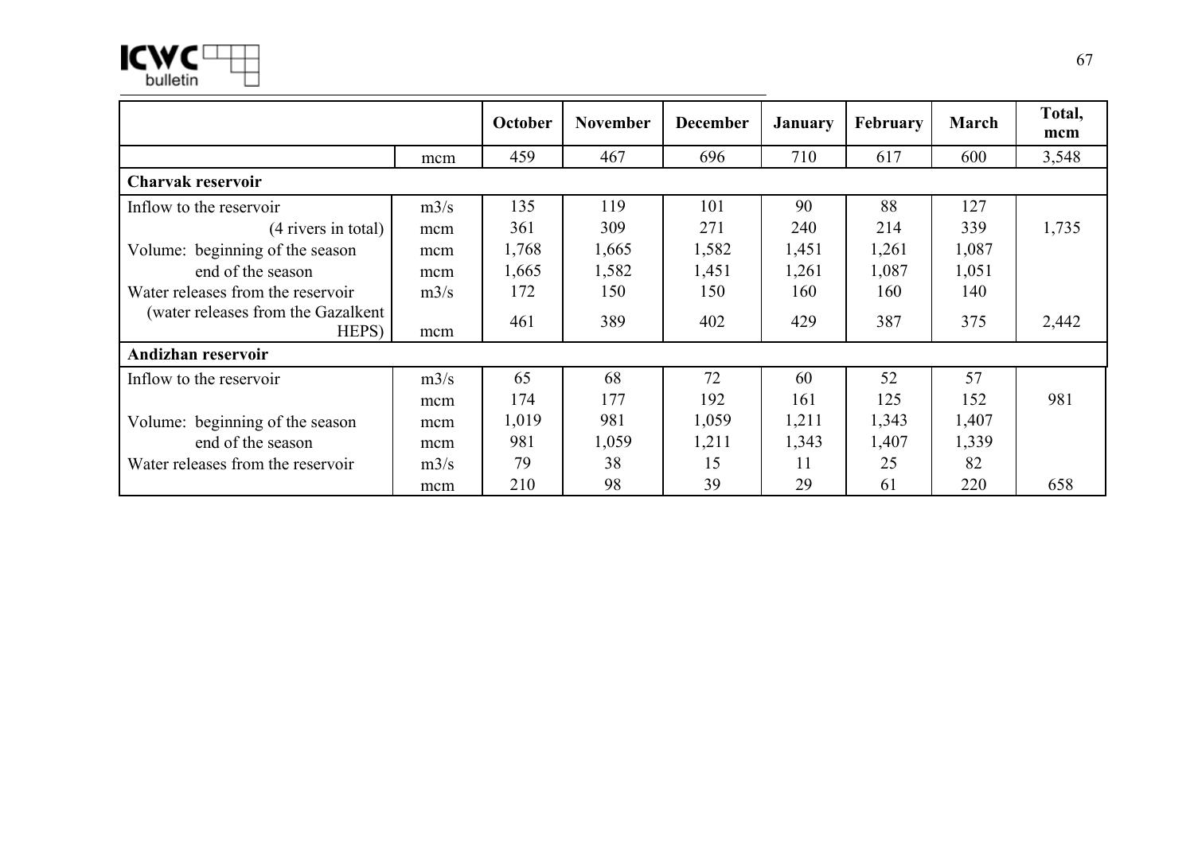| | | October | November | December | January | February | March | Total, mcm |
|---|---|---|---|---|---|---|---|---|
| | mcm | 459 | 467 | 696 | 710 | 617 | 600 | 3,548 |
| **Charvak reservoir** | | | | | | | | |
| Inflow to the reservoir | m3/s | 135 | 119 | 101 | 90 | 88 | 127 | |
| (4 rivers in total) | mcm | 361 | 309 | 271 | 240 | 214 | 339 | 1,735 |
| Volume: beginning of the season | mcm | 1,768 | 1,665 | 1,582 | 1,451 | 1,261 | 1,087 | |
| end of the season | mcm | 1,665 | 1,582 | 1,451 | 1,261 | 1,087 | 1,051 | |
| Water releases from the reservoir | m3/s | 172 | 150 | 150 | 160 | 160 | 140 | |
| (water releases from the Gazalkent HEPS) | mcm | 461 | 389 | 402 | 429 | 387 | 375 | 2,442 |
| **Andizhan reservoir** | | | | | | | | |
| Inflow to the reservoir | m3/s | 65 | 68 | 72 | 60 | 52 | 57 | |
| | mcm | 174 | 177 | 192 | 161 | 125 | 152 | 981 |
| Volume: beginning of the season | mcm | 1,019 | 981 | 1,059 | 1,211 | 1,343 | 1,407 | |
| end of the season | mcm | 981 | 1,059 | 1,211 | 1,343 | 1,407 | 1,339 | |
| Water releases from the reservoir | m3/s | 79 | 38 | 15 | 11 | 25 | 82 | |
| | mcm | 210 | 98 | 39 | 29 | 61 | 220 | 658 |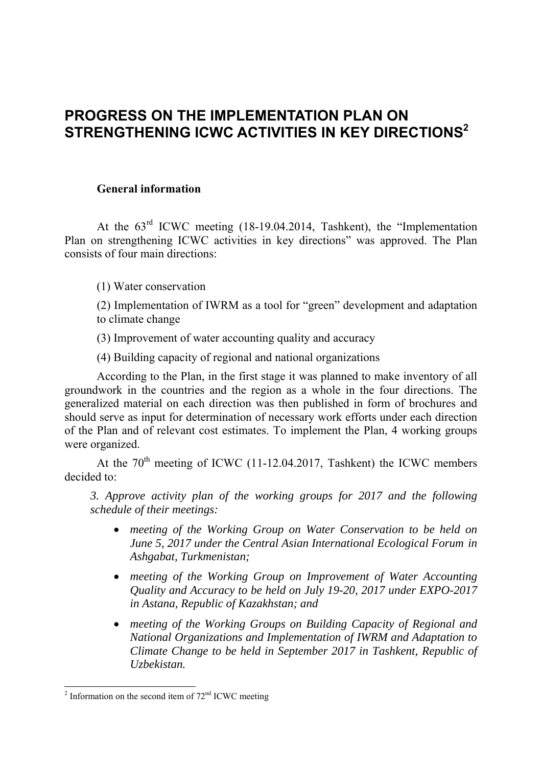# PROGRESS ON THE IMPLEMENTATION PLAN ON STRENGTHENING ICWC ACTIVITIES IN KEY DIRECTIONS[2]

**General information**

At the 63rd ICWC meeting (18-19.04.2014, Tashkent), the "Implementation Plan on strengthening ICWC activities in key directions" was approved. The Plan consists of four main directions:

(1) Water conservation

(2) Implementation of IWRM as a tool for "green" development and adaptation to climate change

(3) Improvement of water accounting quality and accuracy

(4) Building capacity of regional and national organizations

According to the Plan, in the first stage it was planned to make inventory of all groundwork in the countries and the region as a whole in the four directions. The generalized material on each direction was then published in form of brochures and should serve as input for determination of necessary work efforts under each direction of the Plan and of relevant cost estimates. To implement the Plan, 4 working groups were organized.

At the 70th meeting of ICWC (11-12.04.2017, Tashkent) the ICWC members decided to:

*3. Approve activity plan of the working groups for 2017 and the following schedule of their meetings:*

- *meeting of the Working Group on Water Conservation to be held on June 5, 2017 under the Central Asian International Ecological Forum in Ashgabat, Turkmenistan;*
- *meeting of the Working Group on Improvement of Water Accounting Quality and Accuracy to be held on July 19-20, 2017 under EXPO-2017 in Astana, Republic of Kazakhstan; and*
- *meeting of the Working Groups on Building Capacity of Regional and National Organizations and Implementation of IWRM and Adaptation to Climate Change to be held in September 2017 in Tashkent, Republic of Uzbekistan.*

[2] Information on the second item of 72nd ICWC meeting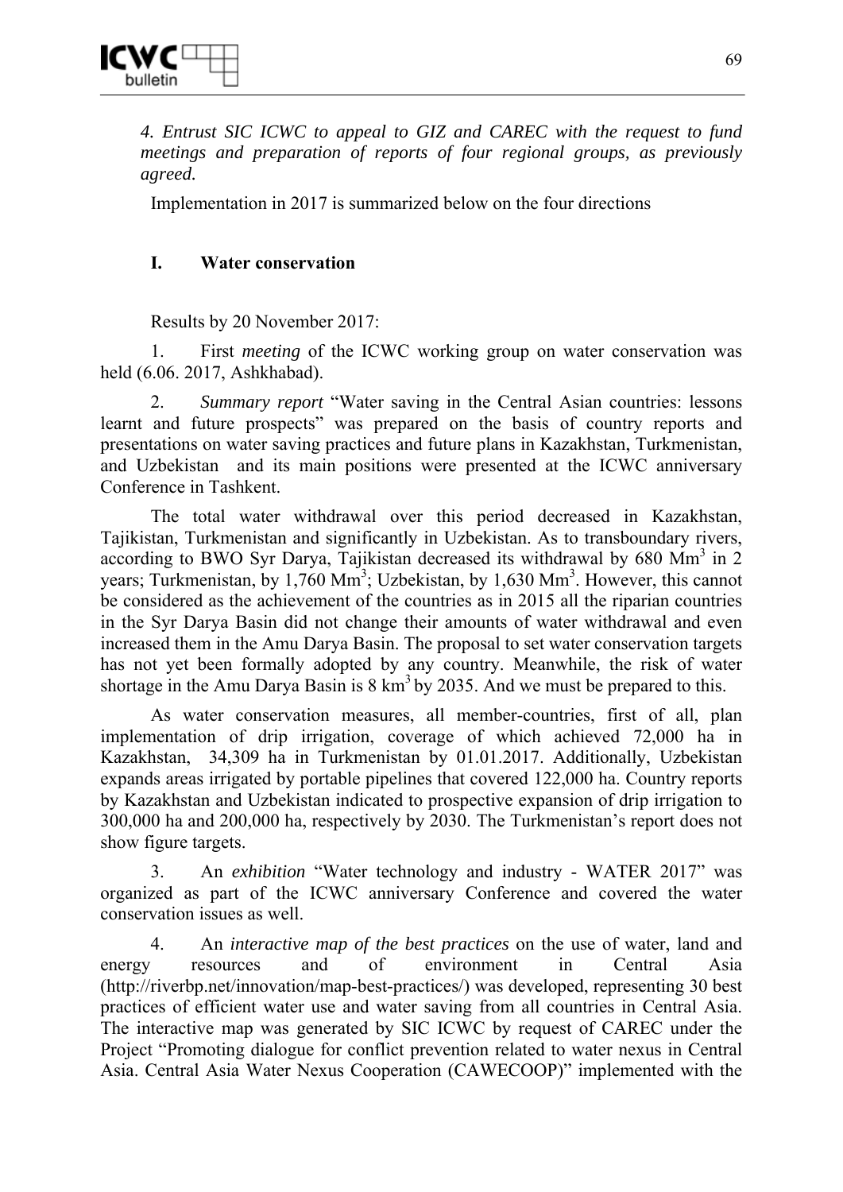*4. Entrust SIC ICWC to appeal to GIZ and CAREC with the request to fund meetings and preparation of reports of four regional groups, as previously agreed.*

Implementation in 2017 is summarized below on the four directions

## I. Water conservation

Results by 20 November 2017:

1. First *meeting* of the ICWC working group on water conservation was held (6.06. 2017, Ashkhabad).

2. *Summary report* "Water saving in the Central Asian countries: lessons learnt and future prospects" was prepared on the basis of country reports and presentations on water saving practices and future plans in Kazakhstan, Turkmenistan, and Uzbekistan and its main positions were presented at the ICWC anniversary Conference in Tashkent.

The total water withdrawal over this period decreased in Kazakhstan, Tajikistan, Turkmenistan and significantly in Uzbekistan. As to transboundary rivers, according to BWO Syr Darya, Tajikistan decreased its withdrawal by 680 $Mm^3$ in 2 years; Turkmenistan, by 1,760 $Mm^3$; Uzbekistan, by 1,630 $Mm^3$. However, this cannot be considered as the achievement of the countries as in 2015 all the riparian countries in the Syr Darya Basin did not change their amounts of water withdrawal and even increased them in the Amu Darya Basin. The proposal to set water conservation targets has not yet been formally adopted by any country. Meanwhile, the risk of water shortage in the Amu Darya Basin is 8 $km^3$ by 2035. And we must be prepared to this.

As water conservation measures, all member-countries, first of all, plan implementation of drip irrigation, coverage of which achieved 72,000 ha in Kazakhstan, 34,309 ha in Turkmenistan by 01.01.2017. Additionally, Uzbekistan expands areas irrigated by portable pipelines that covered 122,000 ha. Country reports by Kazakhstan and Uzbekistan indicated to prospective expansion of drip irrigation to 300,000 ha and 200,000 ha, respectively by 2030. The Turkmenistan's report does not show figure targets.

3. An *exhibition* "Water technology and industry - WATER 2017" was organized as part of the ICWC anniversary Conference and covered the water conservation issues as well.

4. An *interactive map of the best practices* on the use of water, land and energy resources and of environment in Central Asia (http://riverbp.net/innovation/map-best-practices/) was developed, representing 30 best practices of efficient water use and water saving from all countries in Central Asia. The interactive map was generated by SIC ICWC by request of CAREC under the Project "Promoting dialogue for conflict prevention related to water nexus in Central Asia. Central Asia Water Nexus Cooperation (CAWECOOP)" implemented with the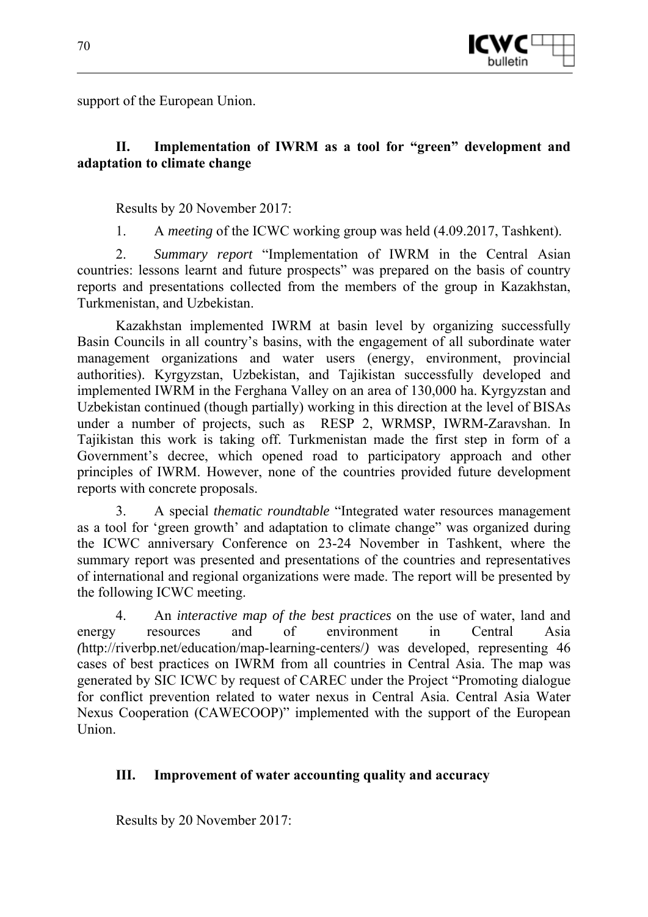support of the European Union.

### II. Implementation of IWRM as a tool for "green" development and adaptation to climate change

Results by 20 November 2017:

1. A *meeting* of the ICWC working group was held (4.09.2017, Tashkent).

2. *Summary report* "Implementation of IWRM in the Central Asian countries: lessons learnt and future prospects" was prepared on the basis of country reports and presentations collected from the members of the group in Kazakhstan, Turkmenistan, and Uzbekistan.

Kazakhstan implemented IWRM at basin level by organizing successfully Basin Councils in all country's basins, with the engagement of all subordinate water management organizations and water users (energy, environment, provincial authorities). Kyrgyzstan, Uzbekistan, and Tajikistan successfully developed and implemented IWRM in the Ferghana Valley on an area of 130,000 ha. Kyrgyzstan and Uzbekistan continued (though partially) working in this direction at the level of BISAs under a number of projects, such as RESP 2, WRMSP, IWRM-Zaravshan. In Tajikistan this work is taking off. Turkmenistan made the first step in form of a Government's decree, which opened road to participatory approach and other principles of IWRM. However, none of the countries provided future development reports with concrete proposals.

3. A special *thematic roundtable* "Integrated water resources management as a tool for 'green growth' and adaptation to climate change" was organized during the ICWC anniversary Conference on 23-24 November in Tashkent, where the summary report was presented and presentations of the countries and representatives of international and regional organizations were made. The report will be presented by the following ICWC meeting.

4. An *interactive map of the best practices* on the use of water, land and energy resources and of environment in Central Asia *(*http://riverbp.net/education/map-learning-centers/*)* was developed, representing 46 cases of best practices on IWRM from all countries in Central Asia. The map was generated by SIC ICWC by request of CAREC under the Project "Promoting dialogue for conflict prevention related to water nexus in Central Asia. Central Asia Water Nexus Cooperation (CAWECOOP)" implemented with the support of the European Union.

### III. Improvement of water accounting quality and accuracy

Results by 20 November 2017: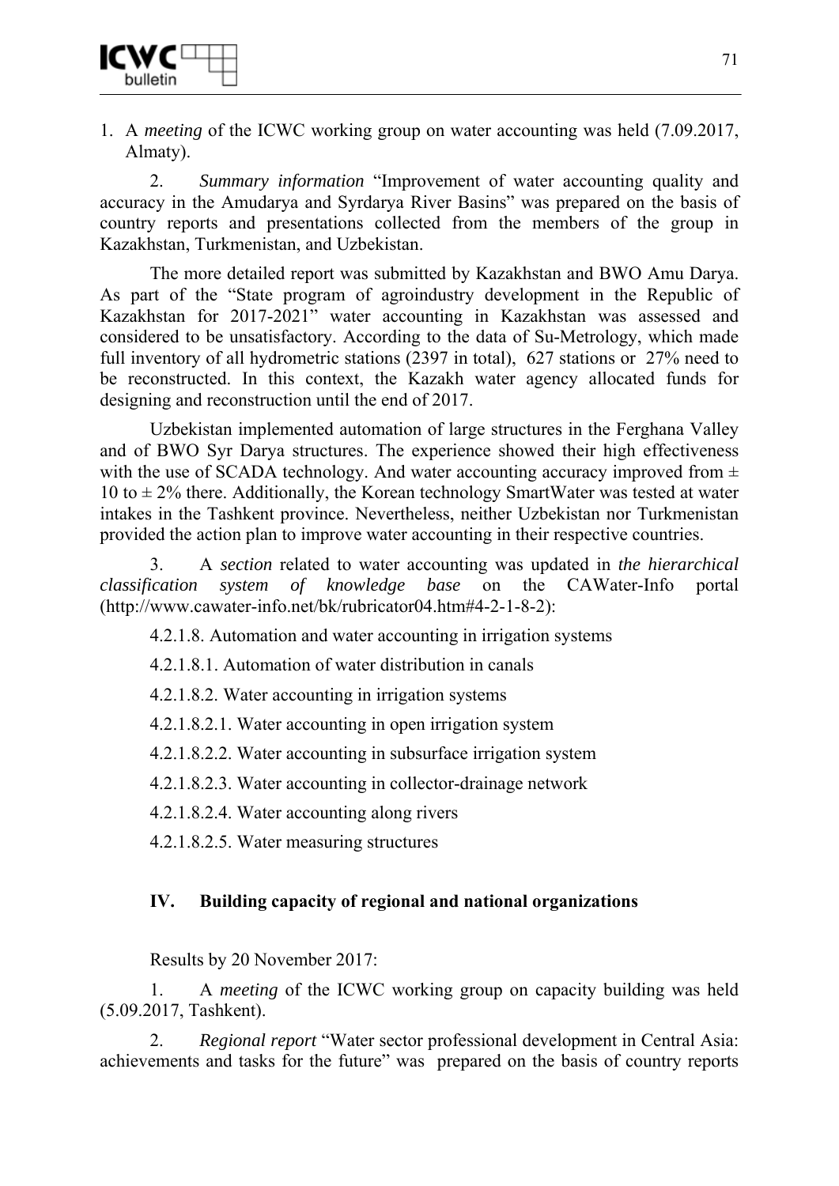1. A *meeting* of the ICWC working group on water accounting was held (7.09.2017, Almaty).

2. *Summary information* “Improvement of water accounting quality and accuracy in the Amudarya and Syrdarya River Basins” was prepared on the basis of country reports and presentations collected from the members of the group in Kazakhstan, Turkmenistan, and Uzbekistan.

The more detailed report was submitted by Kazakhstan and BWO Amu Darya. As part of the “State program of agroindustry development in the Republic of Kazakhstan for 2017-2021” water accounting in Kazakhstan was assessed and considered to be unsatisfactory. According to the data of Su-Metrology, which made full inventory of all hydrometric stations (2397 in total), 627 stations or 27% need to be reconstructed. In this context, the Kazakh water agency allocated funds for designing and reconstruction until the end of 2017.

Uzbekistan implemented automation of large structures in the Ferghana Valley and of BWO Syr Darya structures. The experience showed their high effectiveness with the use of SCADA technology. And water accounting accuracy improved from ± 10 to ± 2% there. Additionally, the Korean technology SmartWater was tested at water intakes in the Tashkent province. Nevertheless, neither Uzbekistan nor Turkmenistan provided the action plan to improve water accounting in their respective countries.

3. A *section* related to water accounting was updated in *the hierarchical classification system of knowledge base* on the CAWater-Info portal (http://www.cawater-info.net/bk/rubricator04.htm#4-2-1-8-2):

4.2.1.8. Automation and water accounting in irrigation systems

4.2.1.8.1. Automation of water distribution in canals

4.2.1.8.2. Water accounting in irrigation systems

4.2.1.8.2.1. Water accounting in open irrigation system

4.2.1.8.2.2. Water accounting in subsurface irrigation system

4.2.1.8.2.3. Water accounting in collector-drainage network

4.2.1.8.2.4. Water accounting along rivers

4.2.1.8.2.5. Water measuring structures

## IV. Building capacity of regional and national organizations

Results by 20 November 2017:

1. A *meeting* of the ICWC working group on capacity building was held (5.09.2017, Tashkent).

2. *Regional report* “Water sector professional development in Central Asia: achievements and tasks for the future” was prepared on the basis of country reports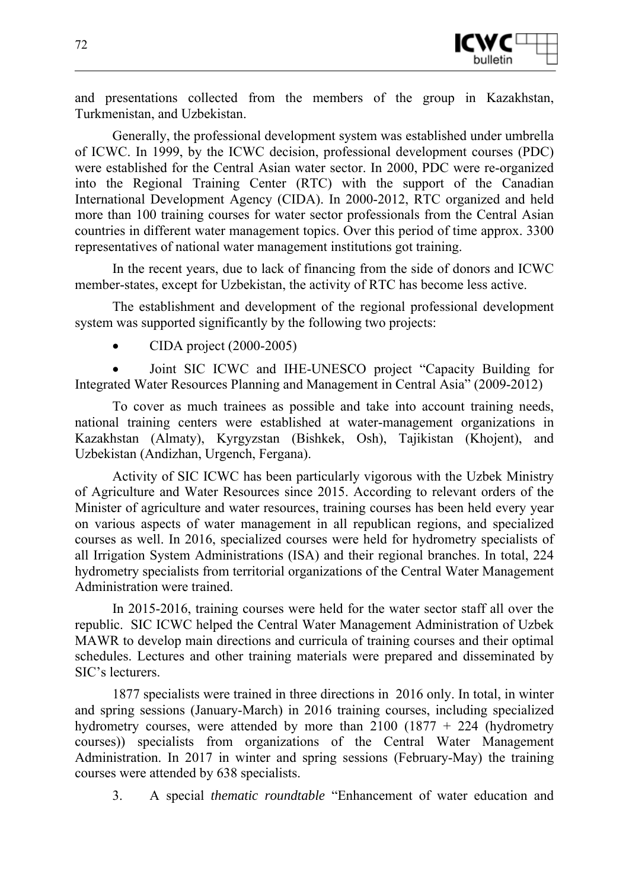and presentations collected from the members of the group in Kazakhstan, Turkmenistan, and Uzbekistan.

Generally, the professional development system was established under umbrella of ICWC. In 1999, by the ICWC decision, professional development courses (PDC) were established for the Central Asian water sector. In 2000, PDC were re-organized into the Regional Training Center (RTC) with the support of the Canadian International Development Agency (CIDA). In 2000-2012, RTC organized and held more than 100 training courses for water sector professionals from the Central Asian countries in different water management topics. Over this period of time approx. 3300 representatives of national water management institutions got training.

In the recent years, due to lack of financing from the side of donors and ICWC member-states, except for Uzbekistan, the activity of RTC has become less active.

The establishment and development of the regional professional development system was supported significantly by the following two projects:

- CIDA project (2000-2005)
- Joint SIC ICWC and IHE-UNESCO project "Capacity Building for Integrated Water Resources Planning and Management in Central Asia" (2009-2012)

To cover as much trainees as possible and take into account training needs, national training centers were established at water-management organizations in Kazakhstan (Almaty), Kyrgyzstan (Bishkek, Osh), Tajikistan (Khojent), and Uzbekistan (Andizhan, Urgench, Fergana).

Activity of SIC ICWC has been particularly vigorous with the Uzbek Ministry of Agriculture and Water Resources since 2015. According to relevant orders of the Minister of agriculture and water resources, training courses has been held every year on various aspects of water management in all republican regions, and specialized courses as well. In 2016, specialized courses were held for hydrometry specialists of all Irrigation System Administrations (ISA) and their regional branches. In total, 224 hydrometry specialists from territorial organizations of the Central Water Management Administration were trained.

In 2015-2016, training courses were held for the water sector staff all over the republic. SIC ICWC helped the Central Water Management Administration of Uzbek MAWR to develop main directions and curricula of training courses and their optimal schedules. Lectures and other training materials were prepared and disseminated by SIC's lecturers.

1877 specialists were trained in three directions in 2016 only. In total, in winter and spring sessions (January-March) in 2016 training courses, including specialized hydrometry courses, were attended by more than 2100 (1877 + 224 (hydrometry courses)) specialists from organizations of the Central Water Management Administration. In 2017 in winter and spring sessions (February-May) the training courses were attended by 638 specialists.

3. A special *thematic roundtable* "Enhancement of water education and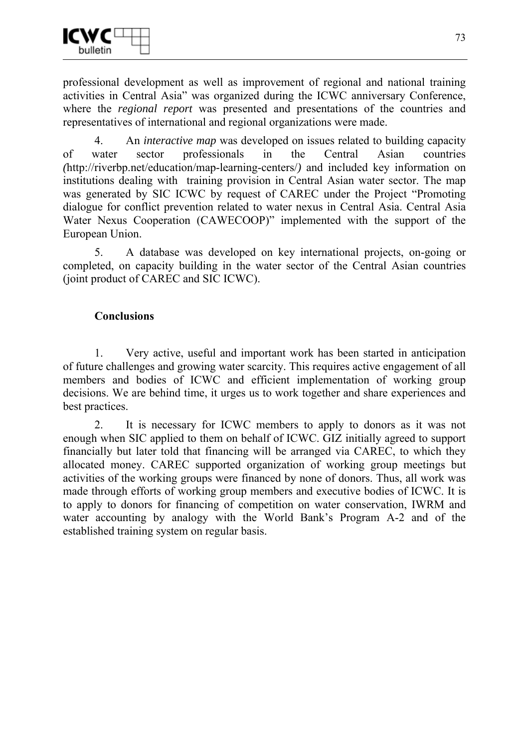professional development as well as improvement of regional and national training activities in Central Asia" was organized during the ICWC anniversary Conference, where the *regional report* was presented and presentations of the countries and representatives of international and regional organizations were made.

4. An *interactive map* was developed on issues related to building capacity of water sector professionals in the Central Asian countries (http://riverbp.net/education/map-learning-centers/) and included key information on institutions dealing with training provision in Central Asian water sector. The map was generated by SIC ICWC by request of CAREC under the Project "Promoting dialogue for conflict prevention related to water nexus in Central Asia. Central Asia Water Nexus Cooperation (CAWECOOP)" implemented with the support of the European Union.

5. A database was developed on key international projects, on-going or completed, on capacity building in the water sector of the Central Asian countries (joint product of CAREC and SIC ICWC).

**Conclusions**

1. Very active, useful and important work has been started in anticipation of future challenges and growing water scarcity. This requires active engagement of all members and bodies of ICWC and efficient implementation of working group decisions. We are behind time, it urges us to work together and share experiences and best practices.

2. It is necessary for ICWC members to apply to donors as it was not enough when SIC applied to them on behalf of ICWC. GIZ initially agreed to support financially but later told that financing will be arranged via CAREC, to which they allocated money. CAREC supported organization of working group meetings but activities of the working groups were financed by none of donors. Thus, all work was made through efforts of working group members and executive bodies of ICWC. It is to apply to donors for financing of competition on water conservation, IWRM and water accounting by analogy with the World Bank's Program A-2 and of the established training system on regular basis.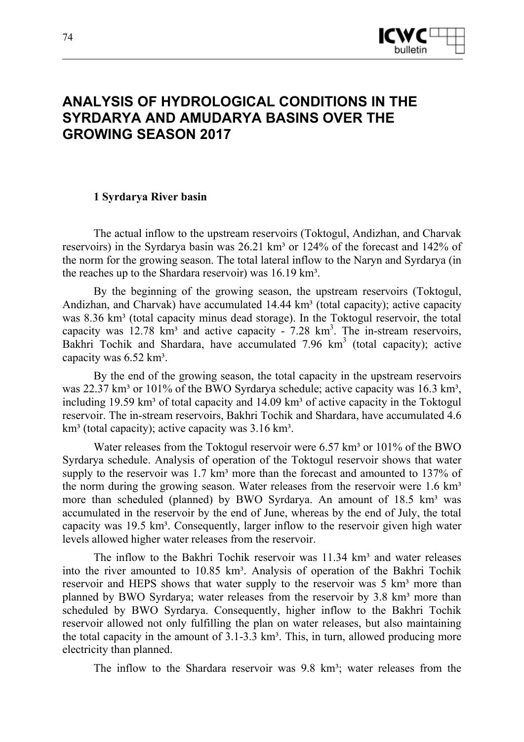# ANALYSIS OF HYDROLOGICAL CONDITIONS IN THE SYRDARYA AND AMUDARYA BASINS OVER THE GROWING SEASON 2017

## 1 Syrdarya River basin

The actual inflow to the upstream reservoirs (Toktogul, Andizhan, and Charvak reservoirs) in the Syrdarya basin was 26.21 km³ or 124% of the forecast and 142% of the norm for the growing season. The total lateral inflow to the Naryn and Syrdarya (in the reaches up to the Shardara reservoir) was 16.19 km³.

By the beginning of the growing season, the upstream reservoirs (Toktogul, Andizhan, and Charvak) have accumulated 14.44 km³ (total capacity); active capacity was 8.36 km³ (total capacity minus dead storage). In the Toktogul reservoir, the total capacity was 12.78 km³ and active capacity - 7.28 km³. The in-stream reservoirs, Bakhri Tochik and Shardara, have accumulated 7.96 km³ (total capacity); active capacity was 6.52 km³.

By the end of the growing season, the total capacity in the upstream reservoirs was 22.37 km³ or 101% of the BWO Syrdarya schedule; active capacity was 16.3 km³, including 19.59 km³ of total capacity and 14.09 km³ of active capacity in the Toktogul reservoir. The in-stream reservoirs, Bakhri Tochik and Shardara, have accumulated 4.6 km³ (total capacity); active capacity was 3.16 km³.

Water releases from the Toktogul reservoir were 6.57 km³ or 101% of the BWO Syrdarya schedule. Analysis of operation of the Toktogul reservoir shows that water supply to the reservoir was 1.7 km³ more than the forecast and amounted to 137% of the norm during the growing season. Water releases from the reservoir were 1.6 km³ more than scheduled (planned) by BWO Syrdarya. An amount of 18.5 km³ was accumulated in the reservoir by the end of June, whereas by the end of July, the total capacity was 19.5 km³. Consequently, larger inflow to the reservoir given high water levels allowed higher water releases from the reservoir.

The inflow to the Bakhri Tochik reservoir was 11.34 km³ and water releases into the river amounted to 10.85 km³. Analysis of operation of the Bakhri Tochik reservoir and HEPS shows that water supply to the reservoir was 5 km³ more than planned by BWO Syrdarya; water releases from the reservoir by 3.8 km³ more than scheduled by BWO Syrdarya. Consequently, higher inflow to the Bakhri Tochik reservoir allowed not only fulfilling the plan on water releases, but also maintaining the total capacity in the amount of 3.1-3.3 km³. This, in turn, allowed producing more electricity than planned.

The inflow to the Shardara reservoir was 9.8 km³; water releases from the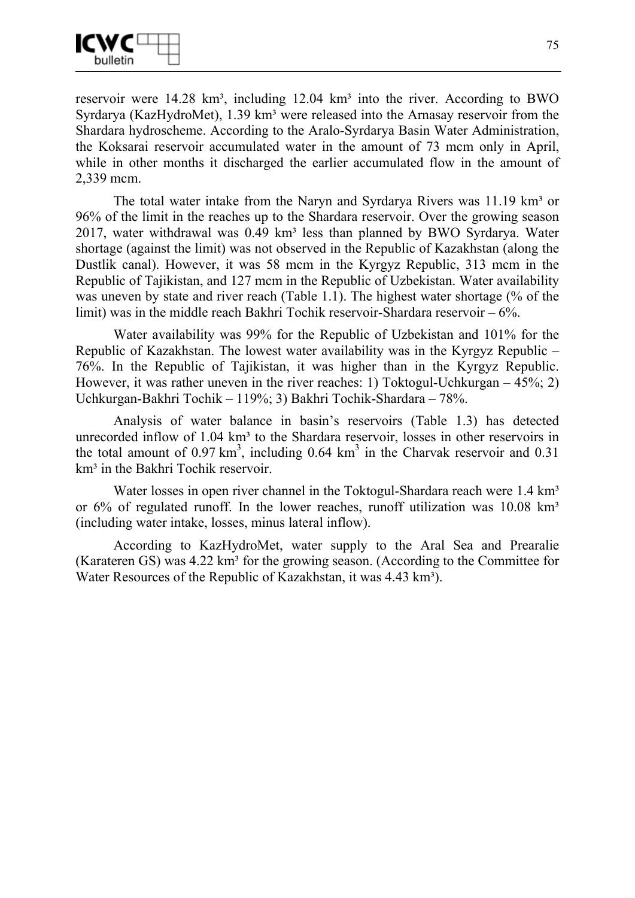reservoir were 14.28 km³, including 12.04 km³ into the river. According to BWO Syrdarya (KazHydroMet), 1.39 km³ were released into the Arnasay reservoir from the Shardara hydroscheme. According to the Aralo-Syrdarya Basin Water Administration, the Koksarai reservoir accumulated water in the amount of 73 mcm only in April, while in other months it discharged the earlier accumulated flow in the amount of 2,339 mcm.

The total water intake from the Naryn and Syrdarya Rivers was 11.19 km³ or 96% of the limit in the reaches up to the Shardara reservoir. Over the growing season 2017, water withdrawal was 0.49 km³ less than planned by BWO Syrdarya. Water shortage (against the limit) was not observed in the Republic of Kazakhstan (along the Dustlik canal). However, it was 58 mcm in the Kyrgyz Republic, 313 mcm in the Republic of Tajikistan, and 127 mcm in the Republic of Uzbekistan. Water availability was uneven by state and river reach (Table 1.1). The highest water shortage (% of the limit) was in the middle reach Bakhri Tochik reservoir-Shardara reservoir – 6%.

Water availability was 99% for the Republic of Uzbekistan and 101% for the Republic of Kazakhstan. The lowest water availability was in the Kyrgyz Republic – 76%. In the Republic of Tajikistan, it was higher than in the Kyrgyz Republic. However, it was rather uneven in the river reaches: 1) Toktogul-Uchkurgan – 45%; 2) Uchkurgan-Bakhri Tochik – 119%; 3) Bakhri Tochik-Shardara – 78%.

Analysis of water balance in basin's reservoirs (Table 1.3) has detected unrecorded inflow of 1.04 km³ to the Shardara reservoir, losses in other reservoirs in the total amount of 0.97 $km^3$, including 0.64 $km^3$ in the Charvak reservoir and 0.31 km³ in the Bakhri Tochik reservoir.

Water losses in open river channel in the Toktogul-Shardara reach were 1.4 km³ or 6% of regulated runoff. In the lower reaches, runoff utilization was 10.08 km³ (including water intake, losses, minus lateral inflow).

According to KazHydroMet, water supply to the Aral Sea and Prearalie (Karateren GS) was 4.22 km³ for the growing season. (According to the Committee for Water Resources of the Republic of Kazakhstan, it was 4.43 km³).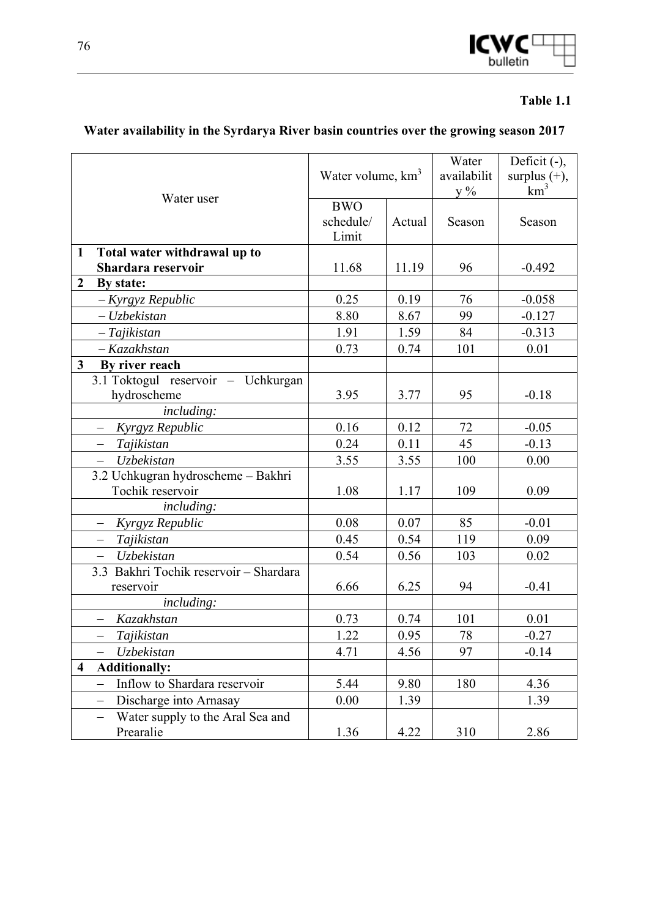**Table 1.1**

**Water availability in the Syrdarya River basin countries over the growing season 2017**

| Water user | Water volume, km$^3$ | | Water availability % | Deficit (-), surplus (+), km$^3$ |
|---|---|---|---|---|
| | BWO schedule/ Limit | Actual | Season | Season |
| **1 Total water withdrawal up to Shardara reservoir** | 11.68 | 11.19 | 96 | -0.492 |
| **2 By state:** | | | | |
| *– Kyrgyz Republic* | 0.25 | 0.19 | 76 | -0.058 |
| *– Uzbekistan* | 8.80 | 8.67 | 99 | -0.127 |
| *– Tajikistan* | 1.91 | 1.59 | 84 | -0.313 |
| *– Kazakhstan* | 0.73 | 0.74 | 101 | 0.01 |
| **3 By river reach** | | | | |
| 3.1 Toktogul reservoir – Uchkurgan hydroscheme | 3.95 | 3.77 | 95 | -0.18 |
| *including:* | | | | |
| – *Kyrgyz Republic* | 0.16 | 0.12 | 72 | -0.05 |
| – *Tajikistan* | 0.24 | 0.11 | 45 | -0.13 |
| – *Uzbekistan* | 3.55 | 3.55 | 100 | 0.00 |
| 3.2 Uchkugran hydroscheme – Bakhri Tochik reservoir | 1.08 | 1.17 | 109 | 0.09 |
| *including:* | | | | |
| – *Kyrgyz Republic* | 0.08 | 0.07 | 85 | -0.01 |
| – *Tajikistan* | 0.45 | 0.54 | 119 | 0.09 |
| – *Uzbekistan* | 0.54 | 0.56 | 103 | 0.02 |
| 3.3 Bakhri Tochik reservoir – Shardara reservoir | 6.66 | 6.25 | 94 | -0.41 |
| *including:* | | | | |
| – *Kazakhstan* | 0.73 | 0.74 | 101 | 0.01 |
| – *Tajikistan* | 1.22 | 0.95 | 78 | -0.27 |
| – *Uzbekistan* | 4.71 | 4.56 | 97 | -0.14 |
| **4 Additionally:** | | | | |
| – Inflow to Shardara reservoir | 5.44 | 9.80 | 180 | 4.36 |
| – Discharge into Arnasay | 0.00 | 1.39 | | 1.39 |
| – Water supply to the Aral Sea and Prearalie | 1.36 | 4.22 | 310 | 2.86 |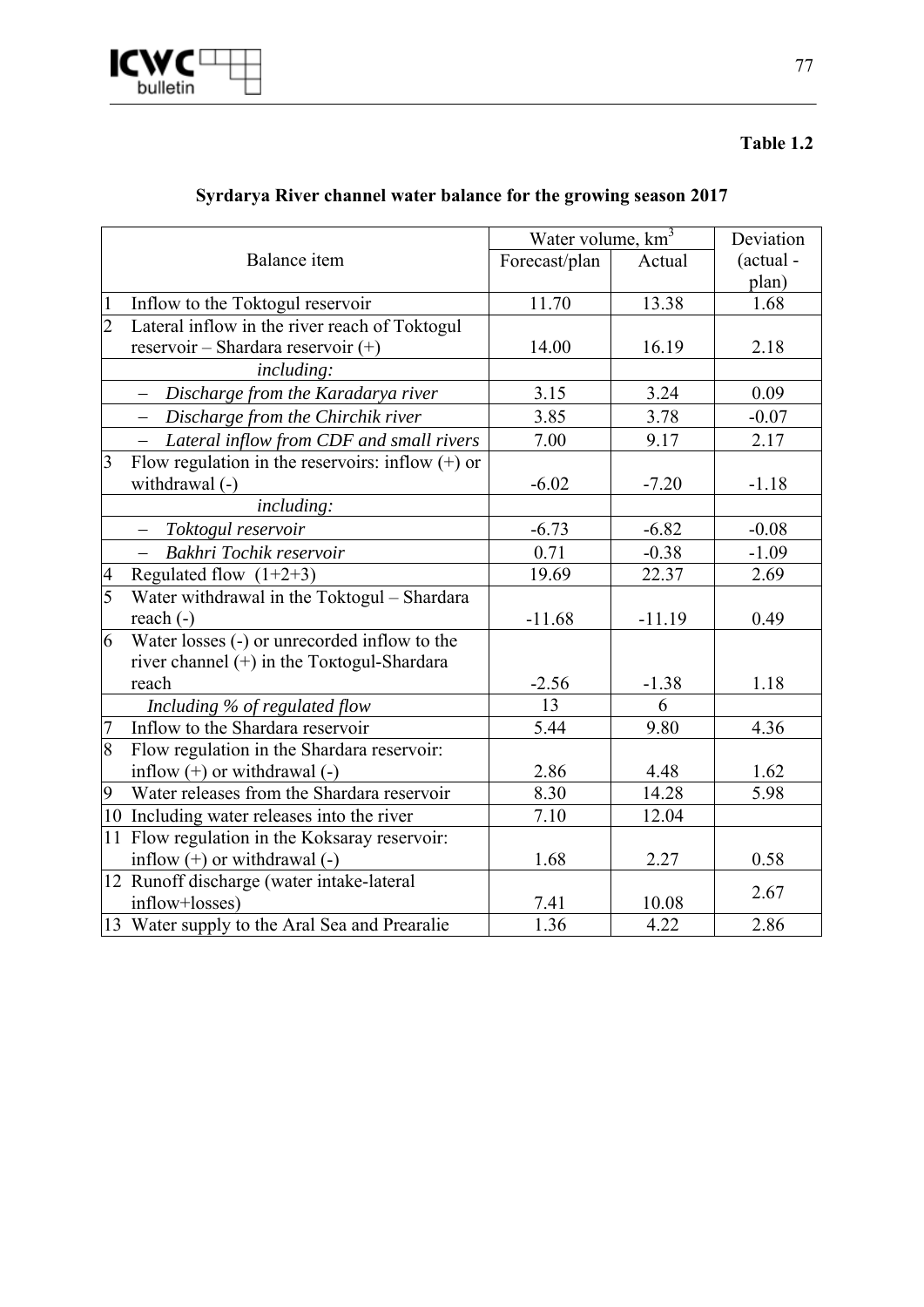**Table 1.2**

## Syrdarya River channel water balance for the growing season 2017

| | Balance item | Water volume, $km^3$ | | Deviation (actual - plan) |
|---|---|---|---|---|
| | | Forecast/plan | Actual | |
| 1 | Inflow to the Toktogul reservoir | 11.70 | 13.38 | 1.68 |
| 2 | Lateral inflow in the river reach of Toktogul reservoir – Shardara reservoir (+) | 14.00 | 16.19 | 2.18 |
| | *including:* | | | |
| | – *Discharge from the Karadarya river* | 3.15 | 3.24 | 0.09 |
| | – *Discharge from the Chirchik river* | 3.85 | 3.78 | -0.07 |
| | – *Lateral inflow from CDF and small rivers* | 7.00 | 9.17 | 2.17 |
| 3 | Flow regulation in the reservoirs: inflow (+) or withdrawal (-) | -6.02 | -7.20 | -1.18 |
| | *including:* | | | |
| | – *Toktogul reservoir* | -6.73 | -6.82 | -0.08 |
| | – *Bakhri Tochik reservoir* | 0.71 | -0.38 | -1.09 |
| 4 | Regulated flow (1+2+3) | 19.69 | 22.37 | 2.69 |
| 5 | Water withdrawal in the Toktogul – Shardara reach (-) | -11.68 | -11.19 | 0.49 |
| 6 | Water losses (-) or unrecorded inflow to the river channel (+) in the Toktogul-Shardara reach | -2.56 | -1.38 | 1.18 |
| | *Including % of regulated flow* | 13 | 6 | |
| 7 | Inflow to the Shardara reservoir | 5.44 | 9.80 | 4.36 |
| 8 | Flow regulation in the Shardara reservoir: inflow (+) or withdrawal (-) | 2.86 | 4.48 | 1.62 |
| 9 | Water releases from the Shardara reservoir | 8.30 | 14.28 | 5.98 |
| 10 | Including water releases into the river | 7.10 | 12.04 | |
| 11 | Flow regulation in the Koksaray reservoir: inflow (+) or withdrawal (-) | 1.68 | 2.27 | 0.58 |
| 12 | Runoff discharge (water intake-lateral inflow+losses) | 7.41 | 10.08 | 2.67 |
| 13 | Water supply to the Aral Sea and Prearalie | 1.36 | 4.22 | 2.86 |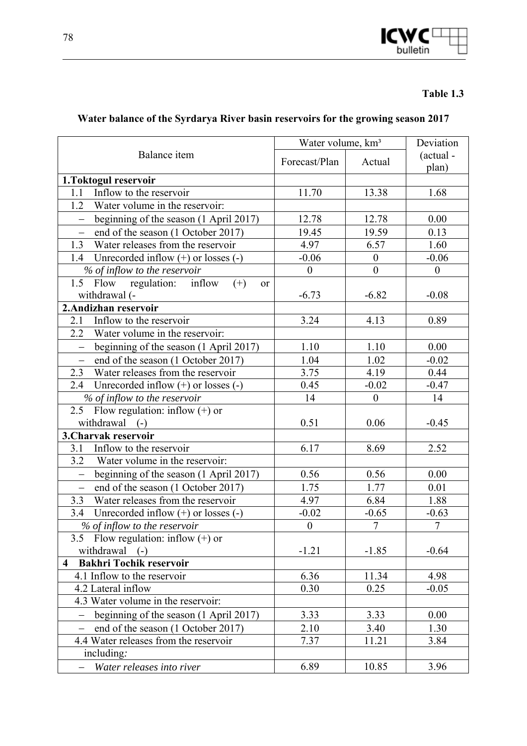**Table 1.3**

**Water balance of the Syrdarya River basin reservoirs for the growing season 2017**

| Balance item | Water volume, km³ | | Deviation (actual - plan) |
|---|---|---|---|
| | Forecast/Plan | Actual | |
| **1.Toktogul reservoir** | | | |
| 1.1 Inflow to the reservoir | 11.70 | 13.38 | 1.68 |
| 1.2 Water volume in the reservoir: | | | |
| – beginning of the season (1 April 2017) | 12.78 | 12.78 | 0.00 |
| – end of the season (1 October 2017) | 19.45 | 19.59 | 0.13 |
| 1.3 Water releases from the reservoir | 4.97 | 6.57 | 1.60 |
| 1.4 Unrecorded inflow (+) or losses (-) | -0.06 | 0 | -0.06 |
| *% of inflow to the reservoir* | 0 | 0 | 0 |
| 1.5 Flow regulation: inflow (+) or withdrawal (- | -6.73 | -6.82 | -0.08 |
| **2.Andizhan reservoir** | | | |
| 2.1 Inflow to the reservoir | 3.24 | 4.13 | 0.89 |
| 2.2 Water volume in the reservoir: | | | |
| – beginning of the season (1 April 2017) | 1.10 | 1.10 | 0.00 |
| – end of the season (1 October 2017) | 1.04 | 1.02 | -0.02 |
| 2.3 Water releases from the reservoir | 3.75 | 4.19 | 0.44 |
| 2.4 Unrecorded inflow (+) or losses (-) | 0.45 | -0.02 | -0.47 |
| *% of inflow to the reservoir* | 14 | 0 | 14 |
| 2.5 Flow regulation: inflow (+) or withdrawal (-) | 0.51 | 0.06 | -0.45 |
| **3.Charvak reservoir** | | | |
| 3.1 Inflow to the reservoir | 6.17 | 8.69 | 2.52 |
| 3.2 Water volume in the reservoir: | | | |
| – beginning of the season (1 April 2017) | 0.56 | 0.56 | 0.00 |
| – end of the season (1 October 2017) | 1.75 | 1.77 | 0.01 |
| 3.3 Water releases from the reservoir | 4.97 | 6.84 | 1.88 |
| 3.4 Unrecorded inflow (+) or losses (-) | -0.02 | -0.65 | -0.63 |
| *% of inflow to the reservoir* | 0 | 7 | 7 |
| 3.5 Flow regulation: inflow (+) or withdrawal (-) | -1.21 | -1.85 | -0.64 |
| **4 Bakhri Tochik reservoir** | | | |
| 4.1 Inflow to the reservoir | 6.36 | 11.34 | 4.98 |
| 4.2 Lateral inflow | 0.30 | 0.25 | -0.05 |
| 4.3 Water volume in the reservoir: | | | |
| – beginning of the season (1 April 2017) | 3.33 | 3.33 | 0.00 |
| – end of the season (1 October 2017) | 2.10 | 3.40 | 1.30 |
| 4.4 Water releases from the reservoir | 7.37 | 11.21 | 3.84 |
| including: | | | |
| – *Water releases into river* | 6.89 | 10.85 | 3.96 |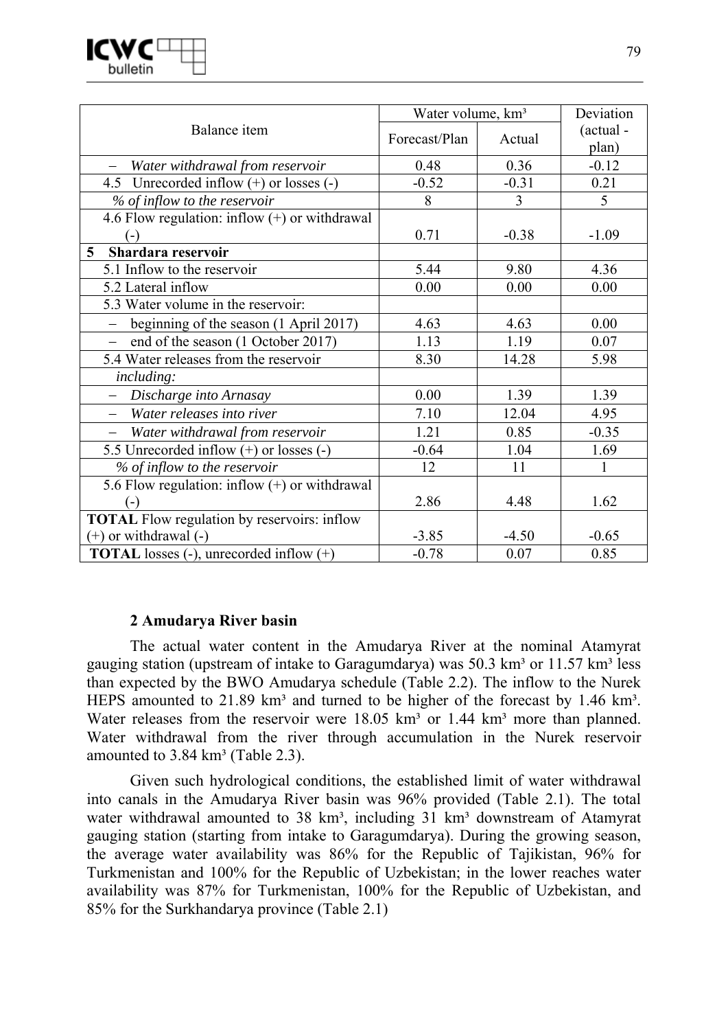| Balance item | Water volume, km³ | | Deviation (actual - plan) |
|---|---|---|---|
| | Forecast/Plan | Actual | |
| – *Water withdrawal from reservoir* | 0.48 | 0.36 | -0.12 |
| 4.5 Unrecorded inflow (+) or losses (-) | -0.52 | -0.31 | 0.21 |
| *% of inflow to the reservoir* | 8 | 3 | 5 |
| 4.6 Flow regulation: inflow (+) or withdrawal (-) | 0.71 | -0.38 | -1.09 |
| **5 Shardara reservoir** | | | |
| 5.1 Inflow to the reservoir | 5.44 | 9.80 | 4.36 |
| 5.2 Lateral inflow | 0.00 | 0.00 | 0.00 |
| 5.3 Water volume in the reservoir: | | | |
| – beginning of the season (1 April 2017) | 4.63 | 4.63 | 0.00 |
| – end of the season (1 October 2017) | 1.13 | 1.19 | 0.07 |
| 5.4 Water releases from the reservoir | 8.30 | 14.28 | 5.98 |
| *including:* | | | |
| – *Discharge into Arnasay* | 0.00 | 1.39 | 1.39 |
| – *Water releases into river* | 7.10 | 12.04 | 4.95 |
| – *Water withdrawal from reservoir* | 1.21 | 0.85 | -0.35 |
| 5.5 Unrecorded inflow (+) or losses (-) | -0.64 | 1.04 | 1.69 |
| *% of inflow to the reservoir* | 12 | 11 | 1 |
| 5.6 Flow regulation: inflow (+) or withdrawal (-) | 2.86 | 4.48 | 1.62 |
| **TOTAL** Flow regulation by reservoirs: inflow (+) or withdrawal (-) | -3.85 | -4.50 | -0.65 |
| **TOTAL** losses (-), unrecorded inflow (+) | -0.78 | 0.07 | 0.85 |

## 2 Amudarya River basin

The actual water content in the Amudarya River at the nominal Atamyrat gauging station (upstream of intake to Garagumdarya) was 50.3 km³ or 11.57 km³ less than expected by the BWO Amudarya schedule (Table 2.2). The inflow to the Nurek HEPS amounted to 21.89 km³ and turned to be higher of the forecast by 1.46 km³. Water releases from the reservoir were 18.05 km³ or 1.44 km³ more than planned. Water withdrawal from the river through accumulation in the Nurek reservoir amounted to 3.84 km³ (Table 2.3).

Given such hydrological conditions, the established limit of water withdrawal into canals in the Amudarya River basin was 96% provided (Table 2.1). The total water withdrawal amounted to 38 km³, including 31 km³ downstream of Atamyrat gauging station (starting from intake to Garagumdarya). During the growing season, the average water availability was 86% for the Republic of Tajikistan, 96% for Turkmenistan and 100% for the Republic of Uzbekistan; in the lower reaches water availability was 87% for Turkmenistan, 100% for the Republic of Uzbekistan, and 85% for the Surkhandarya province (Table 2.1)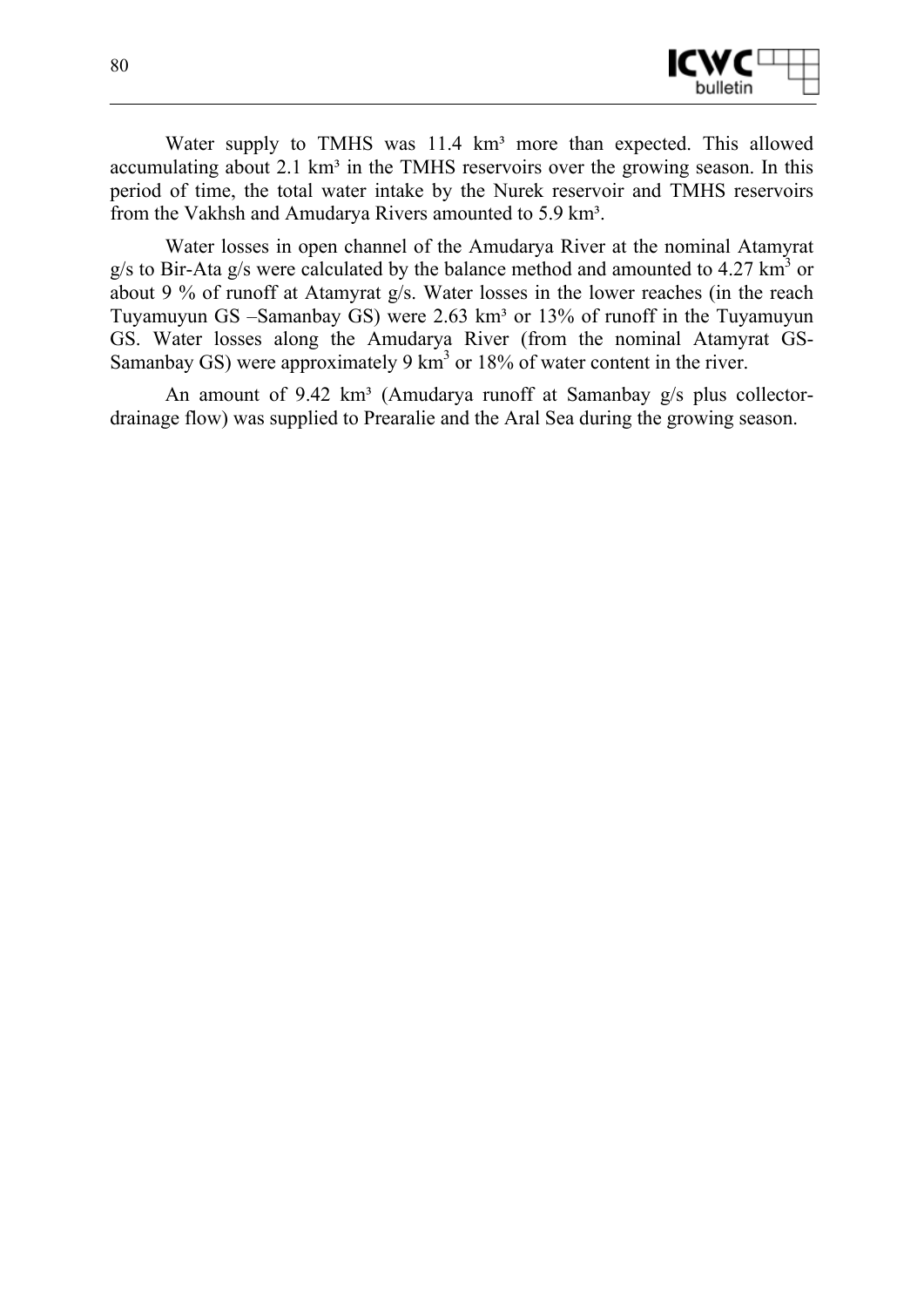Water supply to TMHS was 11.4 km³ more than expected. This allowed accumulating about 2.1 km³ in the TMHS reservoirs over the growing season. In this period of time, the total water intake by the Nurek reservoir and TMHS reservoirs from the Vakhsh and Amudarya Rivers amounted to 5.9 km³.

Water losses in open channel of the Amudarya River at the nominal Atamyrat g/s to Bir-Ata g/s were calculated by the balance method and amounted to 4.27 $km^3$ or about 9 % of runoff at Atamyrat g/s. Water losses in the lower reaches (in the reach Tuyamuyun GS –Samanbay GS) were 2.63 km³ or 13% of runoff in the Tuyamuyun GS. Water losses along the Amudarya River (from the nominal Atamyrat GS-Samanbay GS) were approximately 9 $km^3$ or 18% of water content in the river.

An amount of 9.42 km³ (Amudarya runoff at Samanbay g/s plus collector-drainage flow) was supplied to Prearalie and the Aral Sea during the growing season.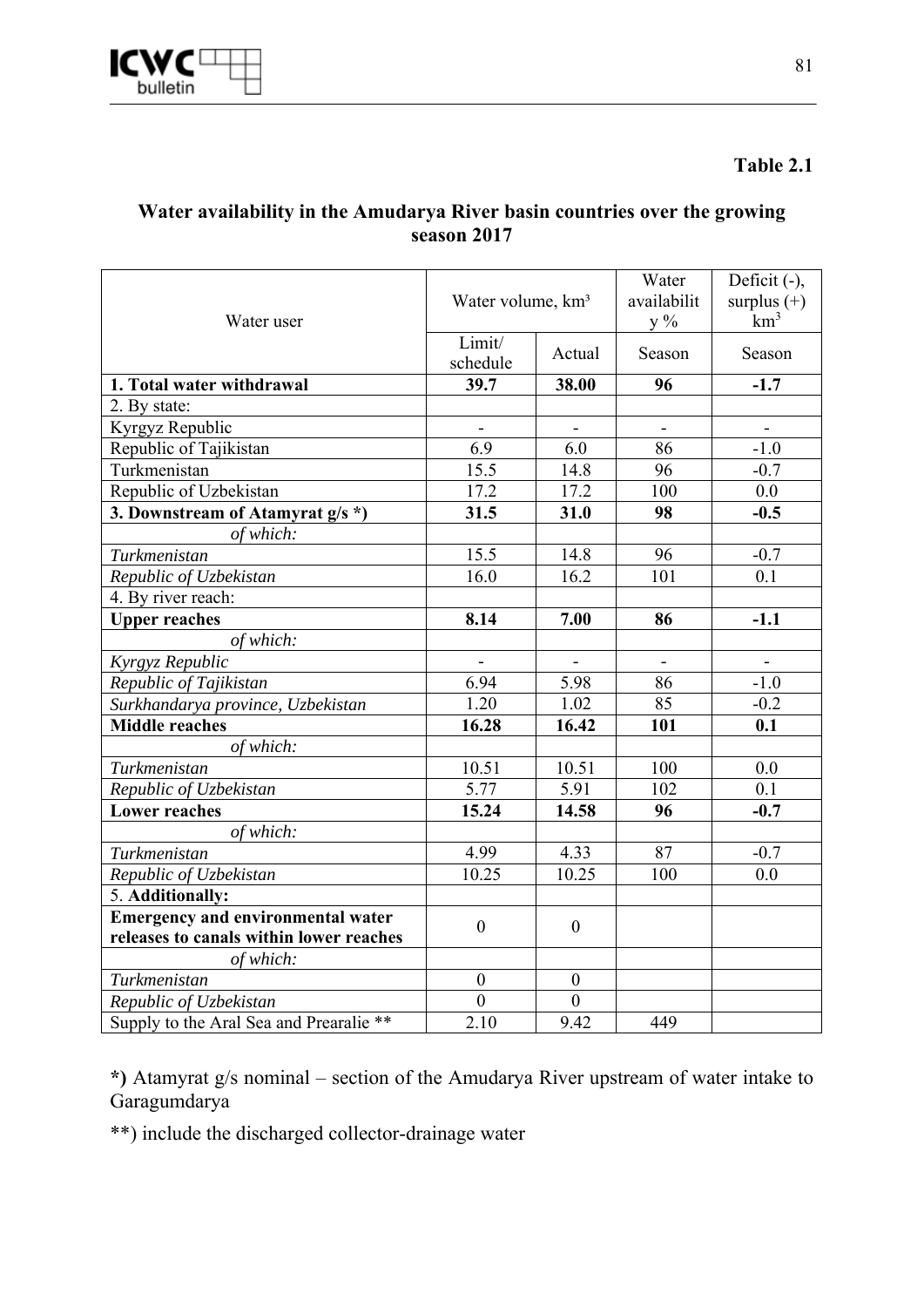**Table 2.1**

## Water availability in the Amudarya River basin countries over the growing season 2017

| Water user | Water volume, km³ | | Water availability % | Deficit (-), surplus (+) km³ |
|---|---|---|---|---|
| | Limit/ schedule | Actual | Season | Season |
| **1. Total water withdrawal** | **39.7** | **38.00** | **96** | **-1.7** |
| 2. By state: | | | | |
| Kyrgyz Republic | - | - | - | - |
| Republic of Tajikistan | 6.9 | 6.0 | 86 | -1.0 |
| Turkmenistan | 15.5 | 14.8 | 96 | -0.7 |
| Republic of Uzbekistan | 17.2 | 17.2 | 100 | 0.0 |
| **3. Downstream of Atamyrat g/s \*)** | **31.5** | **31.0** | **98** | **-0.5** |
| *of which:* | | | | |
| *Turkmenistan* | 15.5 | 14.8 | 96 | -0.7 |
| *Republic of Uzbekistan* | 16.0 | 16.2 | 101 | 0.1 |
| 4. By river reach: | | | | |
| **Upper reaches** | **8.14** | **7.00** | **86** | **-1.1** |
| *of which:* | | | | |
| *Kyrgyz Republic* | - | - | - | - |
| *Republic of Tajikistan* | 6.94 | 5.98 | 86 | -1.0 |
| *Surkhandarya province, Uzbekistan* | 1.20 | 1.02 | 85 | -0.2 |
| **Middle reaches** | **16.28** | **16.42** | **101** | **0.1** |
| *of which:* | | | | |
| *Turkmenistan* | 10.51 | 10.51 | 100 | 0.0 |
| *Republic of Uzbekistan* | 5.77 | 5.91 | 102 | 0.1 |
| **Lower reaches** | **15.24** | **14.58** | **96** | **-0.7** |
| *of which:* | | | | |
| *Turkmenistan* | 4.99 | 4.33 | 87 | -0.7 |
| *Republic of Uzbekistan* | 10.25 | 10.25 | 100 | 0.0 |
| 5. **Additionally:** | | | | |
| **Emergency and environmental water releases to canals within lower reaches** | 0 | 0 | | |
| *of which:* | | | | |
| *Turkmenistan* | 0 | 0 | | |
| *Republic of Uzbekistan* | 0 | 0 | | |
| Supply to the Aral Sea and Prearalie ** | 2.10 | 9.42 | 449 | |

**\*)** Atamyrat g/s nominal – section of the Amudarya River upstream of water intake to Garagumdarya

**) include the discharged collector-drainage water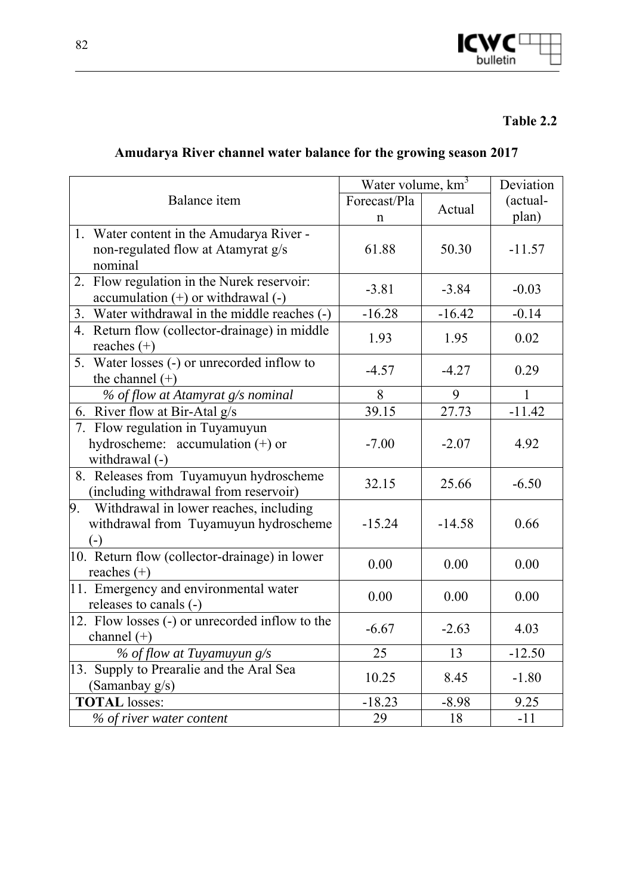**Table 2.2**

## Amudarya River channel water balance for the growing season 2017

| Balance item | Water volume, km$^3$ | | Deviation (actual-plan) |
|---|---|---|---|
| | Forecast/Plan | Actual | |
| 1. Water content in the Amudarya River - non-regulated flow at Atamyrat g/s nominal | 61.88 | 50.30 | -11.57 |
| 2. Flow regulation in the Nurek reservoir: accumulation (+) or withdrawal (-) | -3.81 | -3.84 | -0.03 |
| 3. Water withdrawal in the middle reaches (-) | -16.28 | -16.42 | -0.14 |
| 4. Return flow (collector-drainage) in middle reaches (+) | 1.93 | 1.95 | 0.02 |
| 5. Water losses (-) or unrecorded inflow to the channel (+) | -4.57 | -4.27 | 0.29 |
| *% of flow at Atamyrat g/s nominal* | 8 | 9 | 1 |
| 6. River flow at Bir-Atal g/s | 39.15 | 27.73 | -11.42 |
| 7. Flow regulation in Tuyamuyun hydroscheme: accumulation (+) or withdrawal (-) | -7.00 | -2.07 | 4.92 |
| 8. Releases from Tuyamuyun hydroscheme (including withdrawal from reservoir) | 32.15 | 25.66 | -6.50 |
| 9. Withdrawal in lower reaches, including withdrawal from Tuyamuyun hydroscheme (-) | -15.24 | -14.58 | 0.66 |
| 10. Return flow (collector-drainage) in lower reaches (+) | 0.00 | 0.00 | 0.00 |
| 11. Emergency and environmental water releases to canals (-) | 0.00 | 0.00 | 0.00 |
| 12. Flow losses (-) or unrecorded inflow to the channel (+) | -6.67 | -2.63 | 4.03 |
| *% of flow at Tuyamuyun g/s* | 25 | 13 | -12.50 |
| 13. Supply to Prearalie and the Aral Sea (Samanbay g/s) | 10.25 | 8.45 | -1.80 |
| **TOTAL** losses: | -18.23 | -8.98 | 9.25 |
| *% of river water content* | 29 | 18 | -11 |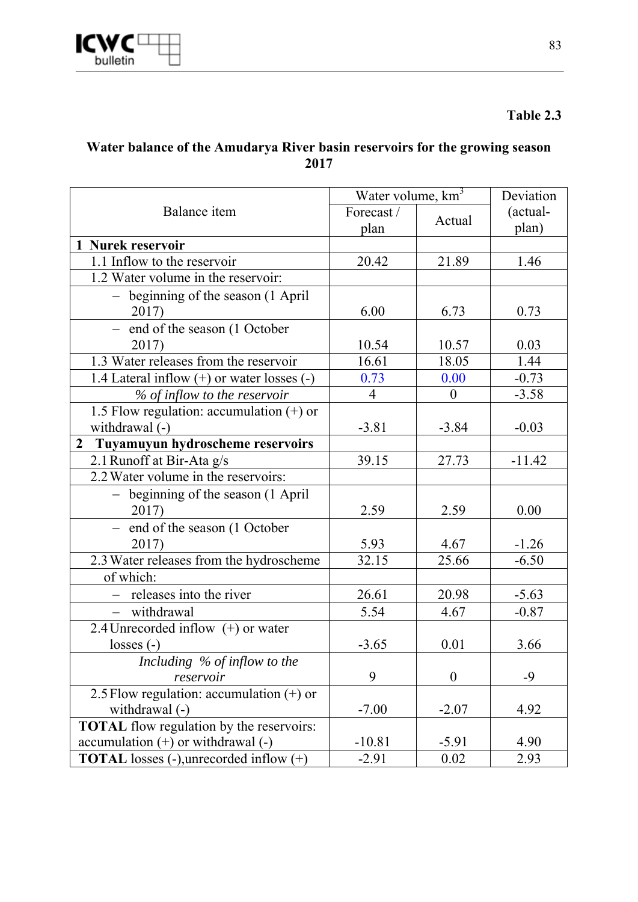**Table 2.3**

**Water balance of the Amudarya River basin reservoirs for the growing season 2017**

| Balance item | Water volume, km$^3$ | | Deviation (actual-plan) |
|---|---|---|---|
| | Forecast / plan | Actual | |
| **1 Nurek reservoir** | | | |
| 1.1 Inflow to the reservoir | 20.42 | 21.89 | 1.46 |
| 1.2 Water volume in the reservoir: | | | |
| – beginning of the season (1 April 2017) | 6.00 | 6.73 | 0.73 |
| – end of the season (1 October 2017) | 10.54 | 10.57 | 0.03 |
| 1.3 Water releases from the reservoir | 16.61 | 18.05 | 1.44 |
| 1.4 Lateral inflow (+) or water losses (-) | 0.73 | 0.00 | -0.73 |
| *% of inflow to the reservoir* | 4 | 0 | -3.58 |
| 1.5 Flow regulation: accumulation (+) or withdrawal (-) | -3.81 | -3.84 | -0.03 |
| **2 Tuyamuyun hydroscheme reservoirs** | | | |
| 2.1 Runoff at Bir-Ata g/s | 39.15 | 27.73 | -11.42 |
| 2.2 Water volume in the reservoirs: | | | |
| – beginning of the season (1 April 2017) | 2.59 | 2.59 | 0.00 |
| – end of the season (1 October 2017) | 5.93 | 4.67 | -1.26 |
| 2.3 Water releases from the hydroscheme | 32.15 | 25.66 | -6.50 |
| of which: | | | |
| – releases into the river | 26.61 | 20.98 | -5.63 |
| – withdrawal | 5.54 | 4.67 | -0.87 |
| 2.4 Unrecorded inflow (+) or water losses (-) | -3.65 | 0.01 | 3.66 |
| *Including % of inflow to the reservoir* | 9 | 0 | -9 |
| 2.5 Flow regulation: accumulation (+) or withdrawal (-) | -7.00 | -2.07 | 4.92 |
| **TOTAL** flow regulation by the reservoirs: accumulation (+) or withdrawal (-) | -10.81 | -5.91 | 4.90 |
| **TOTAL** losses (-),unrecorded inflow (+) | -2.91 | 0.02 | 2.93 |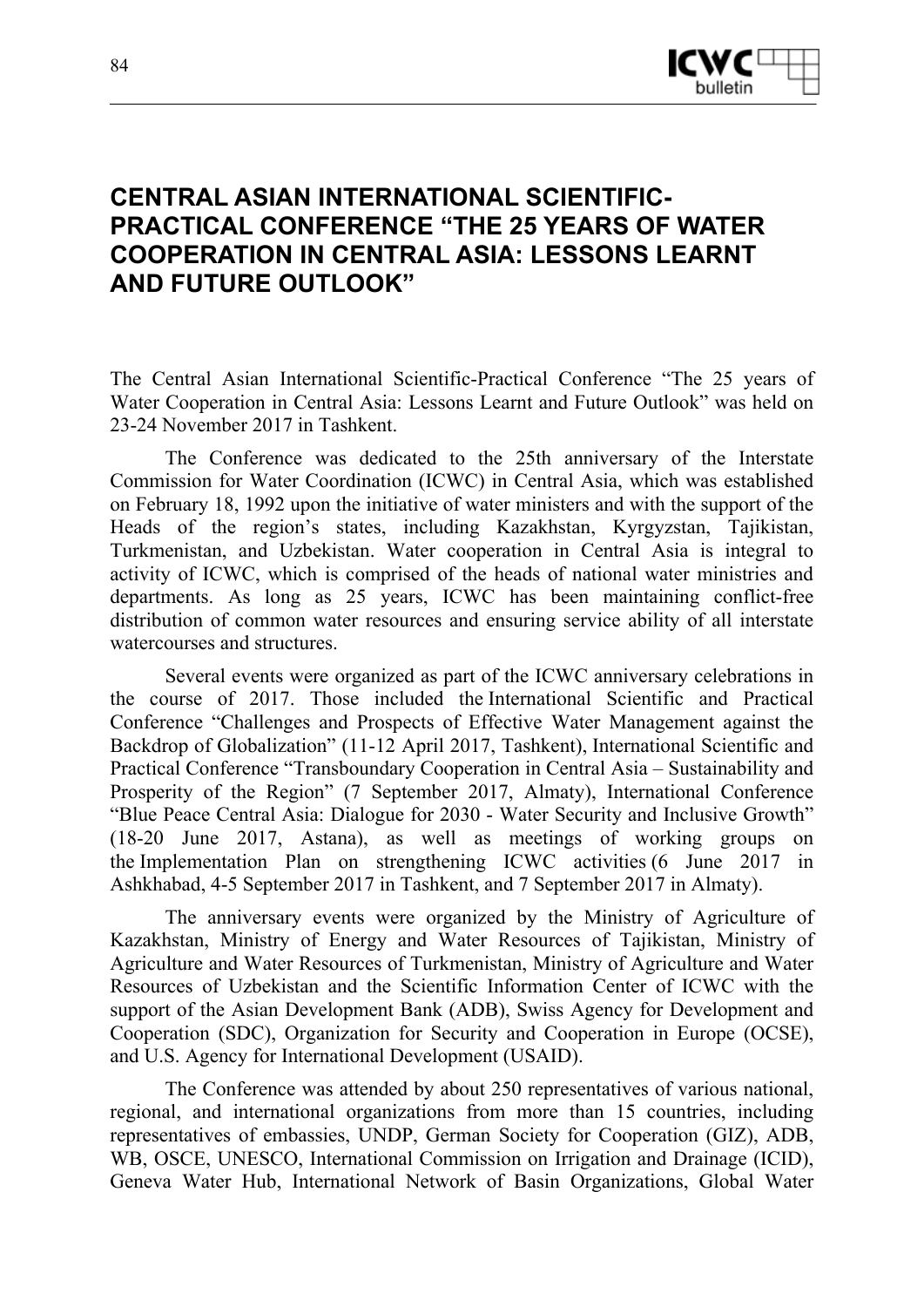# CENTRAL ASIAN INTERNATIONAL SCIENTIFIC-PRACTICAL CONFERENCE "THE 25 YEARS OF WATER COOPERATION IN CENTRAL ASIA: LESSONS LEARNT AND FUTURE OUTLOOK"

The Central Asian International Scientific-Practical Conference "The 25 years of Water Cooperation in Central Asia: Lessons Learnt and Future Outlook" was held on 23-24 November 2017 in Tashkent.

The Conference was dedicated to the 25th anniversary of the Interstate Commission for Water Coordination (ICWC) in Central Asia, which was established on February 18, 1992 upon the initiative of water ministers and with the support of the Heads of the region's states, including Kazakhstan, Kyrgyzstan, Tajikistan, Turkmenistan, and Uzbekistan. Water cooperation in Central Asia is integral to activity of ICWC, which is comprised of the heads of national water ministries and departments. As long as 25 years, ICWC has been maintaining conflict-free distribution of common water resources and ensuring service ability of all interstate watercourses and structures.

Several events were organized as part of the ICWC anniversary celebrations in the course of 2017. Those included the International Scientific and Practical Conference "Challenges and Prospects of Effective Water Management against the Backdrop of Globalization" (11-12 April 2017, Tashkent), International Scientific and Practical Conference "Transboundary Cooperation in Central Asia – Sustainability and Prosperity of the Region" (7 September 2017, Almaty), International Conference "Blue Peace Central Asia: Dialogue for 2030 - Water Security and Inclusive Growth" (18-20 June 2017, Astana), as well as meetings of working groups on the Implementation Plan on strengthening ICWC activities (6 June 2017 in Ashkhabad, 4-5 September 2017 in Tashkent, and 7 September 2017 in Almaty).

The anniversary events were organized by the Ministry of Agriculture of Kazakhstan, Ministry of Energy and Water Resources of Tajikistan, Ministry of Agriculture and Water Resources of Turkmenistan, Ministry of Agriculture and Water Resources of Uzbekistan and the Scientific Information Center of ICWC with the support of the Asian Development Bank (ADB), Swiss Agency for Development and Cooperation (SDC), Organization for Security and Cooperation in Europe (OCSE), and U.S. Agency for International Development (USAID).

The Conference was attended by about 250 representatives of various national, regional, and international organizations from more than 15 countries, including representatives of embassies, UNDP, German Society for Cooperation (GIZ), ADB, WB, OSCE, UNESCO, International Commission on Irrigation and Drainage (ICID), Geneva Water Hub, International Network of Basin Organizations, Global Water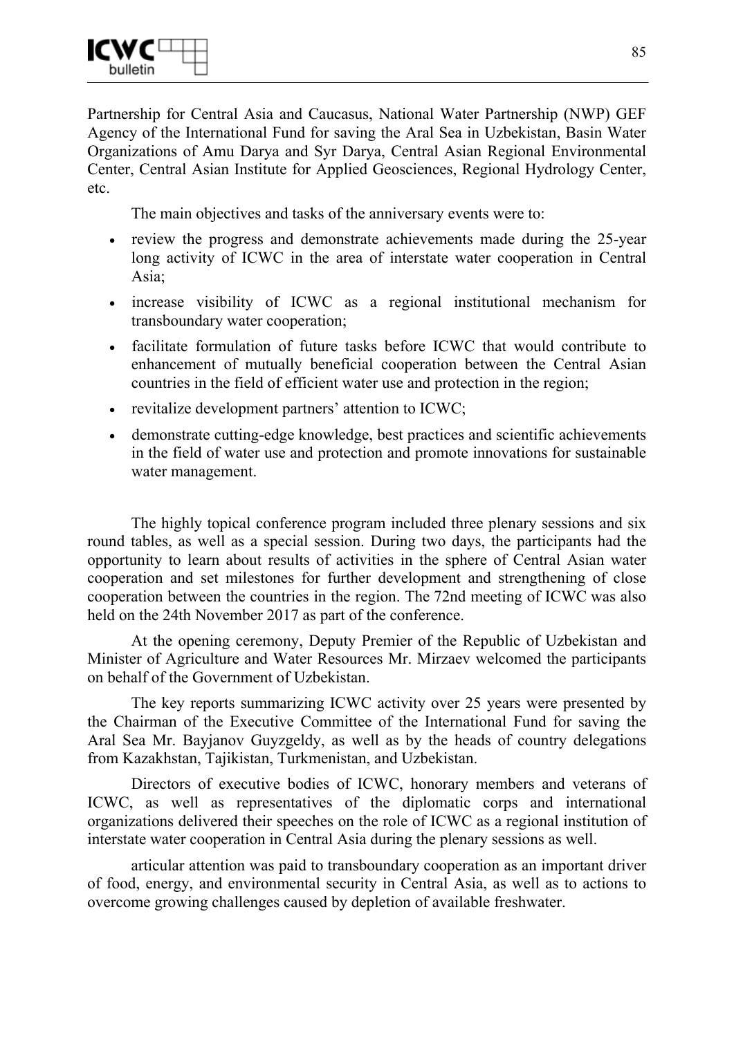Partnership for Central Asia and Caucasus, National Water Partnership (NWP) GEF Agency of the International Fund for saving the Aral Sea in Uzbekistan, Basin Water Organizations of Amu Darya and Syr Darya, Central Asian Regional Environmental Center, Central Asian Institute for Applied Geosciences, Regional Hydrology Center, etc.

The main objectives and tasks of the anniversary events were to:

- review the progress and demonstrate achievements made during the 25-year long activity of ICWC in the area of interstate water cooperation in Central Asia;
- increase visibility of ICWC as a regional institutional mechanism for transboundary water cooperation;
- facilitate formulation of future tasks before ICWC that would contribute to enhancement of mutually beneficial cooperation between the Central Asian countries in the field of efficient water use and protection in the region;
- revitalize development partners' attention to ICWC;
- demonstrate cutting-edge knowledge, best practices and scientific achievements in the field of water use and protection and promote innovations for sustainable water management.

The highly topical conference program included three plenary sessions and six round tables, as well as a special session. During two days, the participants had the opportunity to learn about results of activities in the sphere of Central Asian water cooperation and set milestones for further development and strengthening of close cooperation between the countries in the region. The 72nd meeting of ICWC was also held on the 24th November 2017 as part of the conference.

At the opening ceremony, Deputy Premier of the Republic of Uzbekistan and Minister of Agriculture and Water Resources Mr. Mirzaev welcomed the participants on behalf of the Government of Uzbekistan.

The key reports summarizing ICWC activity over 25 years were presented by the Chairman of the Executive Committee of the International Fund for saving the Aral Sea Mr. Bayjanov Guyzgeldy, as well as by the heads of country delegations from Kazakhstan, Tajikistan, Turkmenistan, and Uzbekistan.

Directors of executive bodies of ICWC, honorary members and veterans of ICWC, as well as representatives of the diplomatic corps and international organizations delivered their speeches on the role of ICWC as a regional institution of interstate water cooperation in Central Asia during the plenary sessions as well.

articular attention was paid to transboundary cooperation as an important driver of food, energy, and environmental security in Central Asia, as well as to actions to overcome growing challenges caused by depletion of available freshwater.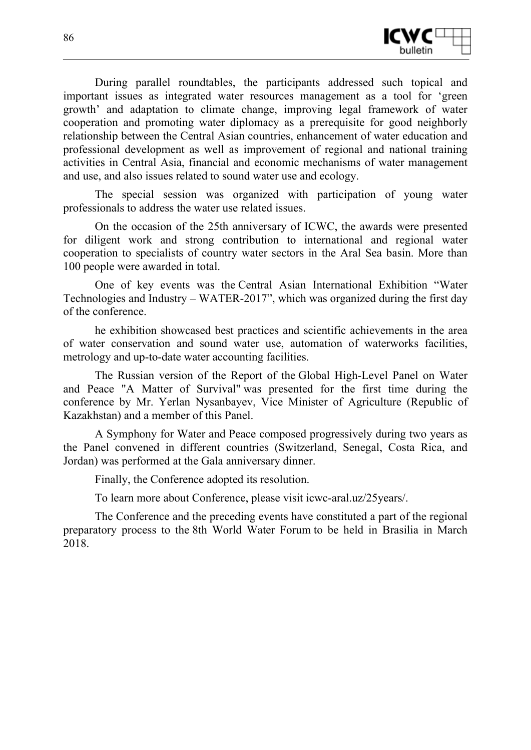During parallel roundtables, the participants addressed such topical and important issues as integrated water resources management as a tool for 'green growth' and adaptation to climate change, improving legal framework of water cooperation and promoting water diplomacy as a prerequisite for good neighborly relationship between the Central Asian countries, enhancement of water education and professional development as well as improvement of regional and national training activities in Central Asia, financial and economic mechanisms of water management and use, and also issues related to sound water use and ecology.

The special session was organized with participation of young water professionals to address the water use related issues.

On the occasion of the 25th anniversary of ICWC, the awards were presented for diligent work and strong contribution to international and regional water cooperation to specialists of country water sectors in the Aral Sea basin. More than 100 people were awarded in total.

One of key events was the Central Asian International Exhibition "Water Technologies and Industry – WATER-2017", which was organized during the first day of the conference.

he exhibition showcased best practices and scientific achievements in the area of water conservation and sound water use, automation of waterworks facilities, metrology and up-to-date water accounting facilities.

The Russian version of the Report of the Global High-Level Panel on Water and Peace "A Matter of Survival" was presented for the first time during the conference by Mr. Yerlan Nysanbayev, Vice Minister of Agriculture (Republic of Kazakhstan) and a member of this Panel.

A Symphony for Water and Peace composed progressively during two years as the Panel convened in different countries (Switzerland, Senegal, Costa Rica, and Jordan) was performed at the Gala anniversary dinner.

Finally, the Conference adopted its resolution.

To learn more about Conference, please visit icwc-aral.uz/25years/.

The Conference and the preceding events have constituted a part of the regional preparatory process to the 8th World Water Forum to be held in Brasilia in March 2018.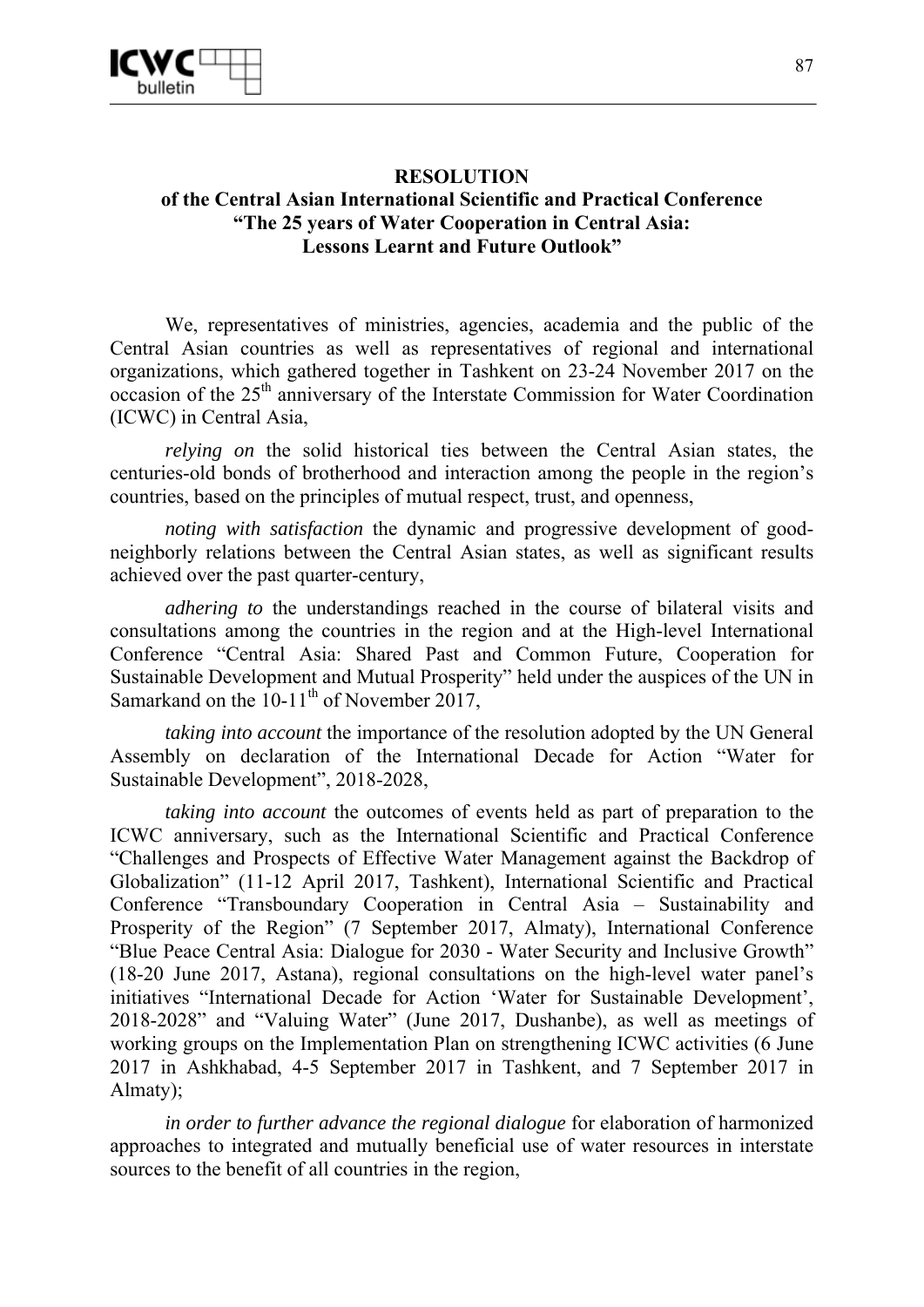**RESOLUTION**
**of the Central Asian International Scientific and Practical Conference**
**"The 25 years of Water Cooperation in Central Asia:**
**Lessons Learnt and Future Outlook"**

We, representatives of ministries, agencies, academia and the public of the Central Asian countries as well as representatives of regional and international organizations, which gathered together in Tashkent on 23-24 November 2017 on the occasion of the 25th anniversary of the Interstate Commission for Water Coordination (ICWC) in Central Asia,

*relying on* the solid historical ties between the Central Asian states, the centuries-old bonds of brotherhood and interaction among the people in the region's countries, based on the principles of mutual respect, trust, and openness,

*noting with satisfaction* the dynamic and progressive development of good-neighborly relations between the Central Asian states, as well as significant results achieved over the past quarter-century,

*adhering to* the understandings reached in the course of bilateral visits and consultations among the countries in the region and at the High-level International Conference "Central Asia: Shared Past and Common Future, Cooperation for Sustainable Development and Mutual Prosperity" held under the auspices of the UN in Samarkand on the 10-11th of November 2017,

*taking into account* the importance of the resolution adopted by the UN General Assembly on declaration of the International Decade for Action "Water for Sustainable Development", 2018-2028,

*taking into account* the outcomes of events held as part of preparation to the ICWC anniversary, such as the International Scientific and Practical Conference "Challenges and Prospects of Effective Water Management against the Backdrop of Globalization" (11-12 April 2017, Tashkent), International Scientific and Practical Conference "Transboundary Cooperation in Central Asia – Sustainability and Prosperity of the Region" (7 September 2017, Almaty), International Conference "Blue Peace Central Asia: Dialogue for 2030 - Water Security and Inclusive Growth" (18-20 June 2017, Astana), regional consultations on the high-level water panel's initiatives "International Decade for Action 'Water for Sustainable Development', 2018-2028" and "Valuing Water" (June 2017, Dushanbe), as well as meetings of working groups on the Implementation Plan on strengthening ICWC activities (6 June 2017 in Ashkhabad, 4-5 September 2017 in Tashkent, and 7 September 2017 in Almaty);

*in order to further advance the regional dialogue* for elaboration of harmonized approaches to integrated and mutually beneficial use of water resources in interstate sources to the benefit of all countries in the region,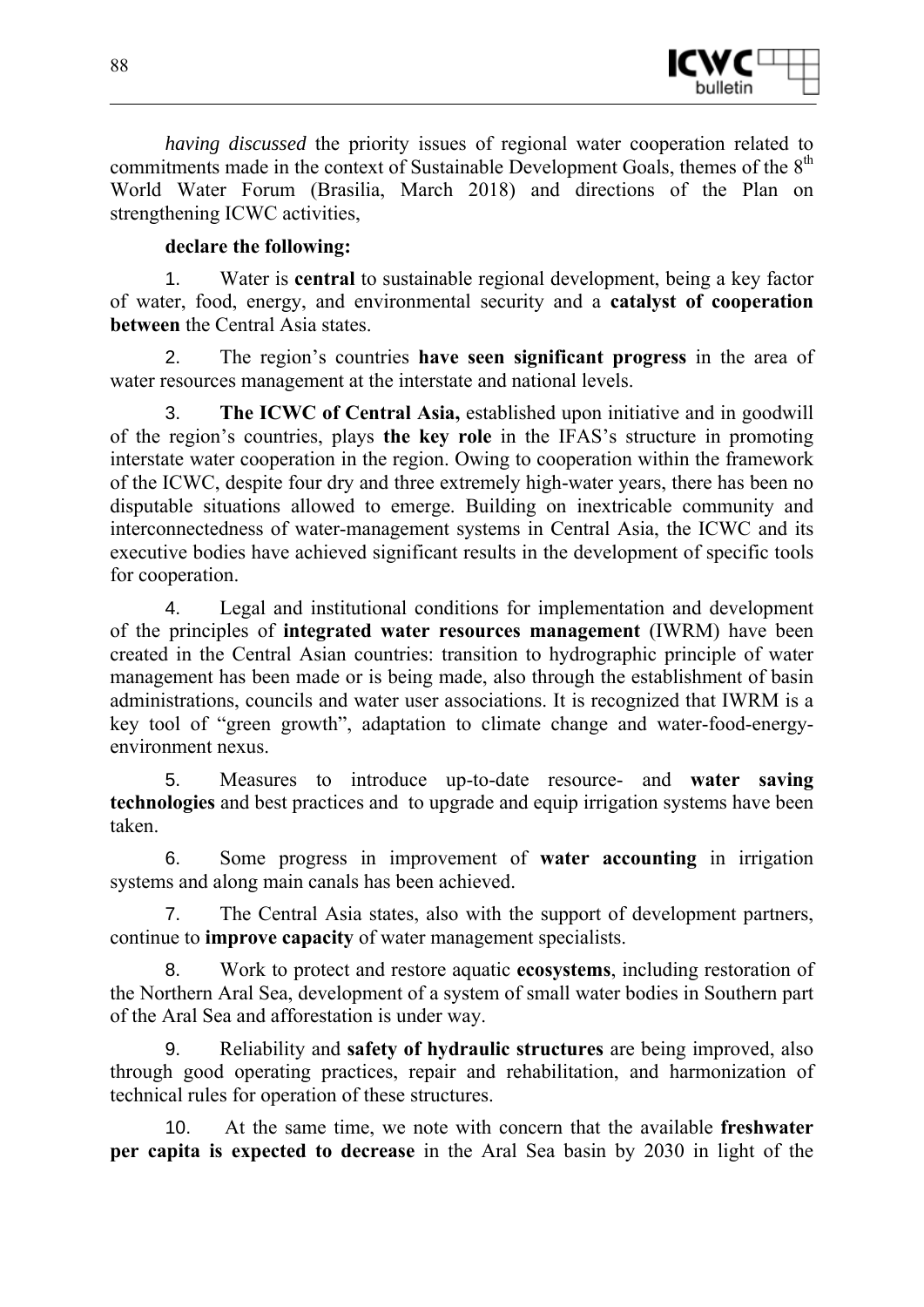*having discussed* the priority issues of regional water cooperation related to commitments made in the context of Sustainable Development Goals, themes of the 8th World Water Forum (Brasilia, March 2018) and directions of the Plan on strengthening ICWC activities,

**declare the following:**

1. Water is **central** to sustainable regional development, being a key factor of water, food, energy, and environmental security and a **catalyst of cooperation between** the Central Asia states.

2. The region's countries **have seen significant progress** in the area of water resources management at the interstate and national levels.

3. **The ICWC of Central Asia,** established upon initiative and in goodwill of the region's countries, plays **the key role** in the IFAS's structure in promoting interstate water cooperation in the region. Owing to cooperation within the framework of the ICWC, despite four dry and three extremely high-water years, there has been no disputable situations allowed to emerge. Building on inextricable community and interconnectedness of water-management systems in Central Asia, the ICWC and its executive bodies have achieved significant results in the development of specific tools for cooperation.

4. Legal and institutional conditions for implementation and development of the principles of **integrated water resources management** (IWRM) have been created in the Central Asian countries: transition to hydrographic principle of water management has been made or is being made, also through the establishment of basin administrations, councils and water user associations. It is recognized that IWRM is a key tool of "green growth", adaptation to climate change and water-food-energy-environment nexus.

5. Measures to introduce up-to-date resource- and **water saving technologies** and best practices and to upgrade and equip irrigation systems have been taken.

6. Some progress in improvement of **water accounting** in irrigation systems and along main canals has been achieved.

7. The Central Asia states, also with the support of development partners, continue to **improve capacity** of water management specialists.

8. Work to protect and restore aquatic **ecosystems**, including restoration of the Northern Aral Sea, development of a system of small water bodies in Southern part of the Aral Sea and afforestation is under way.

9. Reliability and **safety of hydraulic structures** are being improved, also through good operating practices, repair and rehabilitation, and harmonization of technical rules for operation of these structures.

10. At the same time, we note with concern that the available **freshwater per capita is expected to decrease** in the Aral Sea basin by 2030 in light of the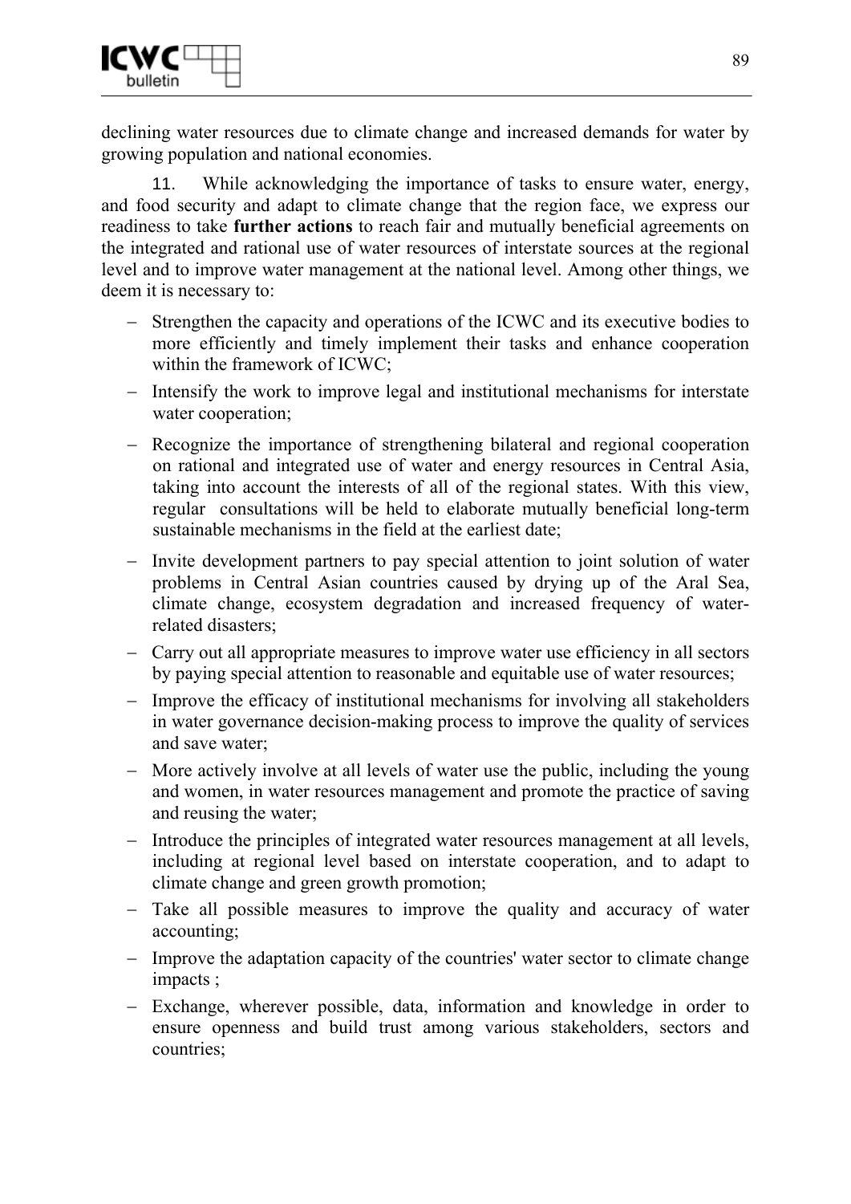declining water resources due to climate change and increased demands for water by growing population and national economies.

11. While acknowledging the importance of tasks to ensure water, energy, and food security and adapt to climate change that the region face, we express our readiness to take **further actions** to reach fair and mutually beneficial agreements on the integrated and rational use of water resources of interstate sources at the regional level and to improve water management at the national level. Among other things, we deem it is necessary to:

- Strengthen the capacity and operations of the ICWC and its executive bodies to more efficiently and timely implement their tasks and enhance cooperation within the framework of ICWC;
- Intensify the work to improve legal and institutional mechanisms for interstate water cooperation;
- Recognize the importance of strengthening bilateral and regional cooperation on rational and integrated use of water and energy resources in Central Asia, taking into account the interests of all of the regional states. With this view, regular consultations will be held to elaborate mutually beneficial long-term sustainable mechanisms in the field at the earliest date;
- Invite development partners to pay special attention to joint solution of water problems in Central Asian countries caused by drying up of the Aral Sea, climate change, ecosystem degradation and increased frequency of water-related disasters;
- Carry out all appropriate measures to improve water use efficiency in all sectors by paying special attention to reasonable and equitable use of water resources;
- Improve the efficacy of institutional mechanisms for involving all stakeholders in water governance decision-making process to improve the quality of services and save water;
- More actively involve at all levels of water use the public, including the young and women, in water resources management and promote the practice of saving and reusing the water;
- Introduce the principles of integrated water resources management at all levels, including at regional level based on interstate cooperation, and to adapt to climate change and green growth promotion;
- Take all possible measures to improve the quality and accuracy of water accounting;
- Improve the adaptation capacity of the countries' water sector to climate change impacts ;
- Exchange, wherever possible, data, information and knowledge in order to ensure openness and build trust among various stakeholders, sectors and countries;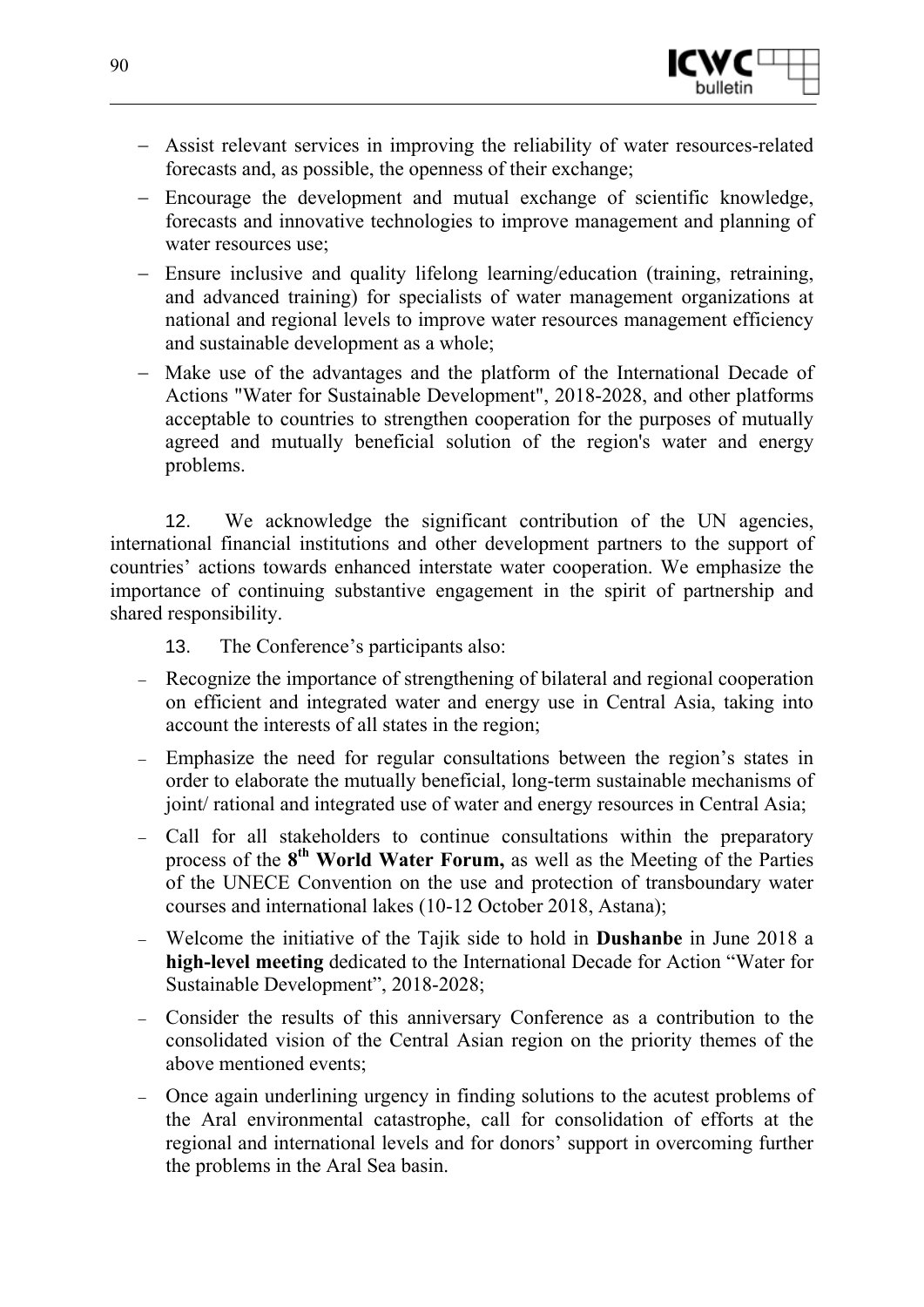- Assist relevant services in improving the reliability of water resources-related forecasts and, as possible, the openness of their exchange;
- Encourage the development and mutual exchange of scientific knowledge, forecasts and innovative technologies to improve management and planning of water resources use;
- Ensure inclusive and quality lifelong learning/education (training, retraining, and advanced training) for specialists of water management organizations at national and regional levels to improve water resources management efficiency and sustainable development as a whole;
- Make use of the advantages and the platform of the International Decade of Actions "Water for Sustainable Development", 2018-2028, and other platforms acceptable to countries to strengthen cooperation for the purposes of mutually agreed and mutually beneficial solution of the region's water and energy problems.

12. We acknowledge the significant contribution of the UN agencies, international financial institutions and other development partners to the support of countries' actions towards enhanced interstate water cooperation. We emphasize the importance of continuing substantive engagement in the spirit of partnership and shared responsibility.

13. The Conference's participants also:

- Recognize the importance of strengthening of bilateral and regional cooperation on efficient and integrated water and energy use in Central Asia, taking into account the interests of all states in the region;
- Emphasize the need for regular consultations between the region's states in order to elaborate the mutually beneficial, long-term sustainable mechanisms of joint/ rational and integrated use of water and energy resources in Central Asia;
- Call for all stakeholders to continue consultations within the preparatory process of the **8th World Water Forum,** as well as the Meeting of the Parties of the UNECE Convention on the use and protection of transboundary water courses and international lakes (10-12 October 2018, Astana);
- Welcome the initiative of the Tajik side to hold in **Dushanbe** in June 2018 a **high-level meeting** dedicated to the International Decade for Action "Water for Sustainable Development", 2018-2028;
- Consider the results of this anniversary Conference as a contribution to the consolidated vision of the Central Asian region on the priority themes of the above mentioned events;
- Once again underlining urgency in finding solutions to the acutest problems of the Aral environmental catastrophe, call for consolidation of efforts at the regional and international levels and for donors' support in overcoming further the problems in the Aral Sea basin.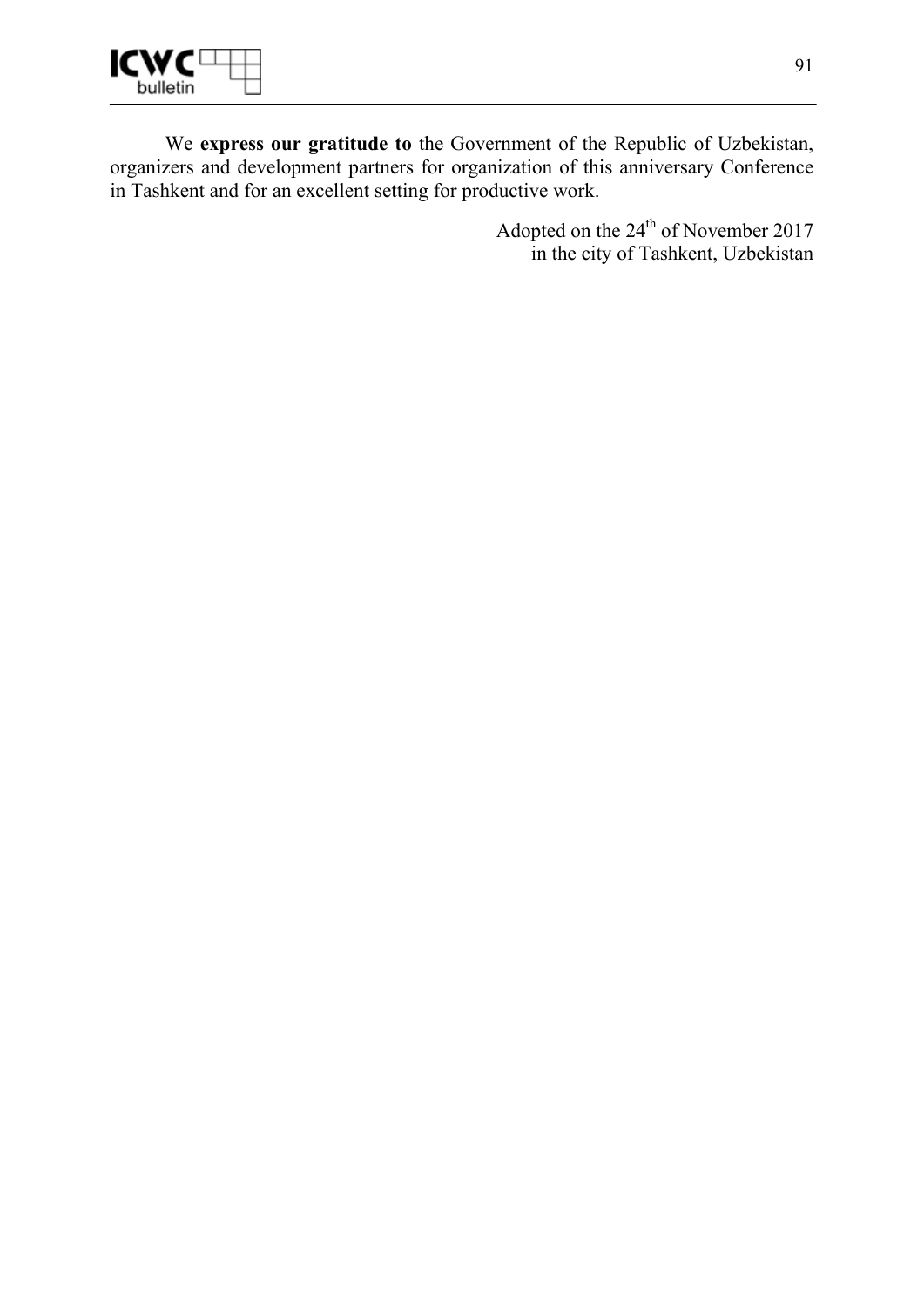We **express our gratitude to** the Government of the Republic of Uzbekistan, organizers and development partners for organization of this anniversary Conference in Tashkent and for an excellent setting for productive work.

Adopted on the 24th of November 2017
in the city of Tashkent, Uzbekistan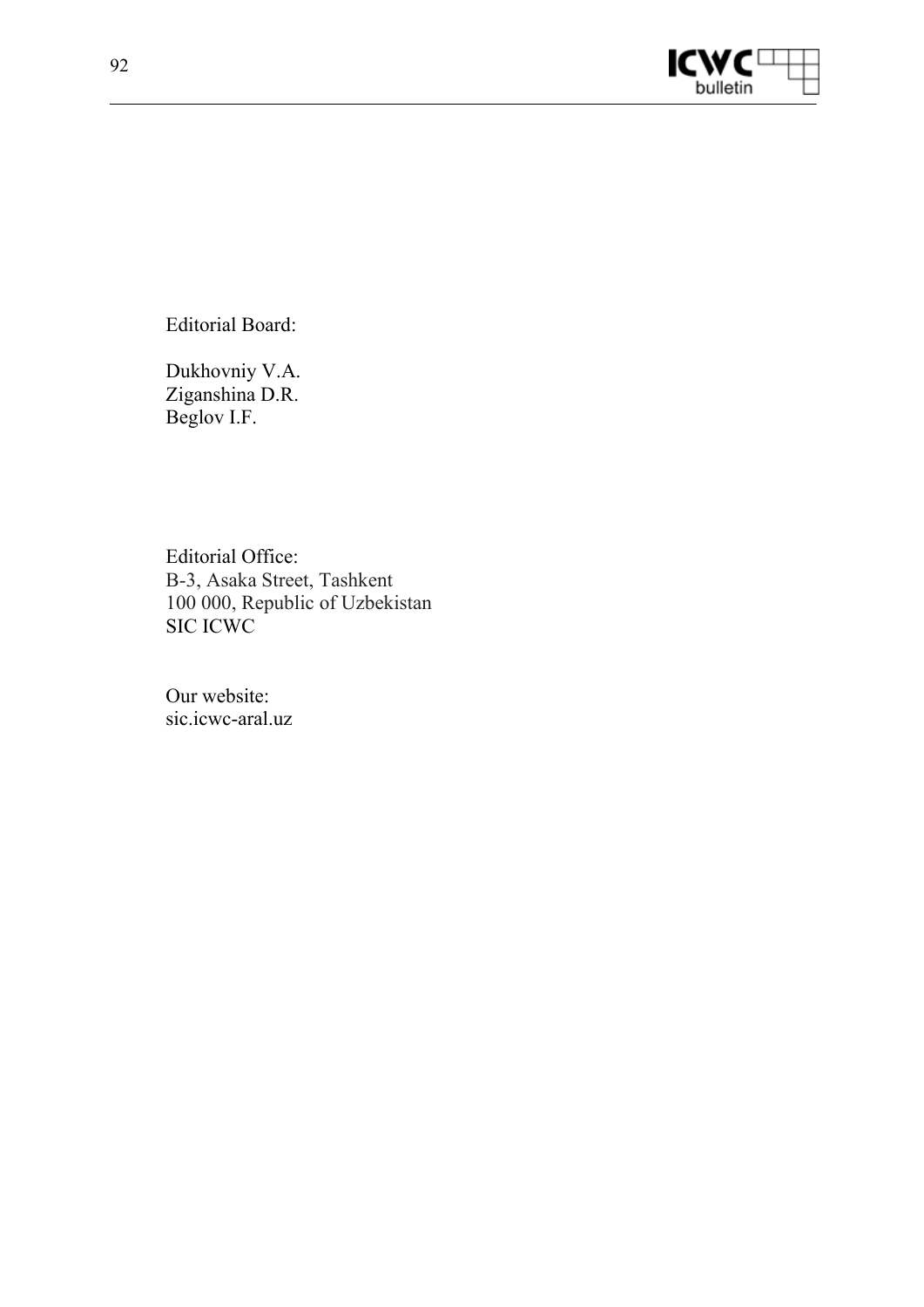Editorial Board:

Dukhovniy V.A.
Ziganshina D.R.
Beglov I.F.

Editorial Office:
B-3, Asaka Street, Tashkent
100 000, Republic of Uzbekistan
SIC ICWC

Our website:
sic.icwc-aral.uz